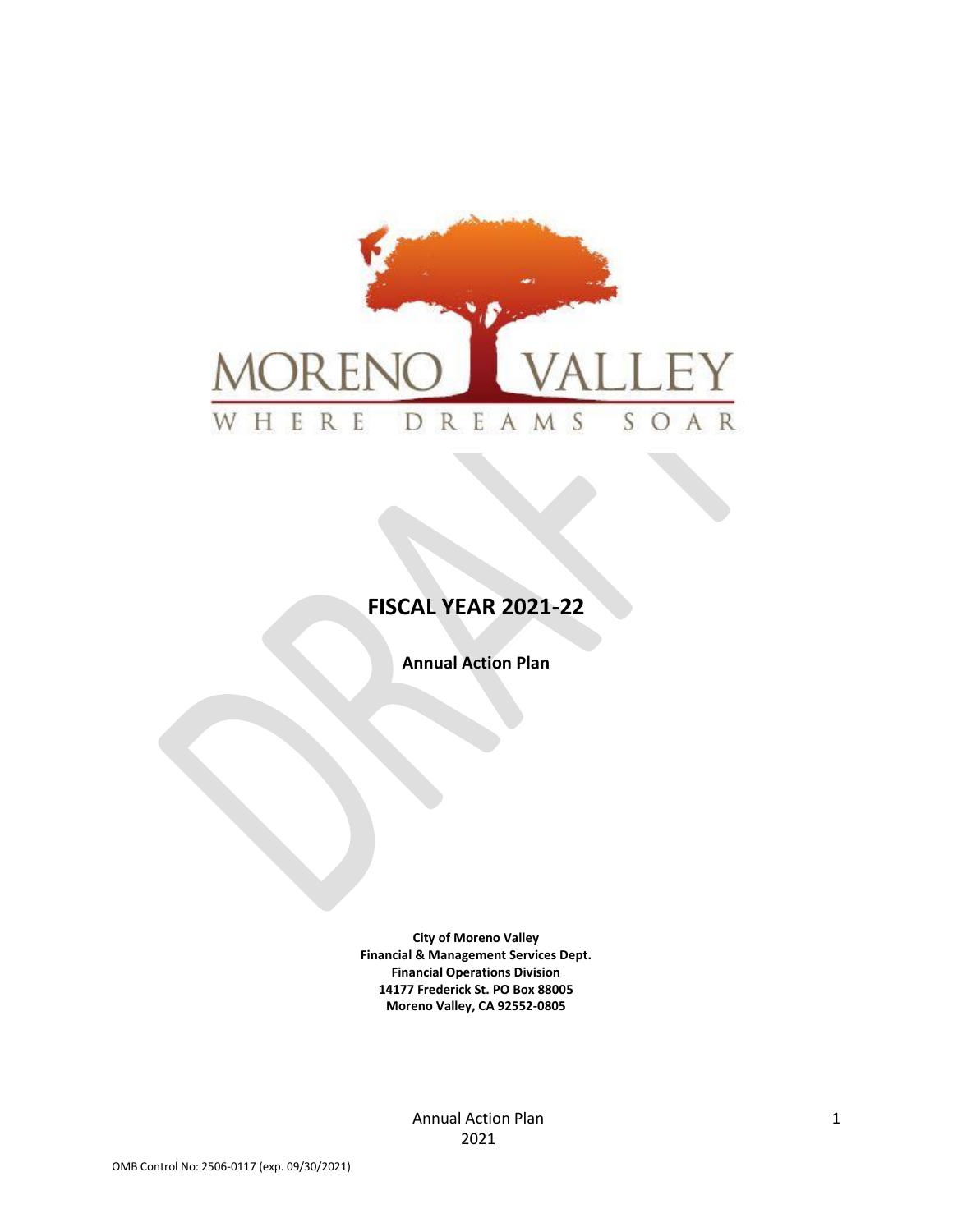MORENO VALLEY

WHERE DREAMS SOAR

# FISCAL YEAR 2021-22

## Annual Action Plan

**City of Moreno Valley**
**Financial & Management Services Dept.**
**Financial Operations Division**
**14177 Frederick St. PO Box 88005**
**Moreno Valley, CA 92552-0805**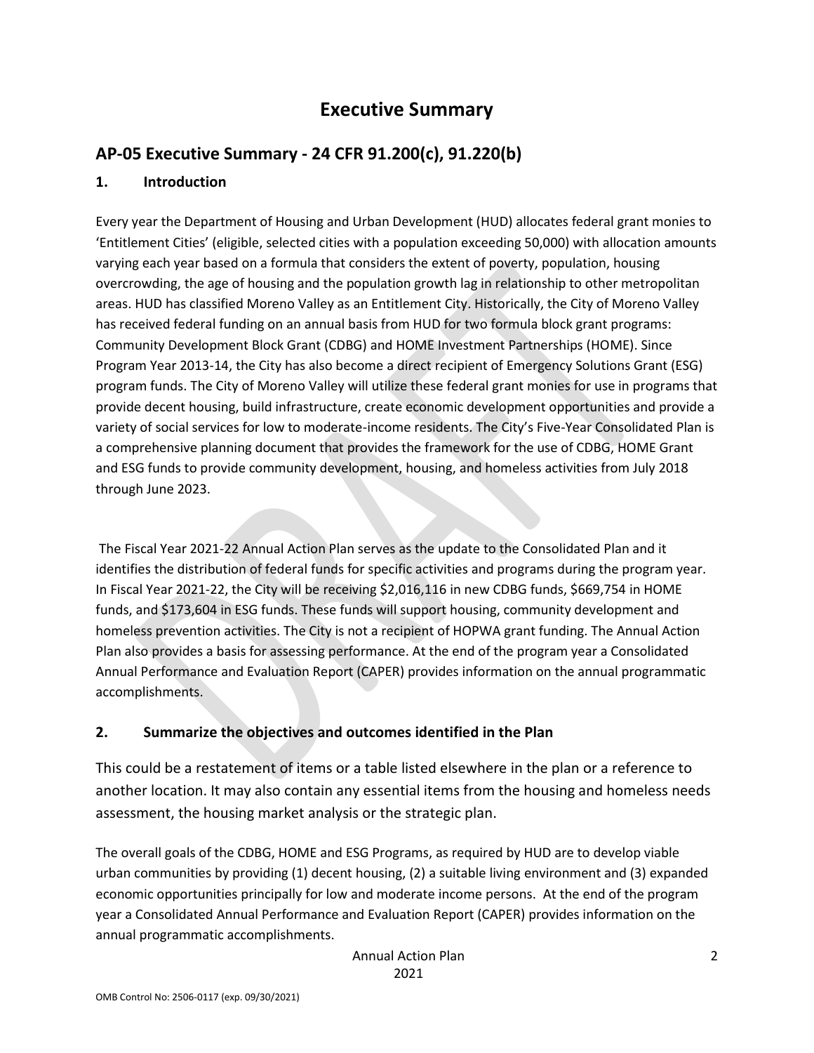# Executive Summary

## AP-05 Executive Summary - 24 CFR 91.200(c), 91.220(b)

### 1. Introduction

Every year the Department of Housing and Urban Development (HUD) allocates federal grant monies to 'Entitlement Cities' (eligible, selected cities with a population exceeding 50,000) with allocation amounts varying each year based on a formula that considers the extent of poverty, population, housing overcrowding, the age of housing and the population growth lag in relationship to other metropolitan areas. HUD has classified Moreno Valley as an Entitlement City. Historically, the City of Moreno Valley has received federal funding on an annual basis from HUD for two formula block grant programs: Community Development Block Grant (CDBG) and HOME Investment Partnerships (HOME). Since Program Year 2013-14, the City has also become a direct recipient of Emergency Solutions Grant (ESG) program funds. The City of Moreno Valley will utilize these federal grant monies for use in programs that provide decent housing, build infrastructure, create economic development opportunities and provide a variety of social services for low to moderate-income residents. The City's Five-Year Consolidated Plan is a comprehensive planning document that provides the framework for the use of CDBG, HOME Grant and ESG funds to provide community development, housing, and homeless activities from July 2018 through June 2023.

The Fiscal Year 2021-22 Annual Action Plan serves as the update to the Consolidated Plan and it identifies the distribution of federal funds for specific activities and programs during the program year. In Fiscal Year 2021-22, the City will be receiving $2,016,116 in new CDBG funds, $669,754 in HOME funds, and $173,604 in ESG funds. These funds will support housing, community development and homeless prevention activities. The City is not a recipient of HOPWA grant funding. The Annual Action Plan also provides a basis for assessing performance. At the end of the program year a Consolidated Annual Performance and Evaluation Report (CAPER) provides information on the annual programmatic accomplishments.

### 2. Summarize the objectives and outcomes identified in the Plan

This could be a restatement of items or a table listed elsewhere in the plan or a reference to another location. It may also contain any essential items from the housing and homeless needs assessment, the housing market analysis or the strategic plan.

The overall goals of the CDBG, HOME and ESG Programs, as required by HUD are to develop viable urban communities by providing (1) decent housing, (2) a suitable living environment and (3) expanded economic opportunities principally for low and moderate income persons. At the end of the program year a Consolidated Annual Performance and Evaluation Report (CAPER) provides information on the annual programmatic accomplishments.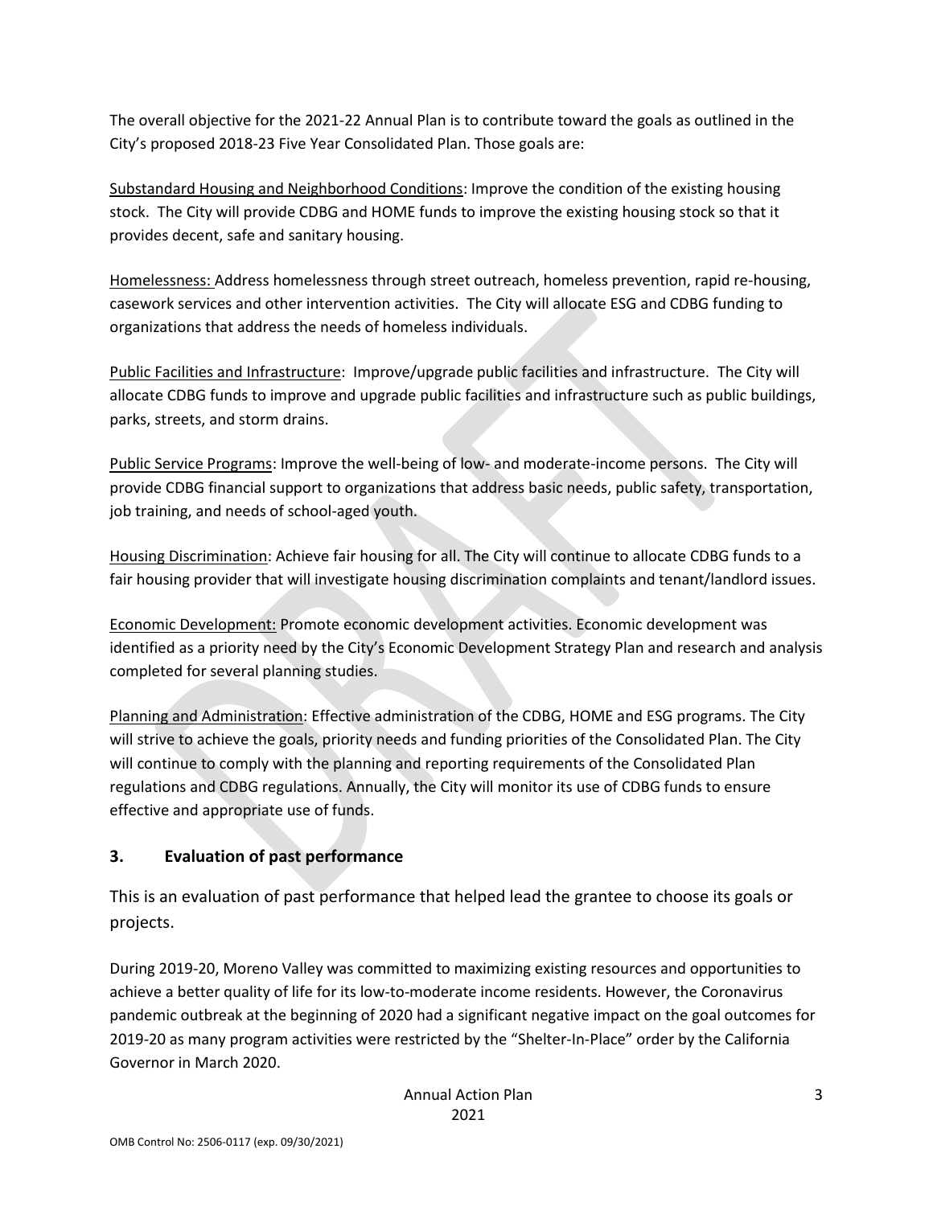The overall objective for the 2021-22 Annual Plan is to contribute toward the goals as outlined in the City's proposed 2018-23 Five Year Consolidated Plan. Those goals are:

Substandard Housing and Neighborhood Conditions: Improve the condition of the existing housing stock. The City will provide CDBG and HOME funds to improve the existing housing stock so that it provides decent, safe and sanitary housing.

Homelessness: Address homelessness through street outreach, homeless prevention, rapid re-housing, casework services and other intervention activities. The City will allocate ESG and CDBG funding to organizations that address the needs of homeless individuals.

Public Facilities and Infrastructure: Improve/upgrade public facilities and infrastructure. The City will allocate CDBG funds to improve and upgrade public facilities and infrastructure such as public buildings, parks, streets, and storm drains.

Public Service Programs: Improve the well-being of low- and moderate-income persons. The City will provide CDBG financial support to organizations that address basic needs, public safety, transportation, job training, and needs of school-aged youth.

Housing Discrimination: Achieve fair housing for all. The City will continue to allocate CDBG funds to a fair housing provider that will investigate housing discrimination complaints and tenant/landlord issues.

Economic Development: Promote economic development activities. Economic development was identified as a priority need by the City's Economic Development Strategy Plan and research and analysis completed for several planning studies.

Planning and Administration: Effective administration of the CDBG, HOME and ESG programs. The City will strive to achieve the goals, priority needs and funding priorities of the Consolidated Plan. The City will continue to comply with the planning and reporting requirements of the Consolidated Plan regulations and CDBG regulations. Annually, the City will monitor its use of CDBG funds to ensure effective and appropriate use of funds.

## 3. Evaluation of past performance

This is an evaluation of past performance that helped lead the grantee to choose its goals or projects.

During 2019-20, Moreno Valley was committed to maximizing existing resources and opportunities to achieve a better quality of life for its low-to-moderate income residents. However, the Coronavirus pandemic outbreak at the beginning of 2020 had a significant negative impact on the goal outcomes for 2019-20 as many program activities were restricted by the "Shelter-In-Place" order by the California Governor in March 2020.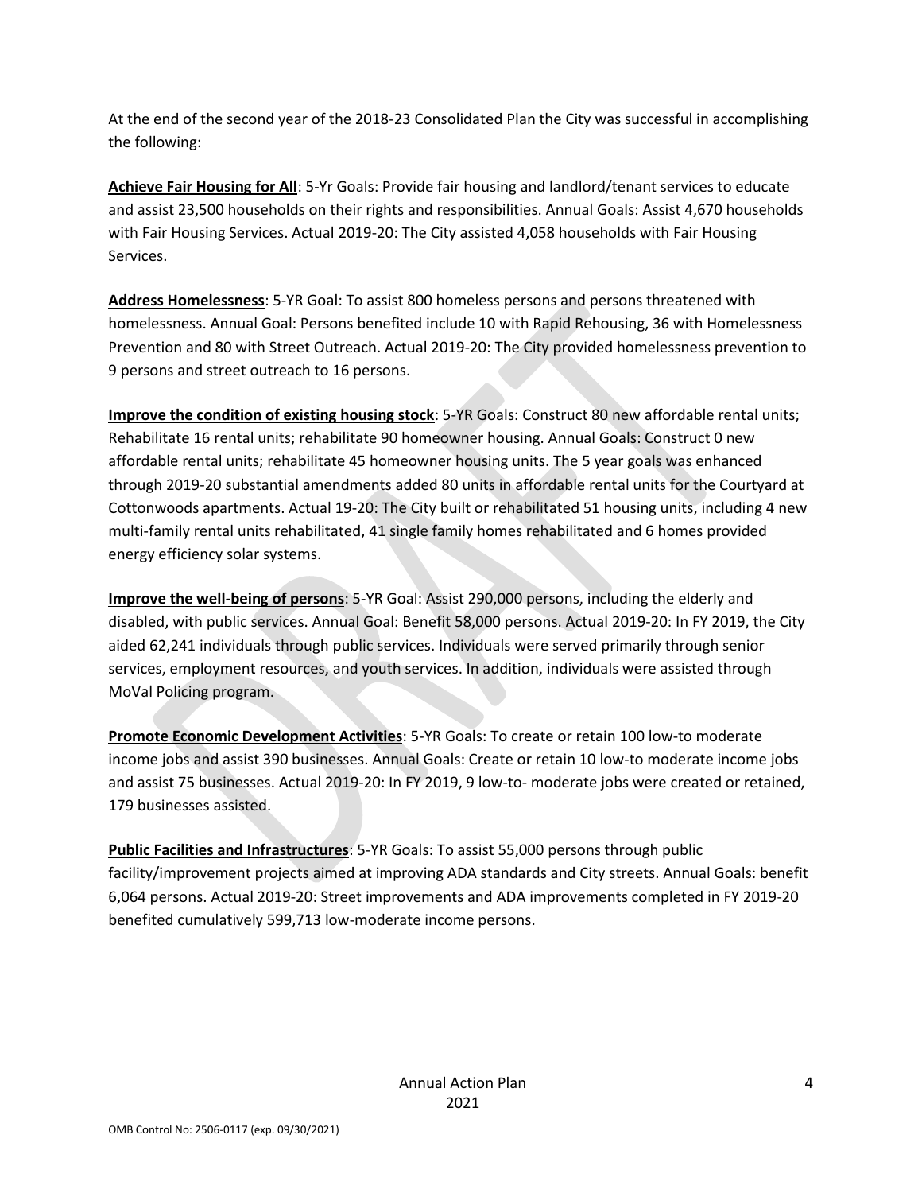At the end of the second year of the 2018-23 Consolidated Plan the City was successful in accomplishing the following:

**Achieve Fair Housing for All**: 5-Yr Goals: Provide fair housing and landlord/tenant services to educate and assist 23,500 households on their rights and responsibilities. Annual Goals: Assist 4,670 households with Fair Housing Services. Actual 2019-20: The City assisted 4,058 households with Fair Housing Services.

**Address Homelessness**: 5-YR Goal: To assist 800 homeless persons and persons threatened with homelessness. Annual Goal: Persons benefited include 10 with Rapid Rehousing, 36 with Homelessness Prevention and 80 with Street Outreach. Actual 2019-20: The City provided homelessness prevention to 9 persons and street outreach to 16 persons.

**Improve the condition of existing housing stock**: 5-YR Goals: Construct 80 new affordable rental units; Rehabilitate 16 rental units; rehabilitate 90 homeowner housing. Annual Goals: Construct 0 new affordable rental units; rehabilitate 45 homeowner housing units. The 5 year goals was enhanced through 2019-20 substantial amendments added 80 units in affordable rental units for the Courtyard at Cottonwoods apartments. Actual 19-20: The City built or rehabilitated 51 housing units, including 4 new multi-family rental units rehabilitated, 41 single family homes rehabilitated and 6 homes provided energy efficiency solar systems.

**Improve the well-being of persons**: 5-YR Goal: Assist 290,000 persons, including the elderly and disabled, with public services. Annual Goal: Benefit 58,000 persons. Actual 2019-20: In FY 2019, the City aided 62,241 individuals through public services. Individuals were served primarily through senior services, employment resources, and youth services. In addition, individuals were assisted through MoVal Policing program.

**Promote Economic Development Activities**: 5-YR Goals: To create or retain 100 low-to moderate income jobs and assist 390 businesses. Annual Goals: Create or retain 10 low-to moderate income jobs and assist 75 businesses. Actual 2019-20: In FY 2019, 9 low-to- moderate jobs were created or retained, 179 businesses assisted.

**Public Facilities and Infrastructures**: 5-YR Goals: To assist 55,000 persons through public facility/improvement projects aimed at improving ADA standards and City streets. Annual Goals: benefit 6,064 persons. Actual 2019-20: Street improvements and ADA improvements completed in FY 2019-20 benefited cumulatively 599,713 low-moderate income persons.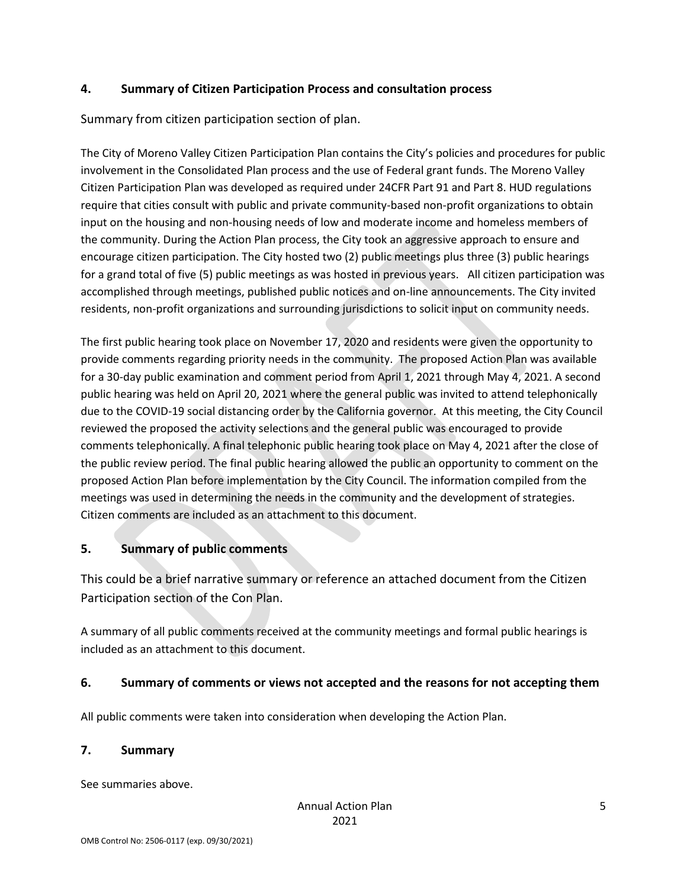## 4. Summary of Citizen Participation Process and consultation process

Summary from citizen participation section of plan.

The City of Moreno Valley Citizen Participation Plan contains the City's policies and procedures for public involvement in the Consolidated Plan process and the use of Federal grant funds. The Moreno Valley Citizen Participation Plan was developed as required under 24CFR Part 91 and Part 8. HUD regulations require that cities consult with public and private community-based non-profit organizations to obtain input on the housing and non-housing needs of low and moderate income and homeless members of the community. During the Action Plan process, the City took an aggressive approach to ensure and encourage citizen participation. The City hosted two (2) public meetings plus three (3) public hearings for a grand total of five (5) public meetings as was hosted in previous years. All citizen participation was accomplished through meetings, published public notices and on-line announcements. The City invited residents, non-profit organizations and surrounding jurisdictions to solicit input on community needs.

The first public hearing took place on November 17, 2020 and residents were given the opportunity to provide comments regarding priority needs in the community. The proposed Action Plan was available for a 30-day public examination and comment period from April 1, 2021 through May 4, 2021. A second public hearing was held on April 20, 2021 where the general public was invited to attend telephonically due to the COVID-19 social distancing order by the California governor. At this meeting, the City Council reviewed the proposed the activity selections and the general public was encouraged to provide comments telephonically. A final telephonic public hearing took place on May 4, 2021 after the close of the public review period. The final public hearing allowed the public an opportunity to comment on the proposed Action Plan before implementation by the City Council. The information compiled from the meetings was used in determining the needs in the community and the development of strategies. Citizen comments are included as an attachment to this document.

## 5. Summary of public comments

This could be a brief narrative summary or reference an attached document from the Citizen Participation section of the Con Plan.

A summary of all public comments received at the community meetings and formal public hearings is included as an attachment to this document.

## 6. Summary of comments or views not accepted and the reasons for not accepting them

All public comments were taken into consideration when developing the Action Plan.

## 7. Summary

See summaries above.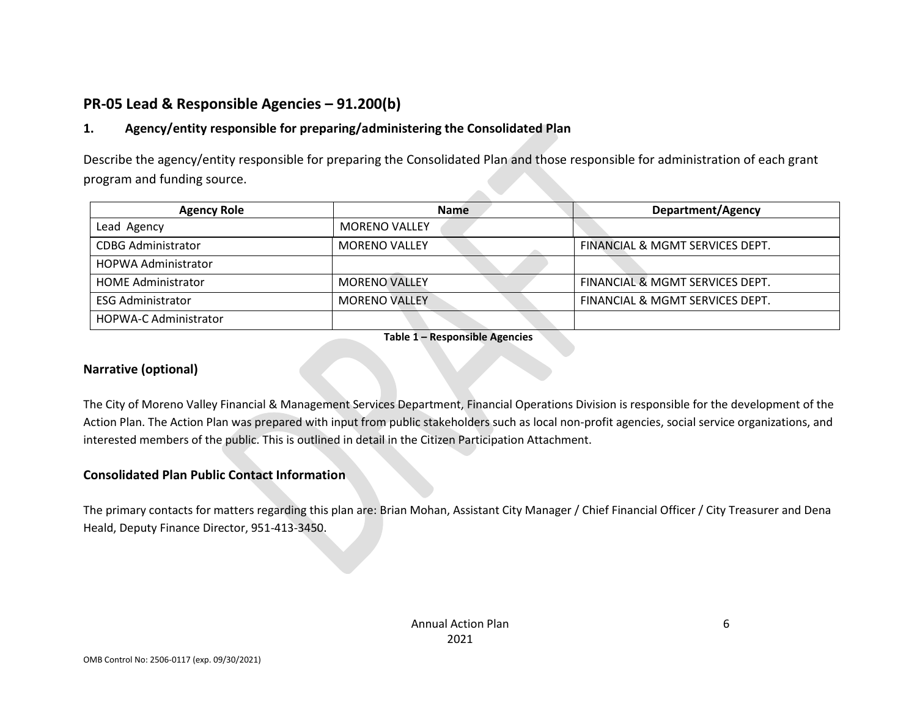## PR-05 Lead & Responsible Agencies – 91.200(b)

### 1. Agency/entity responsible for preparing/administering the Consolidated Plan

Describe the agency/entity responsible for preparing the Consolidated Plan and those responsible for administration of each grant program and funding source.

| Agency Role | Name | Department/Agency |
|---|---|---|
| Lead Agency | MORENO VALLEY | |
| CDBG Administrator | MORENO VALLEY | FINANCIAL & MGMT SERVICES DEPT. |
| HOPWA Administrator | | |
| HOME Administrator | MORENO VALLEY | FINANCIAL & MGMT SERVICES DEPT. |
| ESG Administrator | MORENO VALLEY | FINANCIAL & MGMT SERVICES DEPT. |
| HOPWA-C Administrator | | |

**Table 1 – Responsible Agencies**

### Narrative (optional)

The City of Moreno Valley Financial & Management Services Department, Financial Operations Division is responsible for the development of the Action Plan. The Action Plan was prepared with input from public stakeholders such as local non-profit agencies, social service organizations, and interested members of the public. This is outlined in detail in the Citizen Participation Attachment.

### Consolidated Plan Public Contact Information

The primary contacts for matters regarding this plan are: Brian Mohan, Assistant City Manager / Chief Financial Officer / City Treasurer and Dena Heald, Deputy Finance Director, 951-413-3450.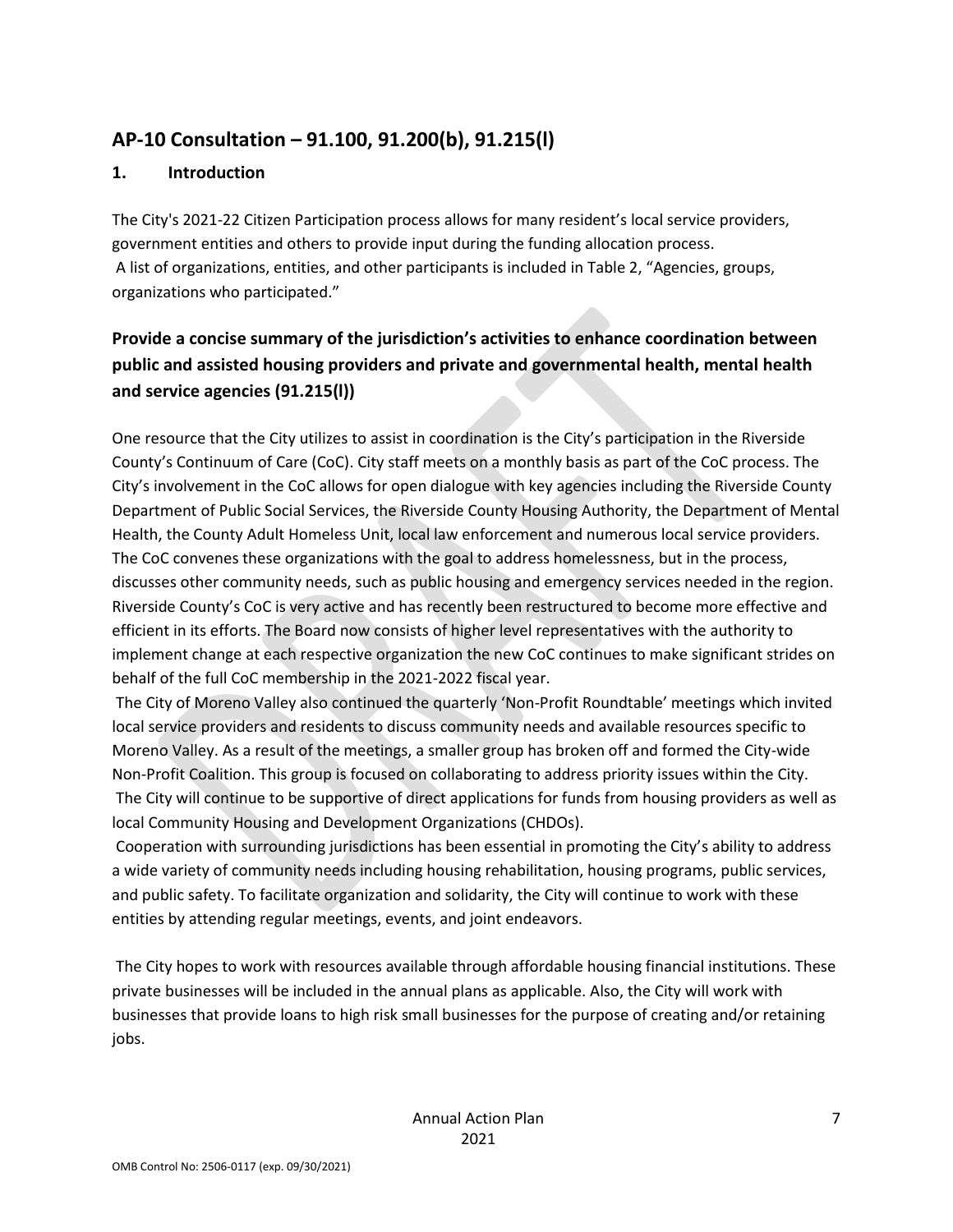## AP-10 Consultation – 91.100, 91.200(b), 91.215(l)

### 1. Introduction

The City's 2021-22 Citizen Participation process allows for many resident's local service providers, government entities and others to provide input during the funding allocation process. A list of organizations, entities, and other participants is included in Table 2, "Agencies, groups, organizations who participated."

### Provide a concise summary of the jurisdiction's activities to enhance coordination between public and assisted housing providers and private and governmental health, mental health and service agencies (91.215(l))

One resource that the City utilizes to assist in coordination is the City's participation in the Riverside County's Continuum of Care (CoC). City staff meets on a monthly basis as part of the CoC process. The City's involvement in the CoC allows for open dialogue with key agencies including the Riverside County Department of Public Social Services, the Riverside County Housing Authority, the Department of Mental Health, the County Adult Homeless Unit, local law enforcement and numerous local service providers. The CoC convenes these organizations with the goal to address homelessness, but in the process, discusses other community needs, such as public housing and emergency services needed in the region. Riverside County's CoC is very active and has recently been restructured to become more effective and efficient in its efforts. The Board now consists of higher level representatives with the authority to implement change at each respective organization the new CoC continues to make significant strides on behalf of the full CoC membership in the 2021-2022 fiscal year.

The City of Moreno Valley also continued the quarterly 'Non-Profit Roundtable' meetings which invited local service providers and residents to discuss community needs and available resources specific to Moreno Valley. As a result of the meetings, a smaller group has broken off and formed the City-wide Non-Profit Coalition. This group is focused on collaborating to address priority issues within the City.

The City will continue to be supportive of direct applications for funds from housing providers as well as local Community Housing and Development Organizations (CHDOs).

Cooperation with surrounding jurisdictions has been essential in promoting the City's ability to address a wide variety of community needs including housing rehabilitation, housing programs, public services, and public safety. To facilitate organization and solidarity, the City will continue to work with these entities by attending regular meetings, events, and joint endeavors.

The City hopes to work with resources available through affordable housing financial institutions. These private businesses will be included in the annual plans as applicable. Also, the City will work with businesses that provide loans to high risk small businesses for the purpose of creating and/or retaining jobs.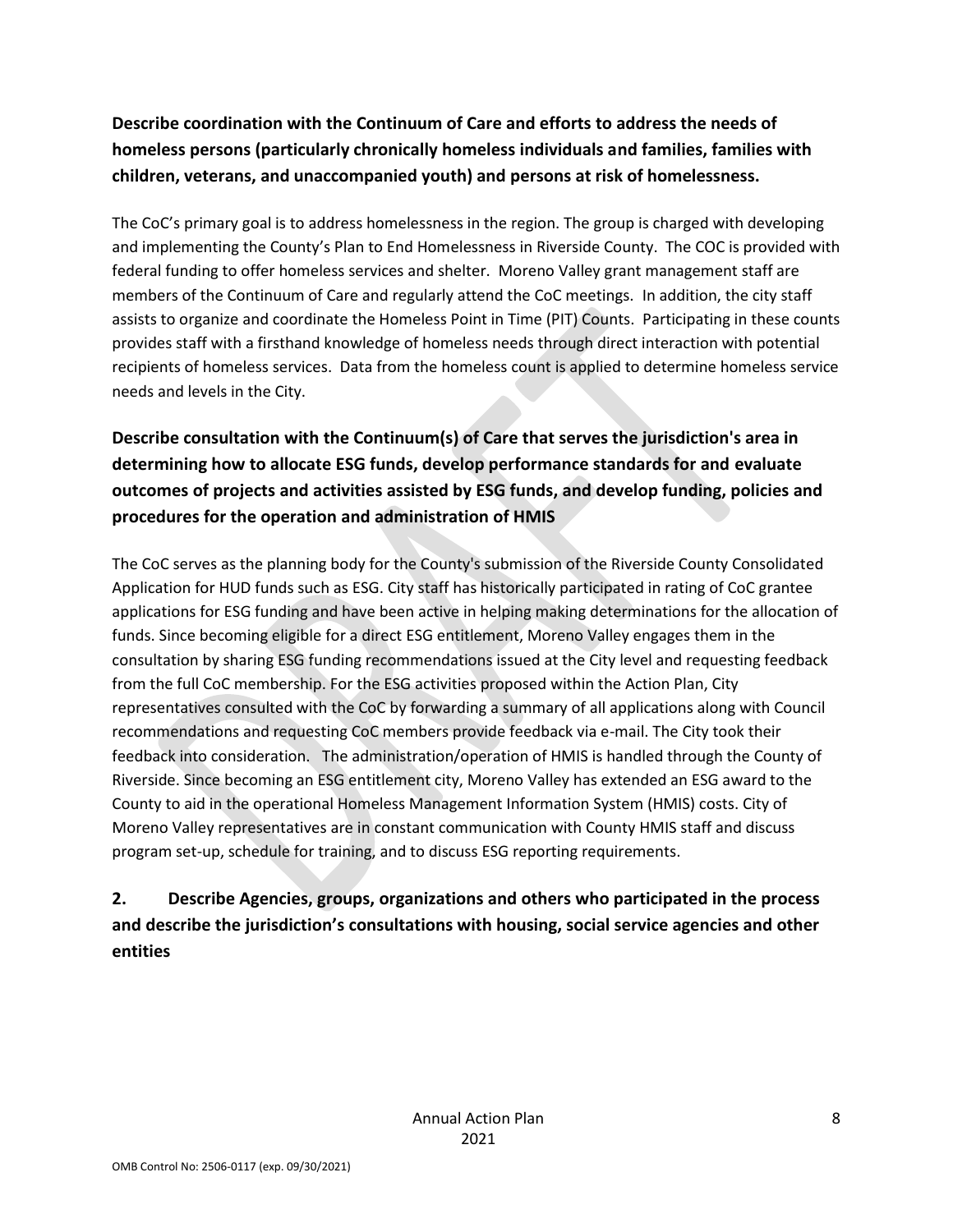**Describe coordination with the Continuum of Care and efforts to address the needs of homeless persons (particularly chronically homeless individuals and families, families with children, veterans, and unaccompanied youth) and persons at risk of homelessness.**

The CoC's primary goal is to address homelessness in the region. The group is charged with developing and implementing the County's Plan to End Homelessness in Riverside County. The COC is provided with federal funding to offer homeless services and shelter. Moreno Valley grant management staff are members of the Continuum of Care and regularly attend the CoC meetings. In addition, the city staff assists to organize and coordinate the Homeless Point in Time (PIT) Counts. Participating in these counts provides staff with a firsthand knowledge of homeless needs through direct interaction with potential recipients of homeless services. Data from the homeless count is applied to determine homeless service needs and levels in the City.

**Describe consultation with the Continuum(s) of Care that serves the jurisdiction's area in determining how to allocate ESG funds, develop performance standards for and evaluate outcomes of projects and activities assisted by ESG funds, and develop funding, policies and procedures for the operation and administration of HMIS**

The CoC serves as the planning body for the County's submission of the Riverside County Consolidated Application for HUD funds such as ESG. City staff has historically participated in rating of CoC grantee applications for ESG funding and have been active in helping making determinations for the allocation of funds. Since becoming eligible for a direct ESG entitlement, Moreno Valley engages them in the consultation by sharing ESG funding recommendations issued at the City level and requesting feedback from the full CoC membership. For the ESG activities proposed within the Action Plan, City representatives consulted with the CoC by forwarding a summary of all applications along with Council recommendations and requesting CoC members provide feedback via e-mail. The City took their feedback into consideration. The administration/operation of HMIS is handled through the County of Riverside. Since becoming an ESG entitlement city, Moreno Valley has extended an ESG award to the County to aid in the operational Homeless Management Information System (HMIS) costs. City of Moreno Valley representatives are in constant communication with County HMIS staff and discuss program set-up, schedule for training, and to discuss ESG reporting requirements.

**2. Describe Agencies, groups, organizations and others who participated in the process and describe the jurisdiction's consultations with housing, social service agencies and other entities**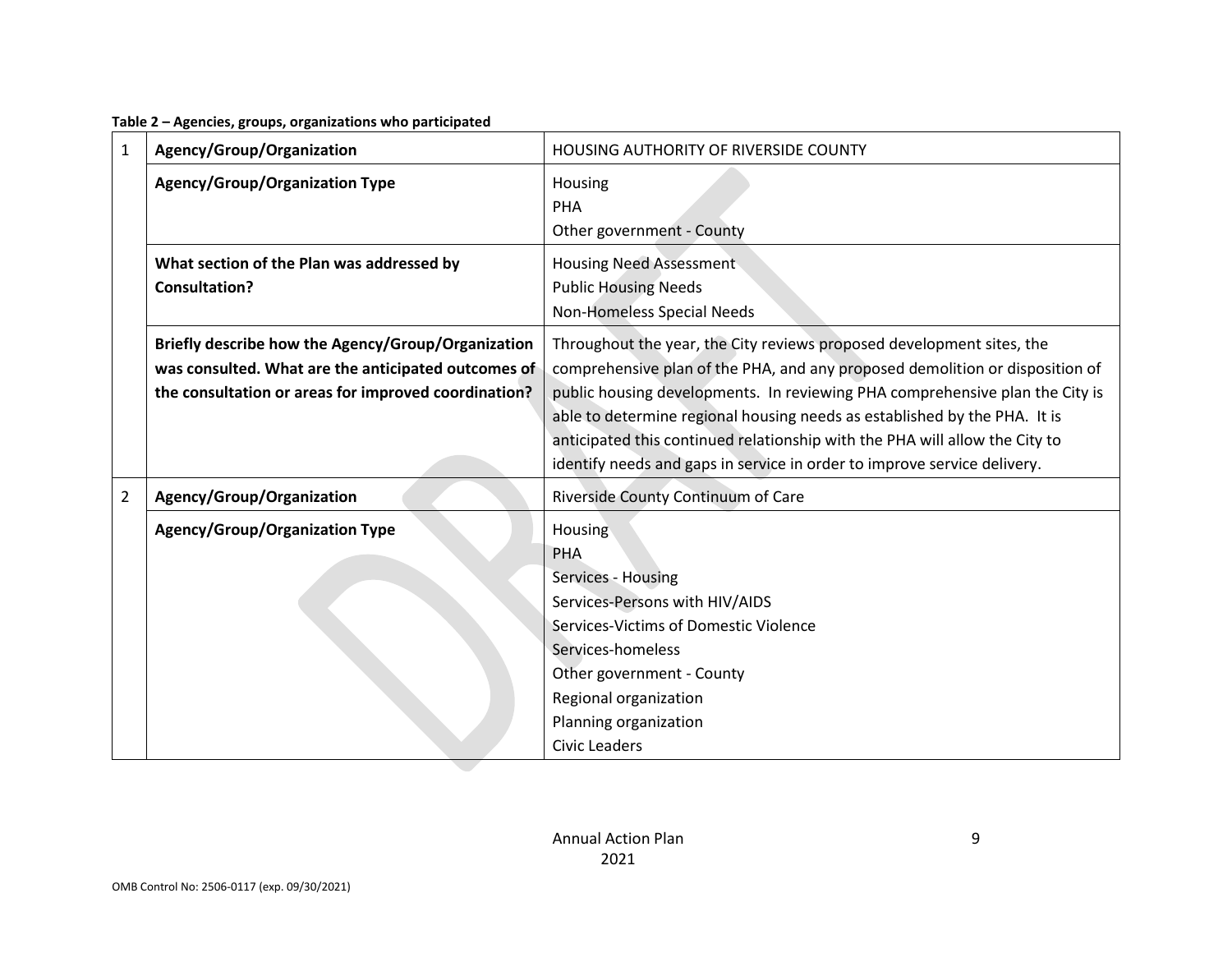**Table 2 – Agencies, groups, organizations who participated**

| | | |
|---|---|---|
| 1 | **Agency/Group/Organization** | HOUSING AUTHORITY OF RIVERSIDE COUNTY |
| | **Agency/Group/Organization Type** | Housing<br>PHA<br>Other government - County |
| | **What section of the Plan was addressed by Consultation?** | Housing Need Assessment<br>Public Housing Needs<br>Non-Homeless Special Needs |
| | **Briefly describe how the Agency/Group/Organization was consulted. What are the anticipated outcomes of the consultation or areas for improved coordination?** | Throughout the year, the City reviews proposed development sites, the comprehensive plan of the PHA, and any proposed demolition or disposition of public housing developments. In reviewing PHA comprehensive plan the City is able to determine regional housing needs as established by the PHA. It is anticipated this continued relationship with the PHA will allow the City to identify needs and gaps in service in order to improve service delivery. |
| 2 | **Agency/Group/Organization** | Riverside County Continuum of Care |
| | **Agency/Group/Organization Type** | Housing<br>PHA<br>Services - Housing<br>Services-Persons with HIV/AIDS<br>Services-Victims of Domestic Violence<br>Services-homeless<br>Other government - County<br>Regional organization<br>Planning organization<br>Civic Leaders |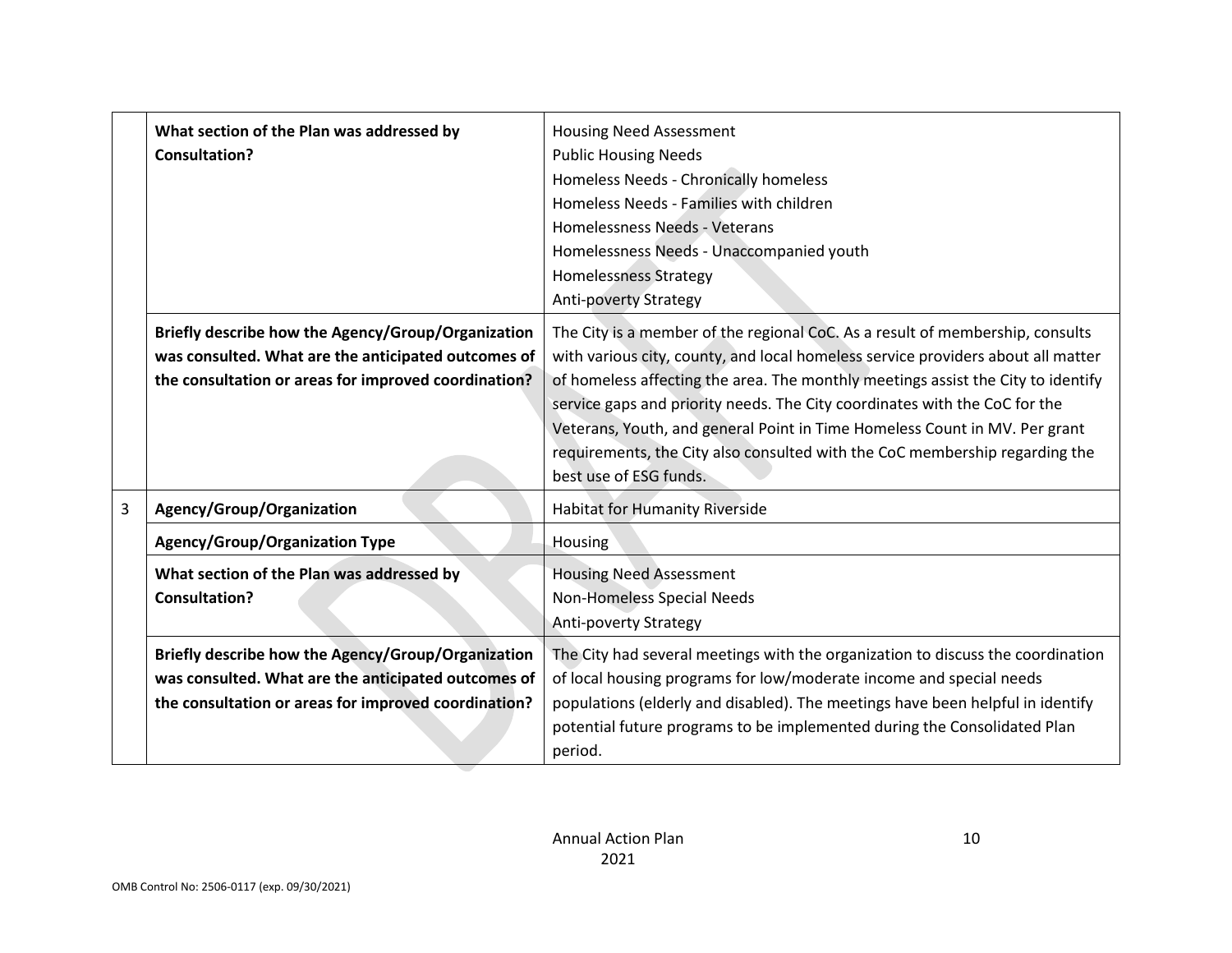| | | |
|---|---|---|
| | **What section of the Plan was addressed by Consultation?** | Housing Need Assessment<br>Public Housing Needs<br>Homeless Needs - Chronically homeless<br>Homeless Needs - Families with children<br>Homelessness Needs - Veterans<br>Homelessness Needs - Unaccompanied youth<br>Homelessness Strategy<br>Anti-poverty Strategy |
| | **Briefly describe how the Agency/Group/Organization was consulted. What are the anticipated outcomes of the consultation or areas for improved coordination?** | The City is a member of the regional CoC. As a result of membership, consults with various city, county, and local homeless service providers about all matter of homeless affecting the area. The monthly meetings assist the City to identify service gaps and priority needs. The City coordinates with the CoC for the Veterans, Youth, and general Point in Time Homeless Count in MV. Per grant requirements, the City also consulted with the CoC membership regarding the best use of ESG funds. |
| 3 | **Agency/Group/Organization** | Habitat for Humanity Riverside |
| | **Agency/Group/Organization Type** | Housing |
| | **What section of the Plan was addressed by Consultation?** | Housing Need Assessment<br>Non-Homeless Special Needs<br>Anti-poverty Strategy |
| | **Briefly describe how the Agency/Group/Organization was consulted. What are the anticipated outcomes of the consultation or areas for improved coordination?** | The City had several meetings with the organization to discuss the coordination of local housing programs for low/moderate income and special needs populations (elderly and disabled). The meetings have been helpful in identify potential future programs to be implemented during the Consolidated Plan period. |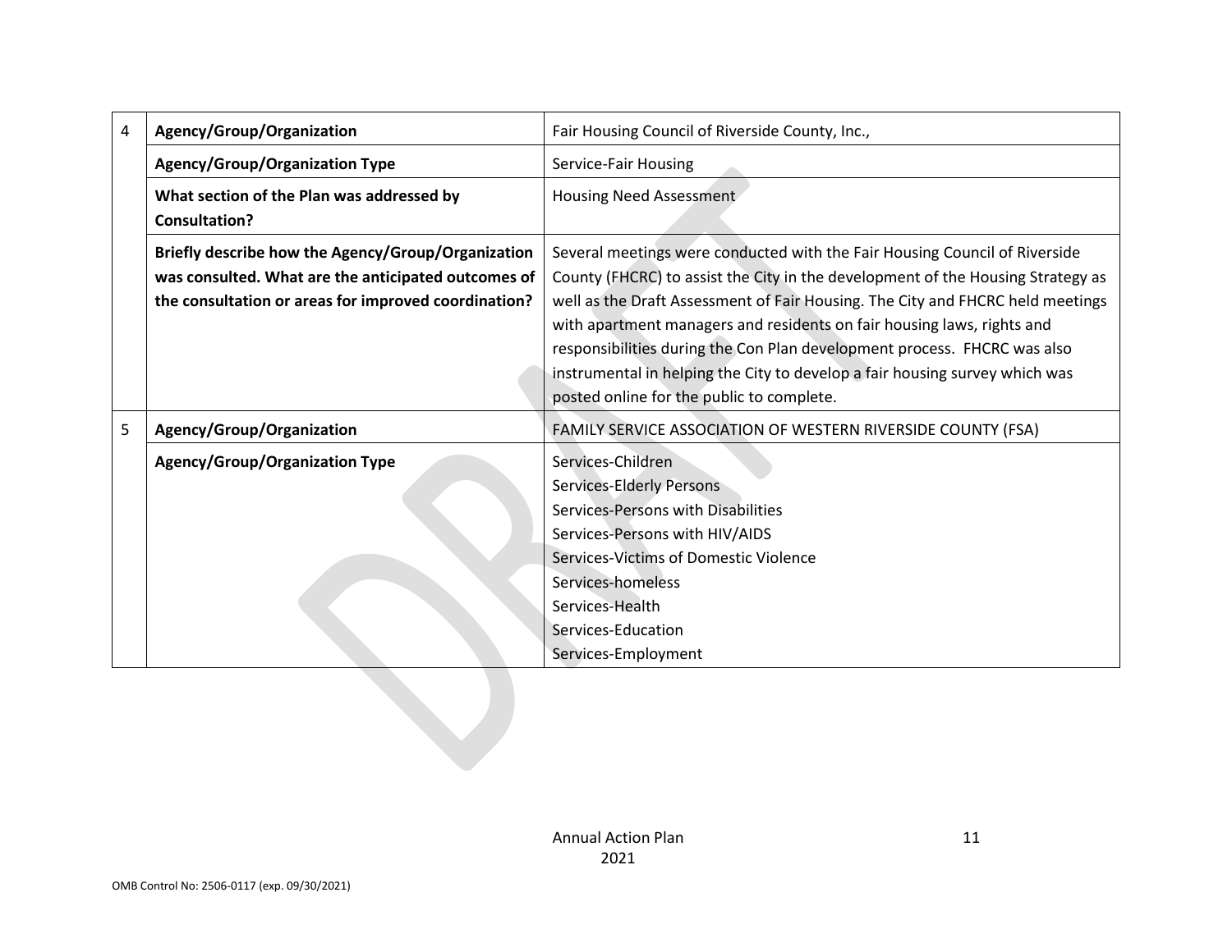| | | |
|---|---|---|
| 4 | **Agency/Group/Organization** | Fair Housing Council of Riverside County, Inc., |
| | **Agency/Group/Organization Type** | Service-Fair Housing |
| | **What section of the Plan was addressed by Consultation?** | Housing Need Assessment |
| | **Briefly describe how the Agency/Group/Organization was consulted. What are the anticipated outcomes of the consultation or areas for improved coordination?** | Several meetings were conducted with the Fair Housing Council of Riverside County (FHCRC) to assist the City in the development of the Housing Strategy as well as the Draft Assessment of Fair Housing. The City and FHCRC held meetings with apartment managers and residents on fair housing laws, rights and responsibilities during the Con Plan development process. FHCRC was also instrumental in helping the City to develop a fair housing survey which was posted online for the public to complete. |
| 5 | **Agency/Group/Organization** | FAMILY SERVICE ASSOCIATION OF WESTERN RIVERSIDE COUNTY (FSA) |
| | **Agency/Group/Organization Type** | Services-Children<br>Services-Elderly Persons<br>Services-Persons with Disabilities<br>Services-Persons with HIV/AIDS<br>Services-Victims of Domestic Violence<br>Services-homeless<br>Services-Health<br>Services-Education<br>Services-Employment |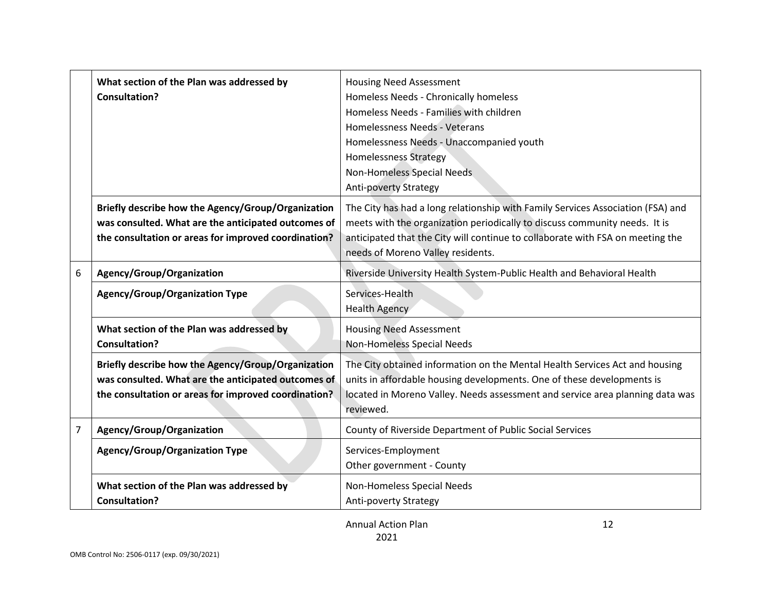| | | |
|---|---|---|
| | **What section of the Plan was addressed by Consultation?** | Housing Need Assessment<br>Homeless Needs - Chronically homeless<br>Homeless Needs - Families with children<br>Homelessness Needs - Veterans<br>Homelessness Needs - Unaccompanied youth<br>Homelessness Strategy<br>Non-Homeless Special Needs<br>Anti-poverty Strategy |
| | **Briefly describe how the Agency/Group/Organization was consulted. What are the anticipated outcomes of the consultation or areas for improved coordination?** | The City has had a long relationship with Family Services Association (FSA) and meets with the organization periodically to discuss community needs. It is anticipated that the City will continue to collaborate with FSA on meeting the needs of Moreno Valley residents. |
| 6 | **Agency/Group/Organization** | Riverside University Health System-Public Health and Behavioral Health |
| | **Agency/Group/Organization Type** | Services-Health<br>Health Agency |
| | **What section of the Plan was addressed by Consultation?** | Housing Need Assessment<br>Non-Homeless Special Needs |
| | **Briefly describe how the Agency/Group/Organization was consulted. What are the anticipated outcomes of the consultation or areas for improved coordination?** | The City obtained information on the Mental Health Services Act and housing units in affordable housing developments. One of these developments is located in Moreno Valley. Needs assessment and service area planning data was reviewed. |
| 7 | **Agency/Group/Organization** | County of Riverside Department of Public Social Services |
| | **Agency/Group/Organization Type** | Services-Employment<br>Other government - County |
| | **What section of the Plan was addressed by Consultation?** | Non-Homeless Special Needs<br>Anti-poverty Strategy |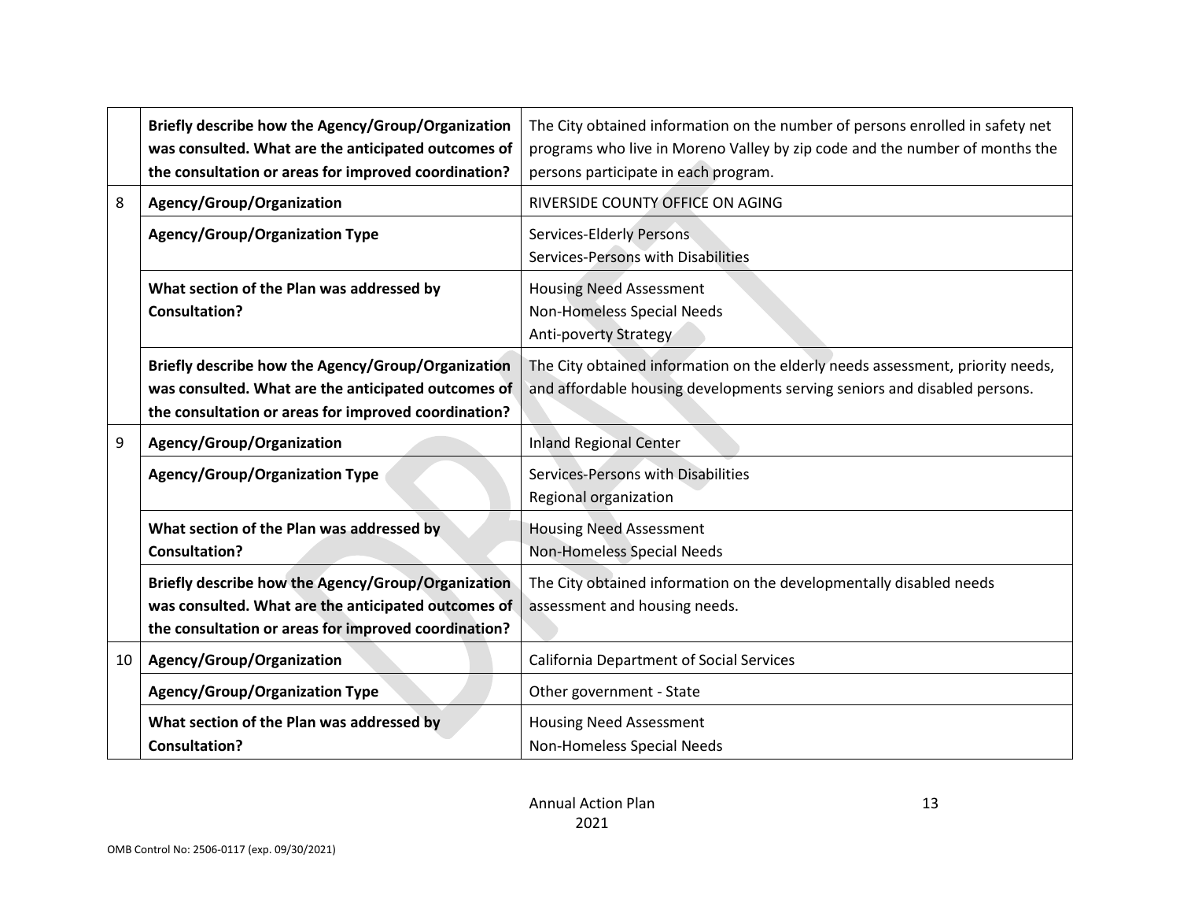| | | |
|---|---|---|
| | **Briefly describe how the Agency/Group/Organization was consulted. What are the anticipated outcomes of the consultation or areas for improved coordination?** | The City obtained information on the number of persons enrolled in safety net programs who live in Moreno Valley by zip code and the number of months the persons participate in each program. |
| 8 | **Agency/Group/Organization** | RIVERSIDE COUNTY OFFICE ON AGING |
| | **Agency/Group/Organization Type** | Services-Elderly Persons<br>Services-Persons with Disabilities |
| | **What section of the Plan was addressed by Consultation?** | Housing Need Assessment<br>Non-Homeless Special Needs<br>Anti-poverty Strategy |
| | **Briefly describe how the Agency/Group/Organization was consulted. What are the anticipated outcomes of the consultation or areas for improved coordination?** | The City obtained information on the elderly needs assessment, priority needs, and affordable housing developments serving seniors and disabled persons. |
| 9 | **Agency/Group/Organization** | Inland Regional Center |
| | **Agency/Group/Organization Type** | Services-Persons with Disabilities<br>Regional organization |
| | **What section of the Plan was addressed by Consultation?** | Housing Need Assessment<br>Non-Homeless Special Needs |
| | **Briefly describe how the Agency/Group/Organization was consulted. What are the anticipated outcomes of the consultation or areas for improved coordination?** | The City obtained information on the developmentally disabled needs assessment and housing needs. |
| 10 | **Agency/Group/Organization** | California Department of Social Services |
| | **Agency/Group/Organization Type** | Other government - State |
| | **What section of the Plan was addressed by Consultation?** | Housing Need Assessment<br>Non-Homeless Special Needs |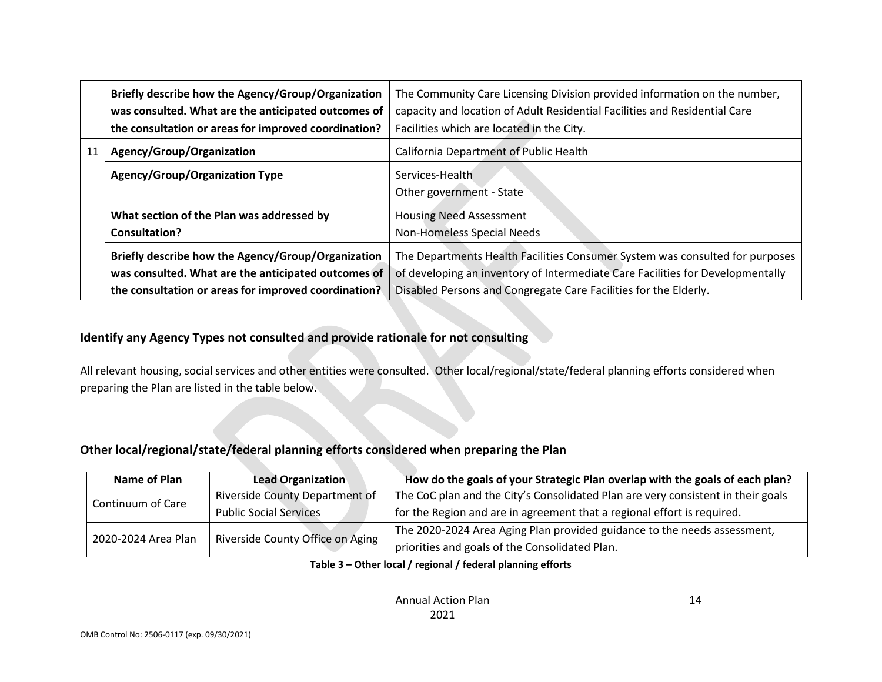| | | |
|---|---|---|
| | **Briefly describe how the Agency/Group/Organization was consulted. What are the anticipated outcomes of the consultation or areas for improved coordination?** | The Community Care Licensing Division provided information on the number, capacity and location of Adult Residential Facilities and Residential Care Facilities which are located in the City. |
| 11 | **Agency/Group/Organization** | California Department of Public Health |
| | **Agency/Group/Organization Type** | Services-Health<br>Other government - State |
| | **What section of the Plan was addressed by Consultation?** | Housing Need Assessment<br>Non-Homeless Special Needs |
| | **Briefly describe how the Agency/Group/Organization was consulted. What are the anticipated outcomes of the consultation or areas for improved coordination?** | The Departments Health Facilities Consumer System was consulted for purposes of developing an inventory of Intermediate Care Facilities for Developmentally Disabled Persons and Congregate Care Facilities for the Elderly. |

### Identify any Agency Types not consulted and provide rationale for not consulting

All relevant housing, social services and other entities were consulted. Other local/regional/state/federal planning efforts considered when preparing the Plan are listed in the table below.

### Other local/regional/state/federal planning efforts considered when preparing the Plan

| Name of Plan | Lead Organization | How do the goals of your Strategic Plan overlap with the goals of each plan? |
|---|---|---|
| Continuum of Care | Riverside County Department of Public Social Services | The CoC plan and the City's Consolidated Plan are very consistent in their goals for the Region and are in agreement that a regional effort is required. |
| 2020-2024 Area Plan | Riverside County Office on Aging | The 2020-2024 Area Aging Plan provided guidance to the needs assessment, priorities and goals of the Consolidated Plan. |

**Table 3 – Other local / regional / federal planning efforts**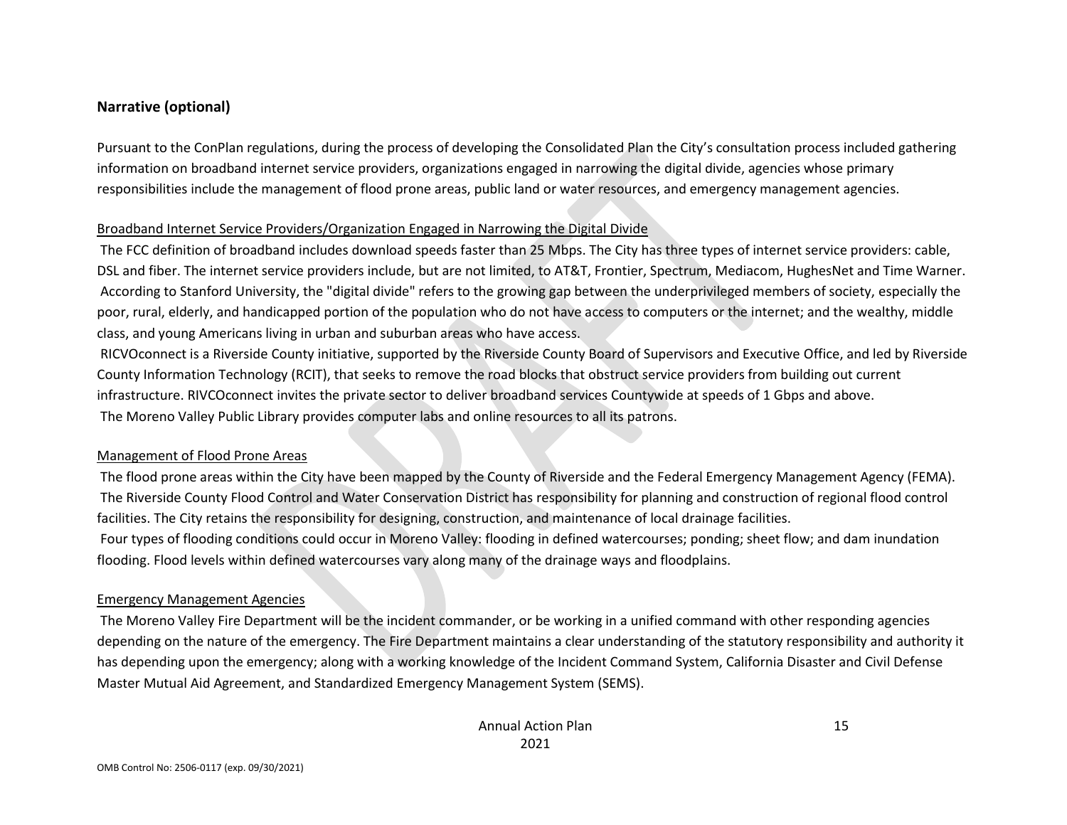## Narrative (optional)

Pursuant to the ConPlan regulations, during the process of developing the Consolidated Plan the City's consultation process included gathering information on broadband internet service providers, organizations engaged in narrowing the digital divide, agencies whose primary responsibilities include the management of flood prone areas, public land or water resources, and emergency management agencies.

Broadband Internet Service Providers/Organization Engaged in Narrowing the Digital Divide

The FCC definition of broadband includes download speeds faster than 25 Mbps. The City has three types of internet service providers: cable, DSL and fiber. The internet service providers include, but are not limited, to AT&T, Frontier, Spectrum, Mediacom, HughesNet and Time Warner. According to Stanford University, the "digital divide" refers to the growing gap between the underprivileged members of society, especially the poor, rural, elderly, and handicapped portion of the population who do not have access to computers or the internet; and the wealthy, middle class, and young Americans living in urban and suburban areas who have access.

RICVOconnect is a Riverside County initiative, supported by the Riverside County Board of Supervisors and Executive Office, and led by Riverside County Information Technology (RCIT), that seeks to remove the road blocks that obstruct service providers from building out current infrastructure. RIVCOconnect invites the private sector to deliver broadband services Countywide at speeds of 1 Gbps and above.

The Moreno Valley Public Library provides computer labs and online resources to all its patrons.

Management of Flood Prone Areas

The flood prone areas within the City have been mapped by the County of Riverside and the Federal Emergency Management Agency (FEMA). The Riverside County Flood Control and Water Conservation District has responsibility for planning and construction of regional flood control facilities. The City retains the responsibility for designing, construction, and maintenance of local drainage facilities.

Four types of flooding conditions could occur in Moreno Valley: flooding in defined watercourses; ponding; sheet flow; and dam inundation flooding. Flood levels within defined watercourses vary along many of the drainage ways and floodplains.

Emergency Management Agencies

The Moreno Valley Fire Department will be the incident commander, or be working in a unified command with other responding agencies depending on the nature of the emergency. The Fire Department maintains a clear understanding of the statutory responsibility and authority it has depending upon the emergency; along with a working knowledge of the Incident Command System, California Disaster and Civil Defense Master Mutual Aid Agreement, and Standardized Emergency Management System (SEMS).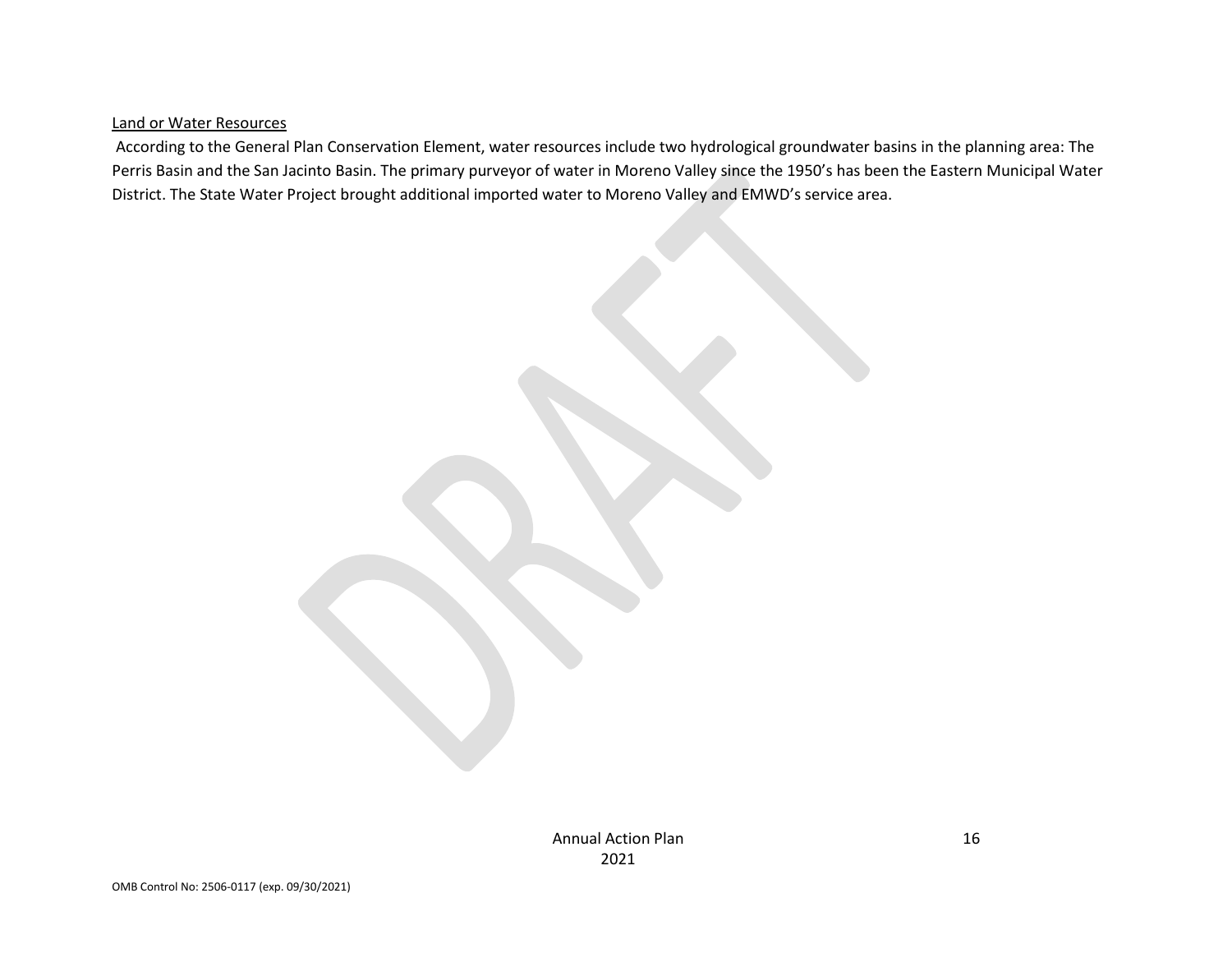Land or Water Resources

According to the General Plan Conservation Element, water resources include two hydrological groundwater basins in the planning area: The Perris Basin and the San Jacinto Basin. The primary purveyor of water in Moreno Valley since the 1950's has been the Eastern Municipal Water District. The State Water Project brought additional imported water to Moreno Valley and EMWD's service area.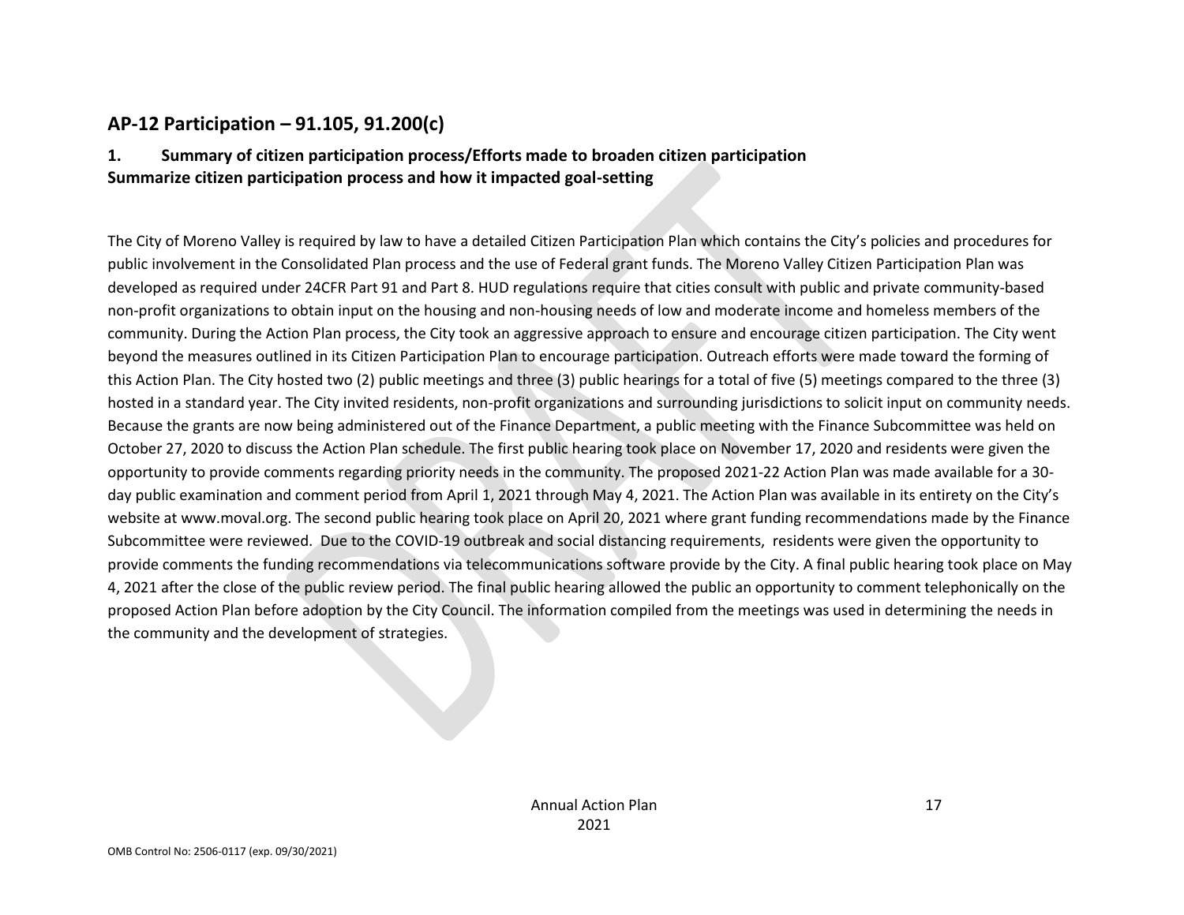## AP-12 Participation – 91.105, 91.200(c)

### 1. Summary of citizen participation process/Efforts made to broaden citizen participation

**Summarize citizen participation process and how it impacted goal-setting**

The City of Moreno Valley is required by law to have a detailed Citizen Participation Plan which contains the City's policies and procedures for public involvement in the Consolidated Plan process and the use of Federal grant funds. The Moreno Valley Citizen Participation Plan was developed as required under 24CFR Part 91 and Part 8. HUD regulations require that cities consult with public and private community-based non-profit organizations to obtain input on the housing and non-housing needs of low and moderate income and homeless members of the community. During the Action Plan process, the City took an aggressive approach to ensure and encourage citizen participation. The City went beyond the measures outlined in its Citizen Participation Plan to encourage participation. Outreach efforts were made toward the forming of this Action Plan. The City hosted two (2) public meetings and three (3) public hearings for a total of five (5) meetings compared to the three (3) hosted in a standard year. The City invited residents, non-profit organizations and surrounding jurisdictions to solicit input on community needs. Because the grants are now being administered out of the Finance Department, a public meeting with the Finance Subcommittee was held on October 27, 2020 to discuss the Action Plan schedule. The first public hearing took place on November 17, 2020 and residents were given the opportunity to provide comments regarding priority needs in the community. The proposed 2021-22 Action Plan was made available for a 30-day public examination and comment period from April 1, 2021 through May 4, 2021. The Action Plan was available in its entirety on the City's website at www.moval.org. The second public hearing took place on April 20, 2021 where grant funding recommendations made by the Finance Subcommittee were reviewed. Due to the COVID-19 outbreak and social distancing requirements, residents were given the opportunity to provide comments the funding recommendations via telecommunications software provide by the City. A final public hearing took place on May 4, 2021 after the close of the public review period. The final public hearing allowed the public an opportunity to comment telephonically on the proposed Action Plan before adoption by the City Council. The information compiled from the meetings was used in determining the needs in the community and the development of strategies.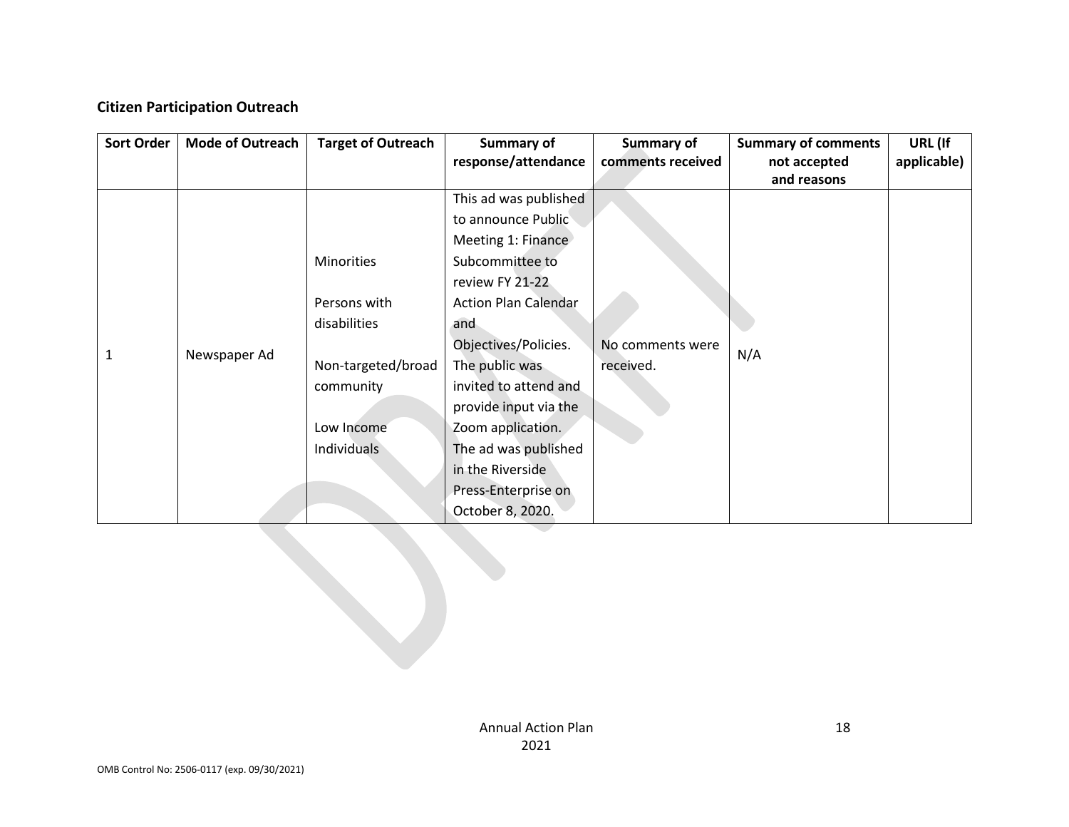**Citizen Participation Outreach**

| Sort Order | Mode of Outreach | Target of Outreach | Summary of response/attendance | Summary of comments received | Summary of comments not accepted and reasons | URL (If applicable) |
|---|---|---|---|---|---|---|
| 1 | Newspaper Ad | Minorities<br><br>Persons with disabilities<br><br>Non-targeted/broad community<br><br>Low Income Individuals | This ad was published to announce Public Meeting 1: Finance Subcommittee to review FY 21-22 Action Plan Calendar and Objectives/Policies. The public was invited to attend and provide input via the Zoom application. The ad was published in the Riverside Press-Enterprise on October 8, 2020. | No comments were received. | N/A | |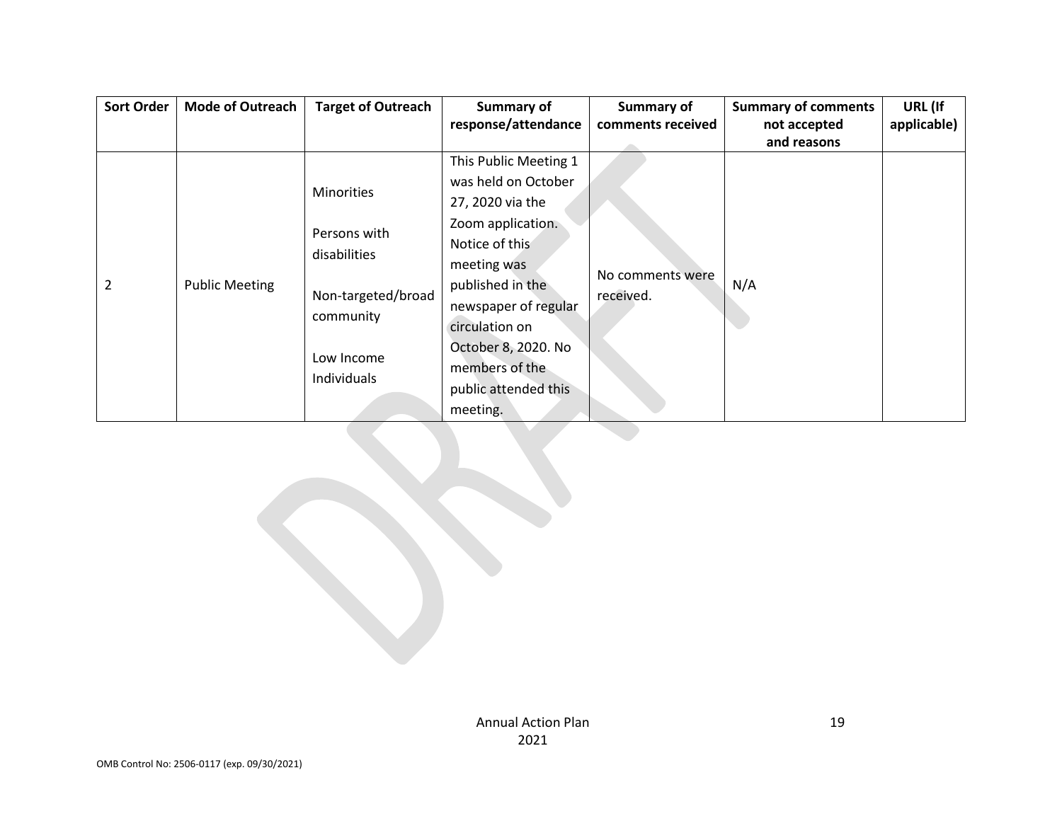| Sort Order | Mode of Outreach | Target of Outreach | Summary of response/attendance | Summary of comments received | Summary of comments not accepted and reasons | URL (If applicable) |
|---|---|---|---|---|---|---|
| 2 | Public Meeting | Minorities<br><br>Persons with disabilities<br><br>Non-targeted/broad community<br><br>Low Income Individuals | This Public Meeting 1 was held on October 27, 2020 via the Zoom application. Notice of this meeting was published in the newspaper of regular circulation on October 8, 2020. No members of the public attended this meeting. | No comments were received. | N/A | |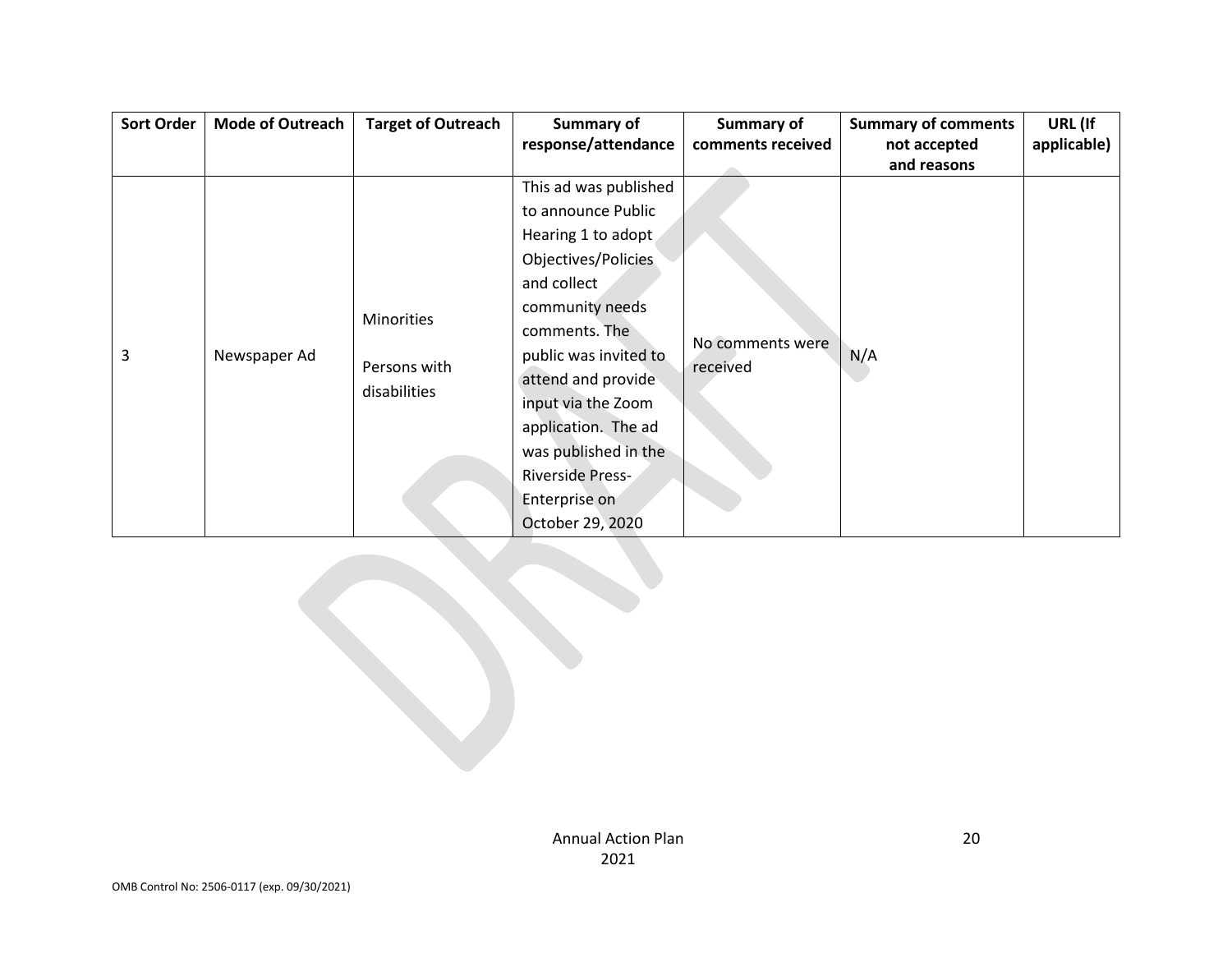| Sort Order | Mode of Outreach | Target of Outreach | Summary of response/attendance | Summary of comments received | Summary of comments not accepted and reasons | URL (If applicable) |
|---|---|---|---|---|---|---|
| 3 | Newspaper Ad | Minorities<br><br>Persons with disabilities | This ad was published to announce Public Hearing 1 to adopt Objectives/Policies and collect community needs comments. The public was invited to attend and provide input via the Zoom application. The ad was published in the Riverside Press-Enterprise on October 29, 2020 | No comments were received | N/A | |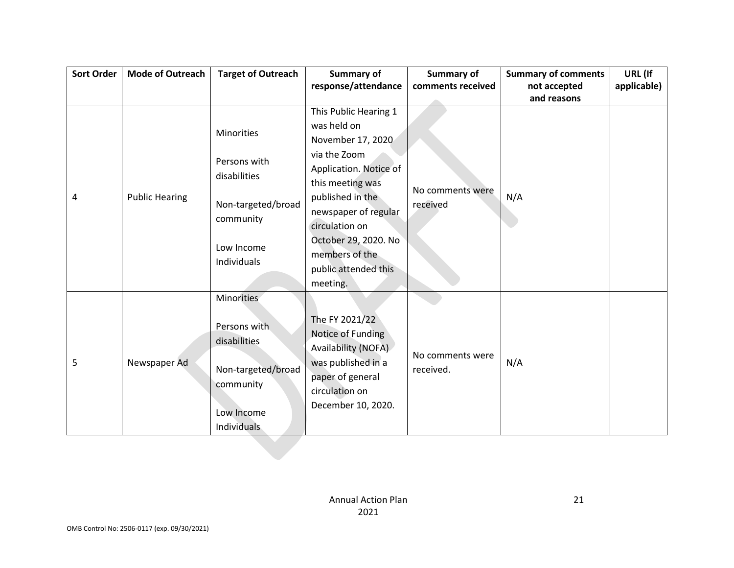| Sort Order | Mode of Outreach | Target of Outreach | Summary of response/attendance | Summary of comments received | Summary of comments not accepted and reasons | URL (If applicable) |
|---|---|---|---|---|---|---|
| 4 | Public Hearing | Minorities<br><br>Persons with disabilities<br><br>Non-targeted/broad community<br><br>Low Income Individuals | This Public Hearing 1 was held on November 17, 2020 via the Zoom Application. Notice of this meeting was published in the newspaper of regular circulation on October 29, 2020. No members of the public attended this meeting. | No comments were received | N/A | |
| 5 | Newspaper Ad | Minorities<br><br>Persons with disabilities<br><br>Non-targeted/broad community<br><br>Low Income Individuals | The FY 2021/22 Notice of Funding Availability (NOFA) was published in a paper of general circulation on December 10, 2020. | No comments were received. | N/A | |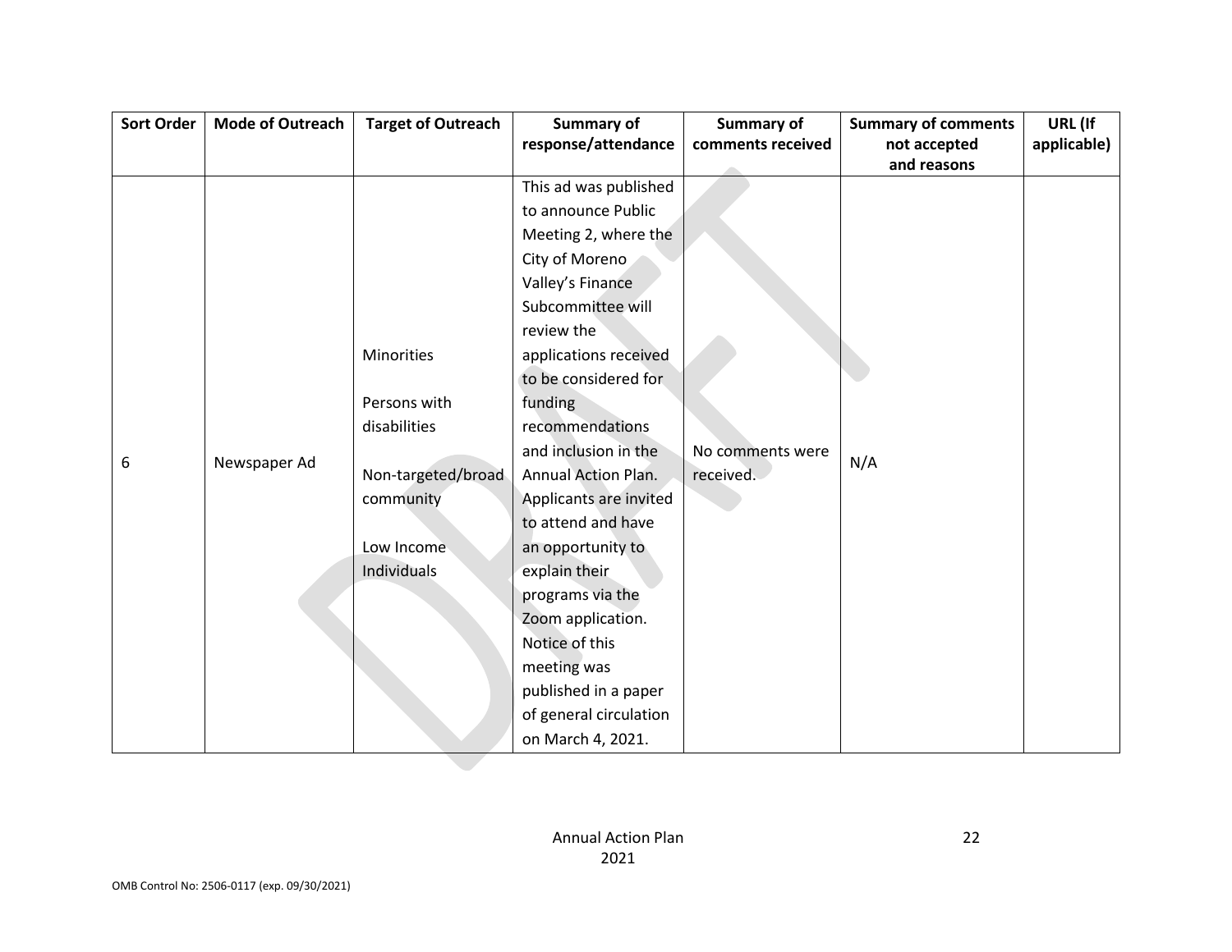| Sort Order | Mode of Outreach | Target of Outreach | Summary of response/attendance | Summary of comments received | Summary of comments not accepted and reasons | URL (If applicable) |
|---|---|---|---|---|---|---|
| 6 | Newspaper Ad | Minorities<br><br>Persons with disabilities<br><br>Non-targeted/broad community<br><br>Low Income Individuals | This ad was published to announce Public Meeting 2, where the City of Moreno Valley's Finance Subcommittee will review the applications received to be considered for funding recommendations and inclusion in the Annual Action Plan. Applicants are invited to attend and have an opportunity to explain their programs via the Zoom application. Notice of this meeting was published in a paper of general circulation on March 4, 2021. | No comments were received. | N/A | |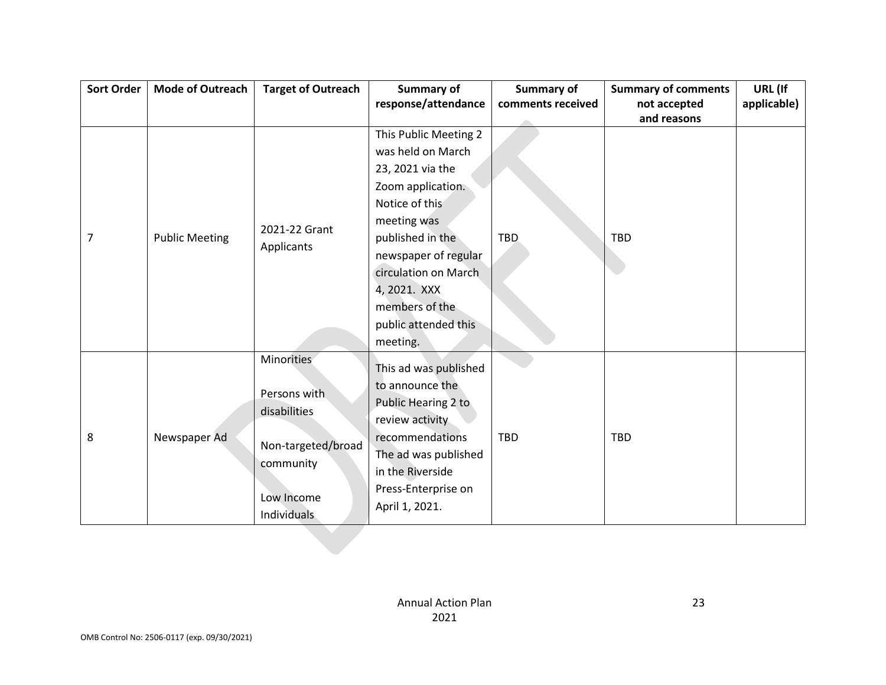| Sort Order | Mode of Outreach | Target of Outreach | Summary of response/attendance | Summary of comments received | Summary of comments not accepted and reasons | URL (If applicable) |
|---|---|---|---|---|---|---|
| 7 | Public Meeting | 2021-22 Grant Applicants | This Public Meeting 2 was held on March 23, 2021 via the Zoom application. Notice of this meeting was published in the newspaper of regular circulation on March 4, 2021. XXX members of the public attended this meeting. | TBD | TBD | |
| 8 | Newspaper Ad | Minorities<br><br>Persons with disabilities<br><br>Non-targeted/broad community<br><br>Low Income Individuals | This ad was published to announce the Public Hearing 2 to review activity recommendations The ad was published in the Riverside Press-Enterprise on April 1, 2021. | TBD | TBD | |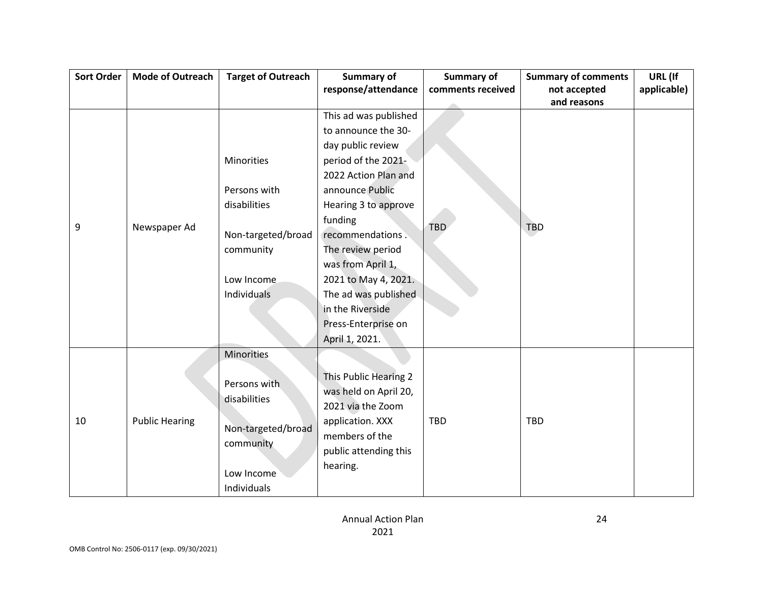| Sort Order | Mode of Outreach | Target of Outreach | Summary of response/attendance | Summary of comments received | Summary of comments not accepted and reasons | URL (If applicable) |
|---|---|---|---|---|---|---|
| 9 | Newspaper Ad | Minorities<br><br>Persons with disabilities<br><br>Non-targeted/broad community<br><br>Low Income Individuals | This ad was published to announce the 30-day public review period of the 2021-2022 Action Plan and announce Public Hearing 3 to approve funding recommendations . The review period was from April 1, 2021 to May 4, 2021. The ad was published in the Riverside Press-Enterprise on April 1, 2021. | TBD | TBD | |
| 10 | Public Hearing | Minorities<br><br>Persons with disabilities<br><br>Non-targeted/broad community<br><br>Low Income Individuals | This Public Hearing 2 was held on April 20, 2021 via the Zoom application. XXX members of the public attending this hearing. | TBD | TBD | |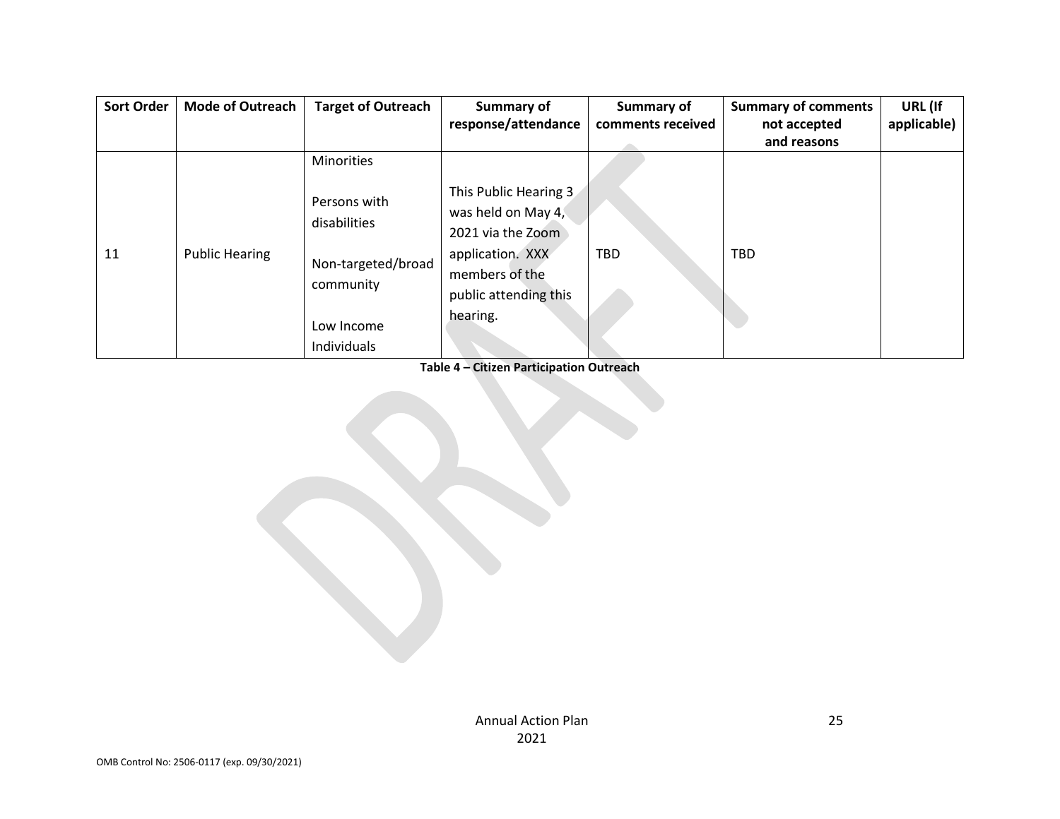| Sort Order | Mode of Outreach | Target of Outreach | Summary of response/attendance | Summary of comments received | Summary of comments not accepted and reasons | URL (If applicable) |
|---|---|---|---|---|---|---|
| 11 | Public Hearing | Minorities<br><br>Persons with disabilities<br><br>Non-targeted/broad community<br><br>Low Income Individuals | This Public Hearing 3 was held on May 4, 2021 via the Zoom application. XXX members of the public attending this hearing. | TBD | TBD | |

**Table 4 – Citizen Participation Outreach**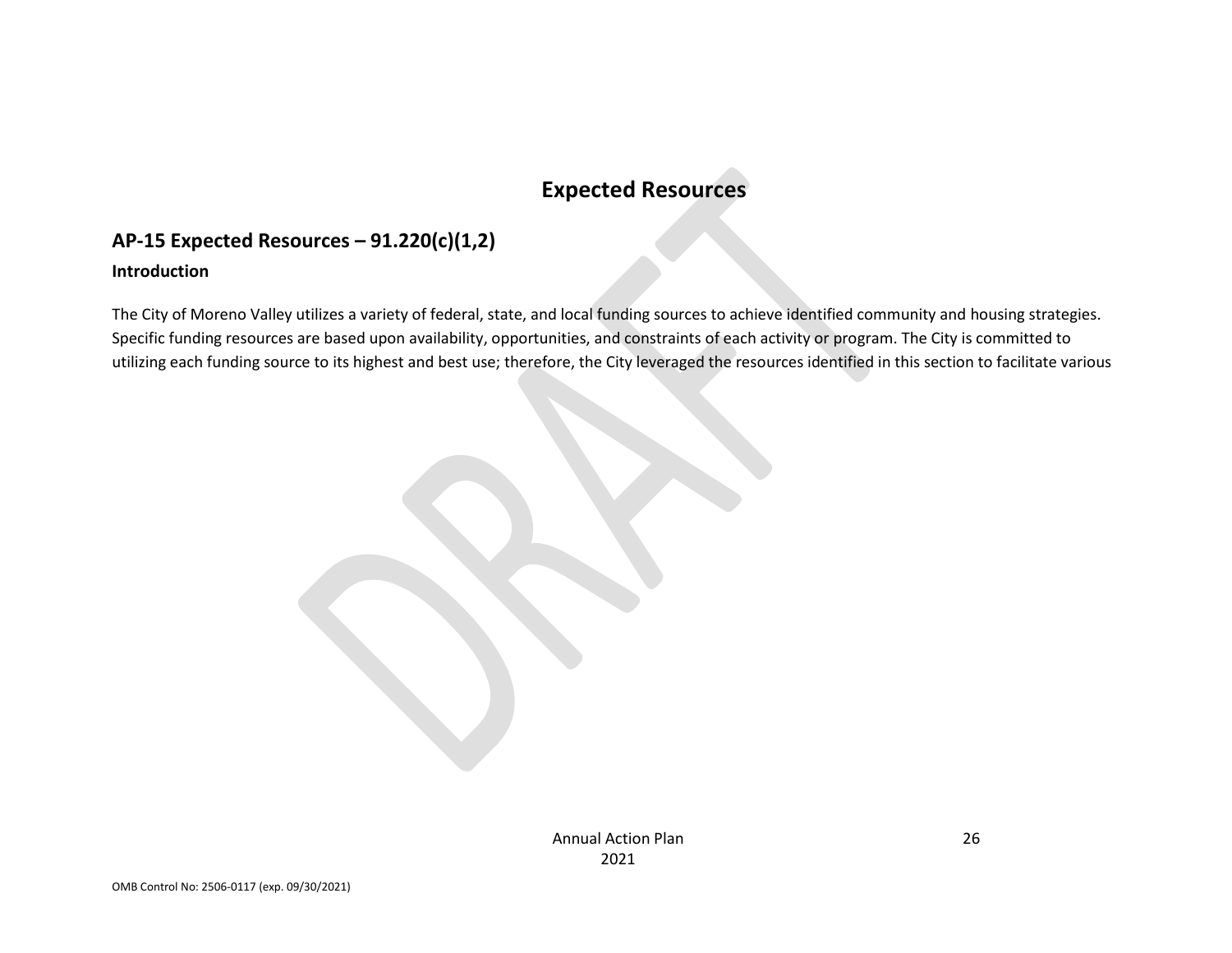# Expected Resources

## AP-15 Expected Resources – 91.220(c)(1,2)

### Introduction

The City of Moreno Valley utilizes a variety of federal, state, and local funding sources to achieve identified community and housing strategies. Specific funding resources are based upon availability, opportunities, and constraints of each activity or program. The City is committed to utilizing each funding source to its highest and best use; therefore, the City leveraged the resources identified in this section to facilitate various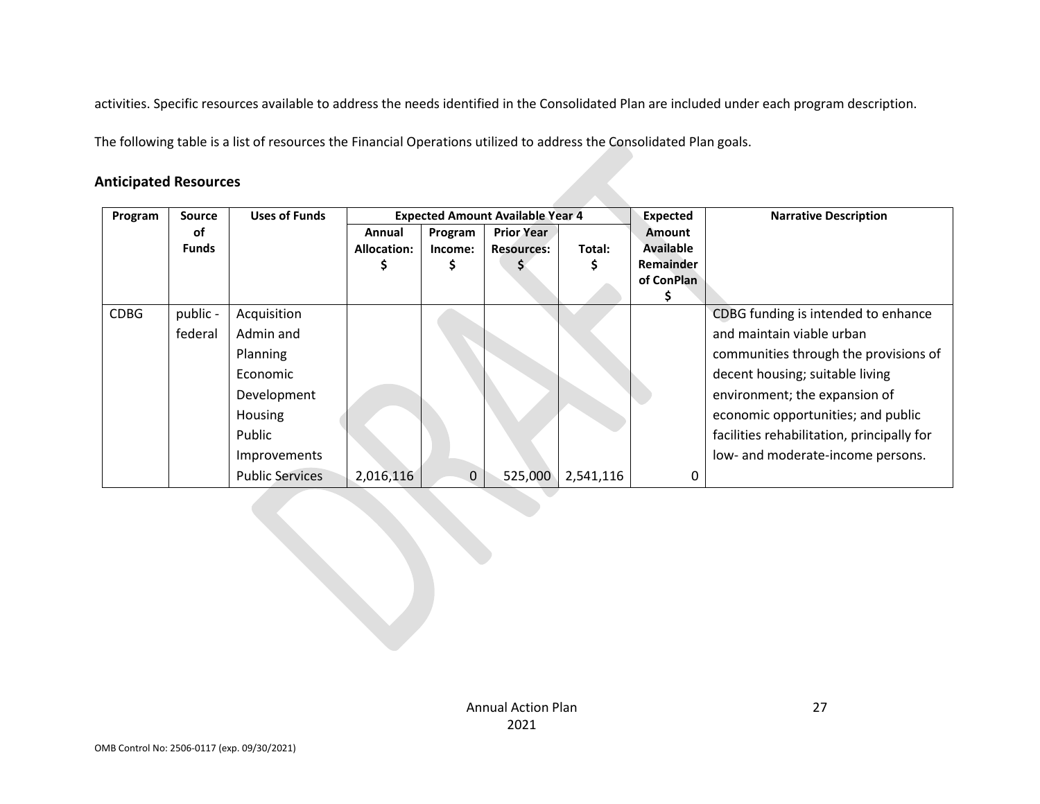activities. Specific resources available to address the needs identified in the Consolidated Plan are included under each program description.

The following table is a list of resources the Financial Operations utilized to address the Consolidated Plan goals.

## Anticipated Resources

| Program | Source of Funds | Uses of Funds | Expected Amount Available Year 4 | | | | Expected Amount Available Remainder of ConPlan $ | Narrative Description |
|---|---|---|---|---|---|---|---|---|
| | | | Annual Allocation: $ | Program Income: $ | Prior Year Resources: $ | Total: $ | | |
| CDBG | public - federal | Acquisition<br>Admin and Planning<br>Economic Development<br>Housing<br>Public Improvements<br>Public Services | 2,016,116 | 0 | 525,000 | 2,541,116 | 0 | CDBG funding is intended to enhance and maintain viable urban communities through the provisions of decent housing; suitable living environment; the expansion of economic opportunities; and public facilities rehabilitation, principally for low- and moderate-income persons. |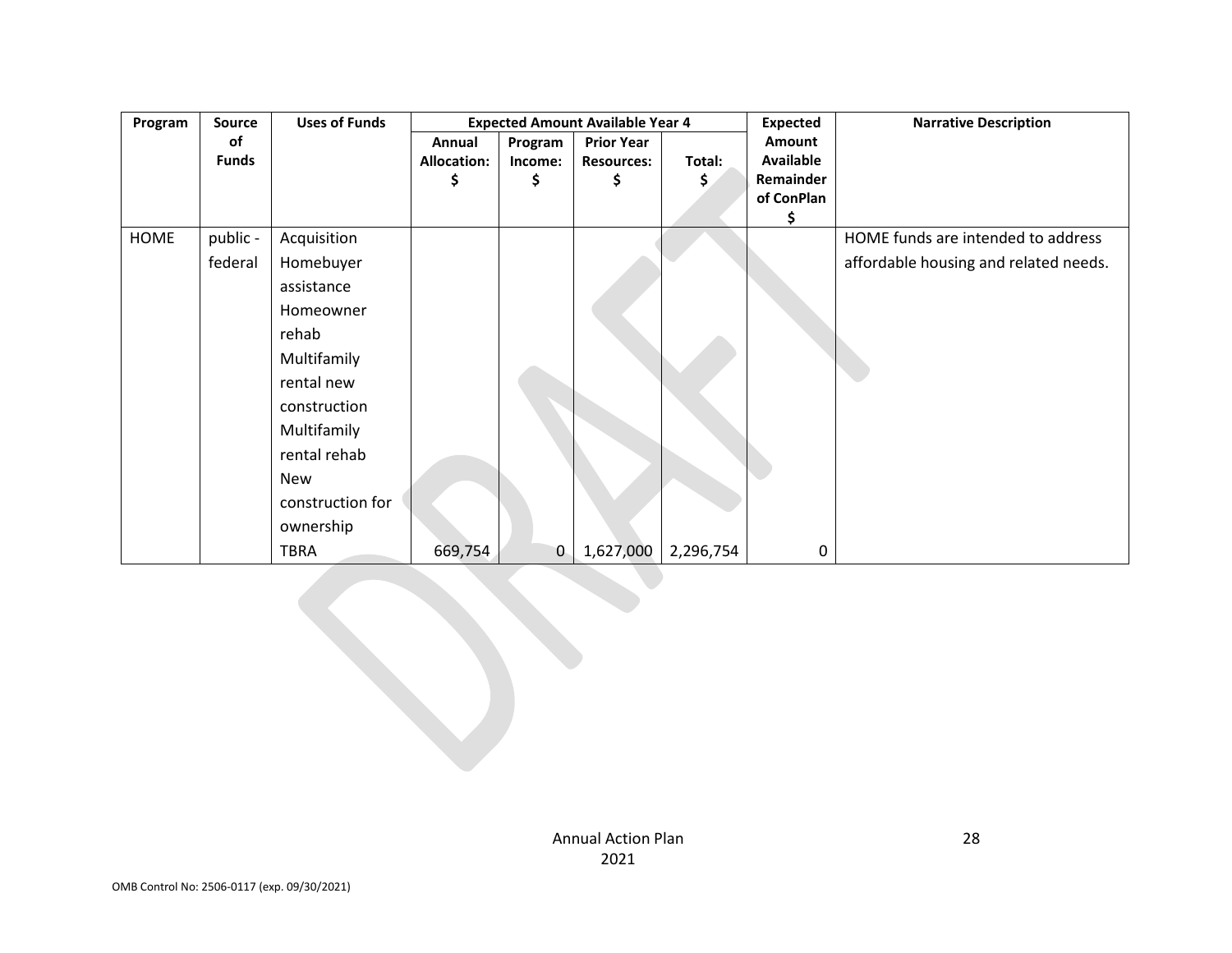| Program | Source of Funds | Uses of Funds | Expected Amount Available Year 4 | | | | Expected Amount Available Remainder of ConPlan $ | Narrative Description |
|---|---|---|---|---|---|---|---|---|
| | | | Annual Allocation: $ | Program Income: $ | Prior Year Resources: $ | Total: $ | | |
| HOME | public - federal | Acquisition Homebuyer assistance Homeowner rehab Multifamily rental new construction Multifamily rental rehab New construction for ownership TBRA | 669,754 | 0 | 1,627,000 | 2,296,754 | 0 | HOME funds are intended to address affordable housing and related needs. |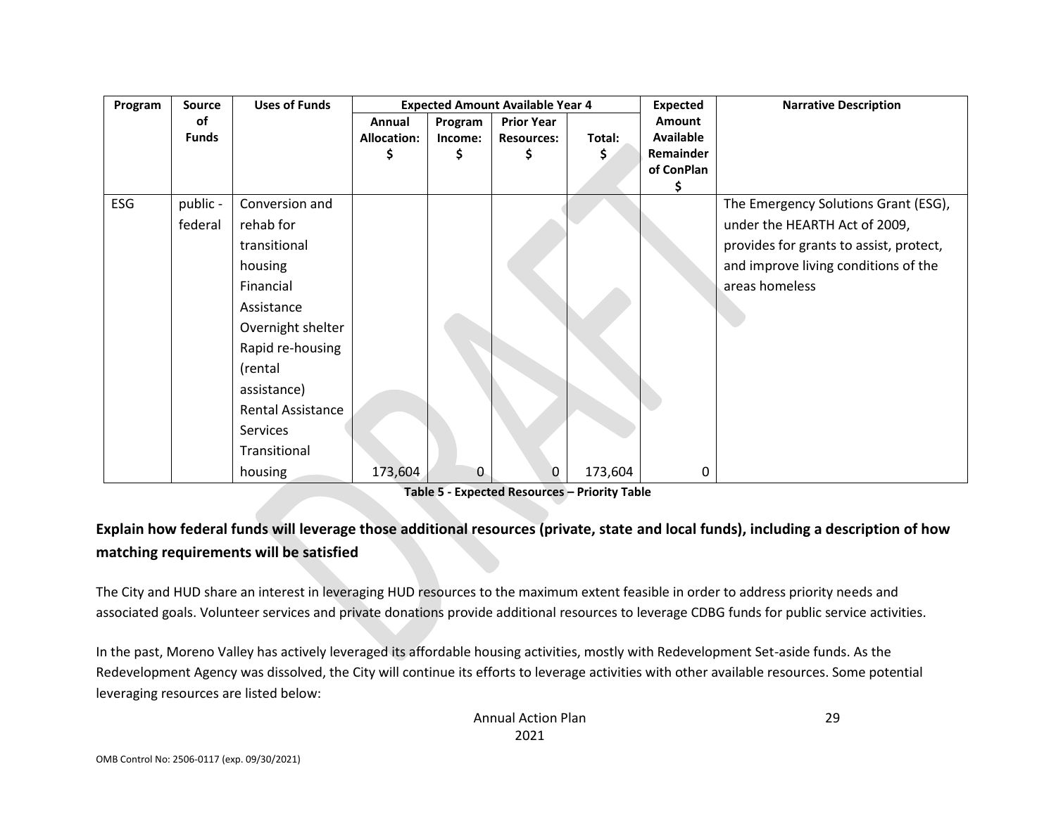| Program | Source of Funds | Uses of Funds | Expected Amount Available Year 4 | | | | Expected Amount Available Remainder of ConPlan $ | Narrative Description |
|---|---|---|---|---|---|---|---|---|
| | | | Annual Allocation: $ | Program Income: $ | Prior Year Resources: $ | Total: $ | | |
| ESG | public - federal | Conversion and rehab for transitional housing Financial Assistance Overnight shelter Rapid re-housing (rental assistance) Rental Assistance Services Transitional housing | 173,604 | 0 | 0 | 173,604 | 0 | The Emergency Solutions Grant (ESG), under the HEARTH Act of 2009, provides for grants to assist, protect, and improve living conditions of the areas homeless |

**Table 5 - Expected Resources – Priority Table**

## Explain how federal funds will leverage those additional resources (private, state and local funds), including a description of how matching requirements will be satisfied

The City and HUD share an interest in leveraging HUD resources to the maximum extent feasible in order to address priority needs and associated goals. Volunteer services and private donations provide additional resources to leverage CDBG funds for public service activities.

In the past, Moreno Valley has actively leveraged its affordable housing activities, mostly with Redevelopment Set-aside funds. As the Redevelopment Agency was dissolved, the City will continue its efforts to leverage activities with other available resources. Some potential leveraging resources are listed below: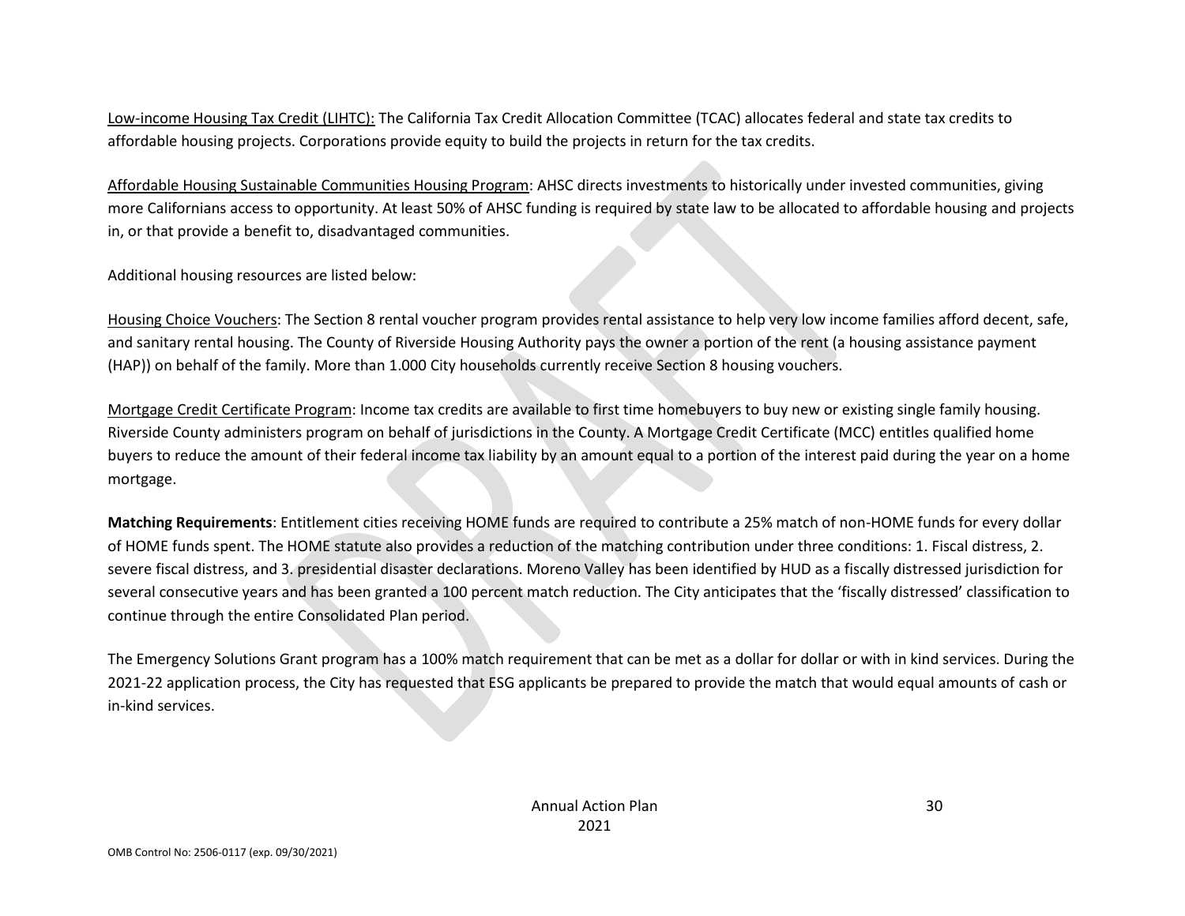Low-income Housing Tax Credit (LIHTC): The California Tax Credit Allocation Committee (TCAC) allocates federal and state tax credits to affordable housing projects. Corporations provide equity to build the projects in return for the tax credits.

Affordable Housing Sustainable Communities Housing Program: AHSC directs investments to historically under invested communities, giving more Californians access to opportunity. At least 50% of AHSC funding is required by state law to be allocated to affordable housing and projects in, or that provide a benefit to, disadvantaged communities.

Additional housing resources are listed below:

Housing Choice Vouchers: The Section 8 rental voucher program provides rental assistance to help very low income families afford decent, safe, and sanitary rental housing. The County of Riverside Housing Authority pays the owner a portion of the rent (a housing assistance payment (HAP)) on behalf of the family. More than 1.000 City households currently receive Section 8 housing vouchers.

Mortgage Credit Certificate Program: Income tax credits are available to first time homebuyers to buy new or existing single family housing. Riverside County administers program on behalf of jurisdictions in the County. A Mortgage Credit Certificate (MCC) entitles qualified home buyers to reduce the amount of their federal income tax liability by an amount equal to a portion of the interest paid during the year on a home mortgage.

**Matching Requirements**: Entitlement cities receiving HOME funds are required to contribute a 25% match of non-HOME funds for every dollar of HOME funds spent. The HOME statute also provides a reduction of the matching contribution under three conditions: 1. Fiscal distress, 2. severe fiscal distress, and 3. presidential disaster declarations. Moreno Valley has been identified by HUD as a fiscally distressed jurisdiction for several consecutive years and has been granted a 100 percent match reduction. The City anticipates that the 'fiscally distressed' classification to continue through the entire Consolidated Plan period.

The Emergency Solutions Grant program has a 100% match requirement that can be met as a dollar for dollar or with in kind services. During the 2021-22 application process, the City has requested that ESG applicants be prepared to provide the match that would equal amounts of cash or in-kind services.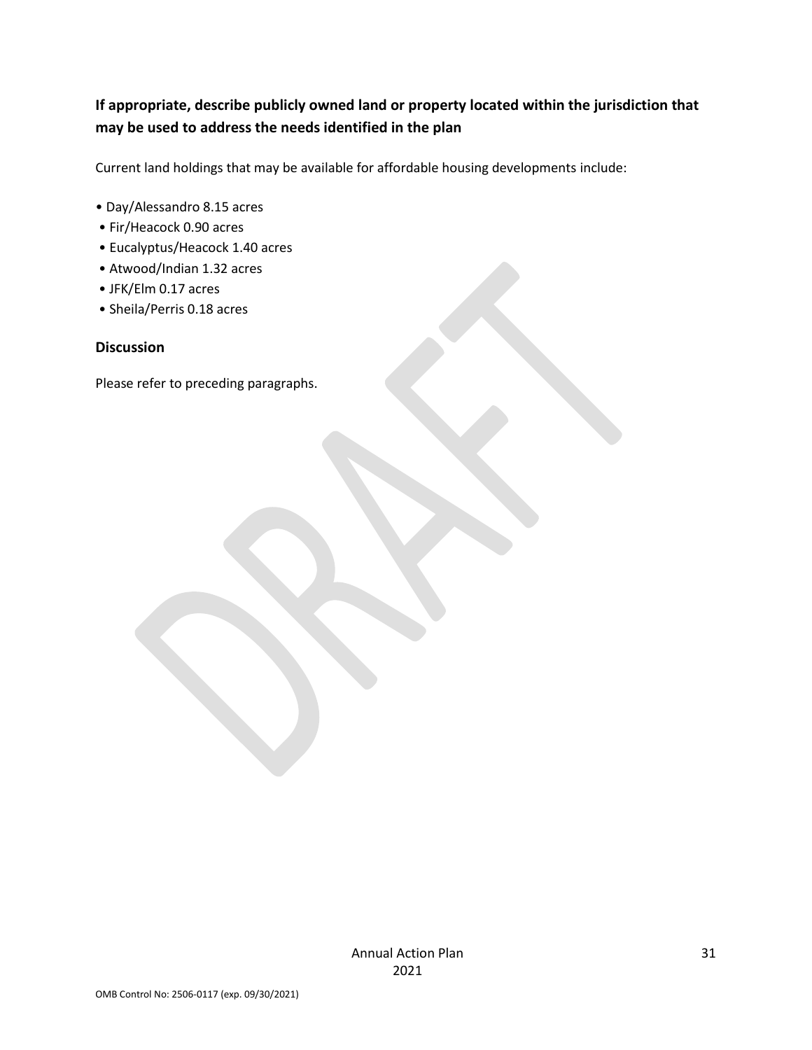## If appropriate, describe publicly owned land or property located within the jurisdiction that may be used to address the needs identified in the plan

Current land holdings that may be available for affordable housing developments include:

- Day/Alessandro 8.15 acres
- Fir/Heacock 0.90 acres
- Eucalyptus/Heacock 1.40 acres
- Atwood/Indian 1.32 acres
- JFK/Elm 0.17 acres
- Sheila/Perris 0.18 acres

### Discussion

Please refer to preceding paragraphs.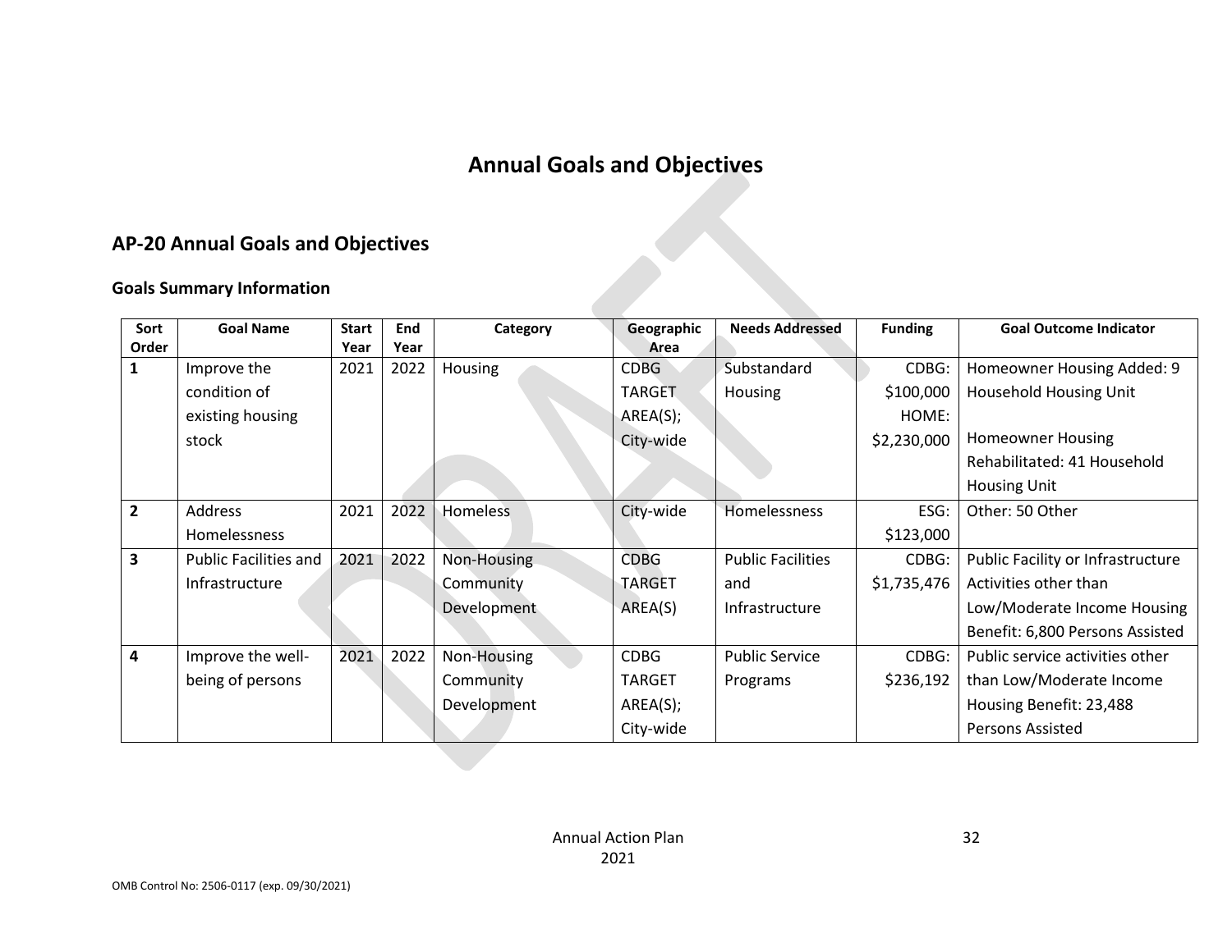# Annual Goals and Objectives

## AP-20 Annual Goals and Objectives

### Goals Summary Information

| Sort Order | Goal Name | Start Year | End Year | Category | Geographic Area | Needs Addressed | Funding | Goal Outcome Indicator |
|---|---|---|---|---|---|---|---|---|
| 1 | Improve the condition of existing housing stock | 2021 | 2022 | Housing | CDBG TARGET AREA(S); City-wide | Substandard Housing | CDBG: $100,000 HOME: $2,230,000 | Homeowner Housing Added: 9 Household Housing Unit<br><br>Homeowner Housing Rehabilitated: 41 Household Housing Unit |
| 2 | Address Homelessness | 2021 | 2022 | Homeless | City-wide | Homelessness | ESG: $123,000 | Other: 50 Other |
| 3 | Public Facilities and Infrastructure | 2021 | 2022 | Non-Housing Community Development | CDBG TARGET AREA(S) | Public Facilities and Infrastructure | CDBG: $1,735,476 | Public Facility or Infrastructure Activities other than Low/Moderate Income Housing Benefit: 6,800 Persons Assisted |
| 4 | Improve the well-being of persons | 2021 | 2022 | Non-Housing Community Development | CDBG TARGET AREA(S); City-wide | Public Service Programs | CDBG: $236,192 | Public service activities other than Low/Moderate Income Housing Benefit: 23,488 Persons Assisted |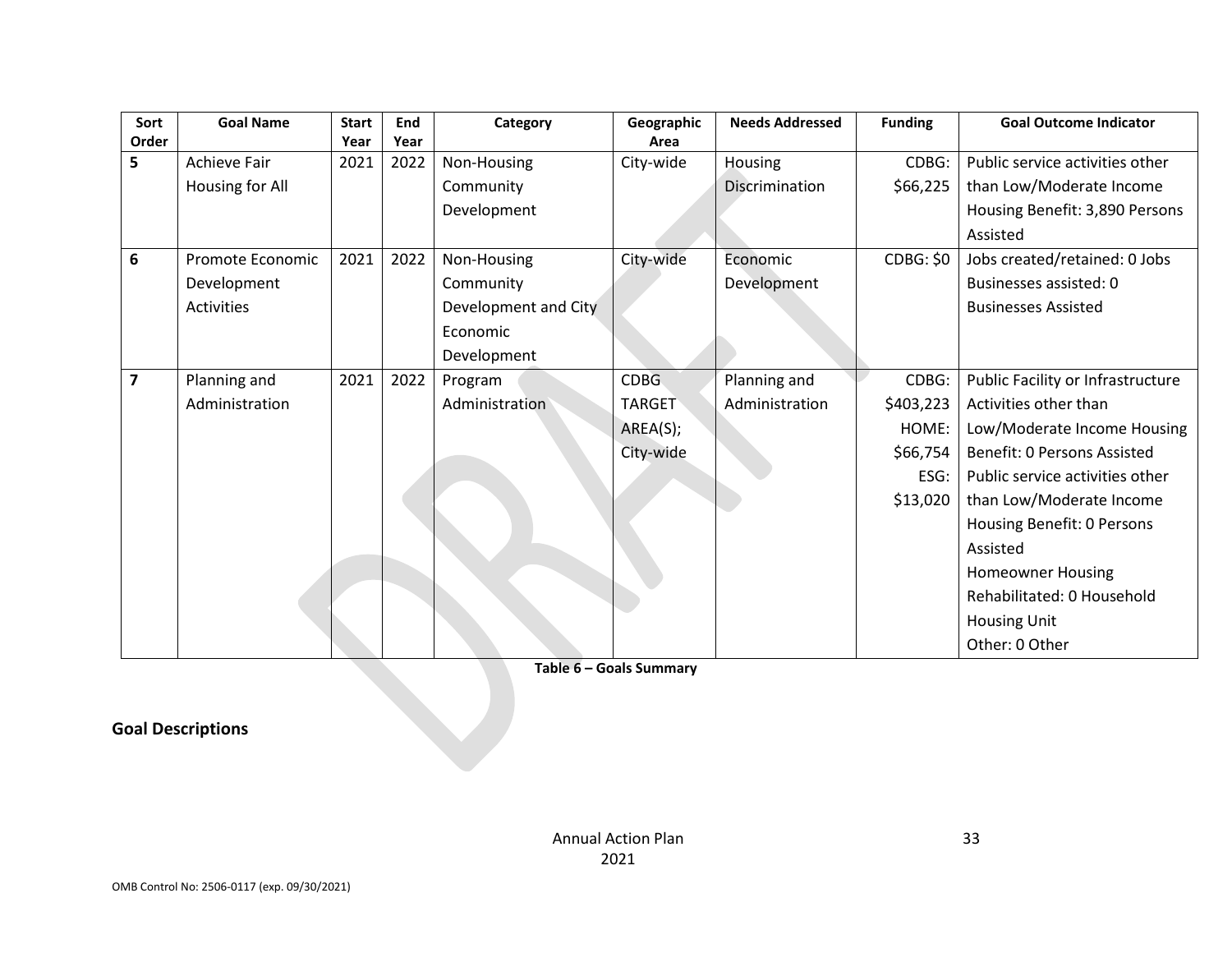| Sort Order | Goal Name | Start Year | End Year | Category | Geographic Area | Needs Addressed | Funding | Goal Outcome Indicator |
|---|---|---|---|---|---|---|---|---|
| 5 | Achieve Fair Housing for All | 2021 | 2022 | Non-Housing Community Development | City-wide | Housing Discrimination | CDBG: $66,225 | Public service activities other than Low/Moderate Income Housing Benefit: 3,890 Persons Assisted |
| 6 | Promote Economic Development Activities | 2021 | 2022 | Non-Housing Community Development and City Economic Development | City-wide | Economic Development | CDBG: $0 | Jobs created/retained: 0 Jobs<br>Businesses assisted: 0 Businesses Assisted |
| 7 | Planning and Administration | 2021 | 2022 | Program Administration | CDBG TARGET AREA(S); City-wide | Planning and Administration | CDBG: $403,223<br>HOME: $66,754<br>ESG: $13,020 | Public Facility or Infrastructure Activities other than Low/Moderate Income Housing Benefit: 0 Persons Assisted<br>Public service activities other than Low/Moderate Income Housing Benefit: 0 Persons Assisted<br>Homeowner Housing Rehabilitated: 0 Household Housing Unit<br>Other: 0 Other |

**Table 6 – Goals Summary**

## Goal Descriptions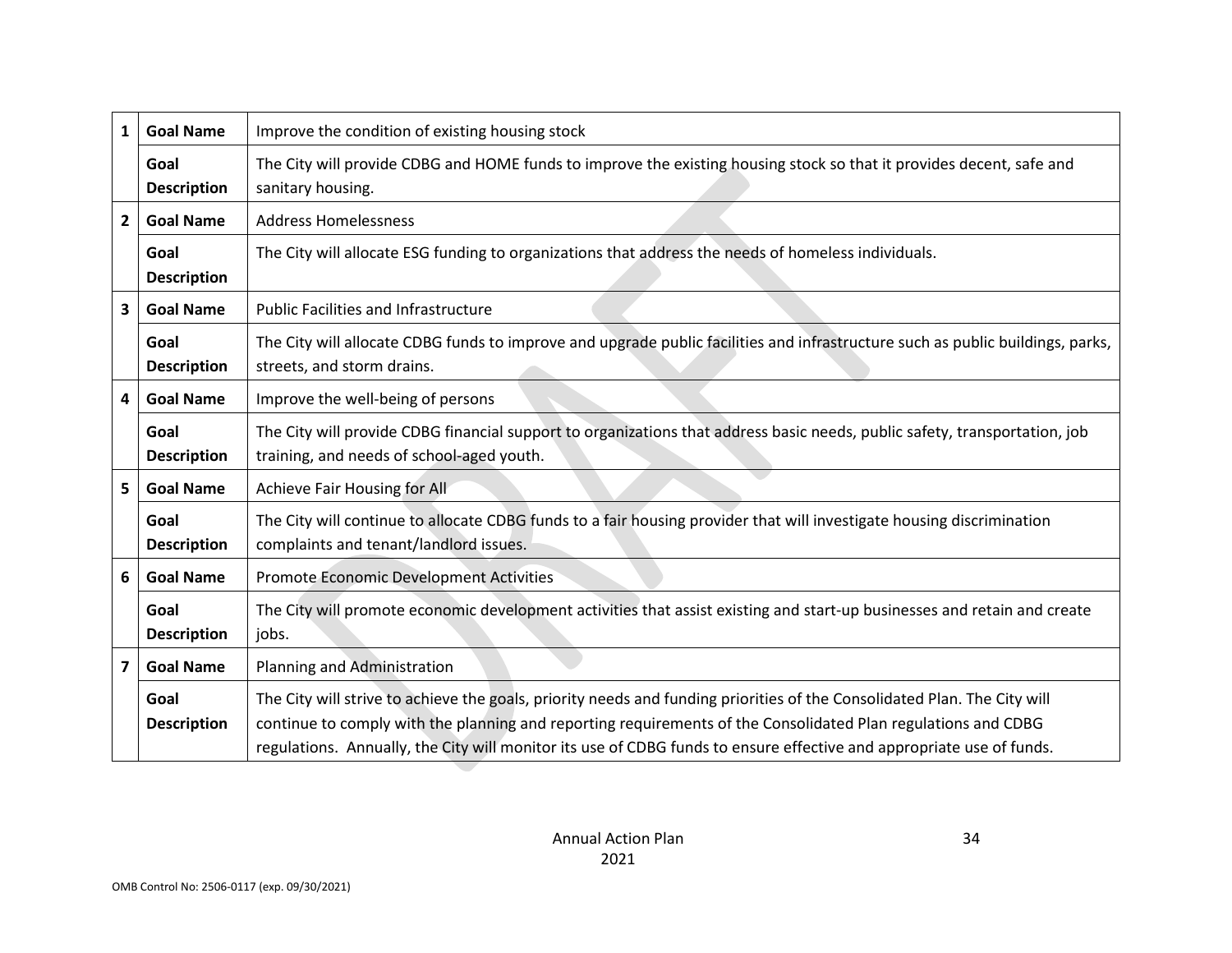| | | |
|---|---|---|
| 1 | **Goal Name** | Improve the condition of existing housing stock |
| | **Goal Description** | The City will provide CDBG and HOME funds to improve the existing housing stock so that it provides decent, safe and sanitary housing. |
| 2 | **Goal Name** | Address Homelessness |
| | **Goal Description** | The City will allocate ESG funding to organizations that address the needs of homeless individuals. |
| 3 | **Goal Name** | Public Facilities and Infrastructure |
| | **Goal Description** | The City will allocate CDBG funds to improve and upgrade public facilities and infrastructure such as public buildings, parks, streets, and storm drains. |
| 4 | **Goal Name** | Improve the well-being of persons |
| | **Goal Description** | The City will provide CDBG financial support to organizations that address basic needs, public safety, transportation, job training, and needs of school-aged youth. |
| 5 | **Goal Name** | Achieve Fair Housing for All |
| | **Goal Description** | The City will continue to allocate CDBG funds to a fair housing provider that will investigate housing discrimination complaints and tenant/landlord issues. |
| 6 | **Goal Name** | Promote Economic Development Activities |
| | **Goal Description** | The City will promote economic development activities that assist existing and start-up businesses and retain and create jobs. |
| 7 | **Goal Name** | Planning and Administration |
| | **Goal Description** | The City will strive to achieve the goals, priority needs and funding priorities of the Consolidated Plan. The City will continue to comply with the planning and reporting requirements of the Consolidated Plan regulations and CDBG regulations. Annually, the City will monitor its use of CDBG funds to ensure effective and appropriate use of funds. |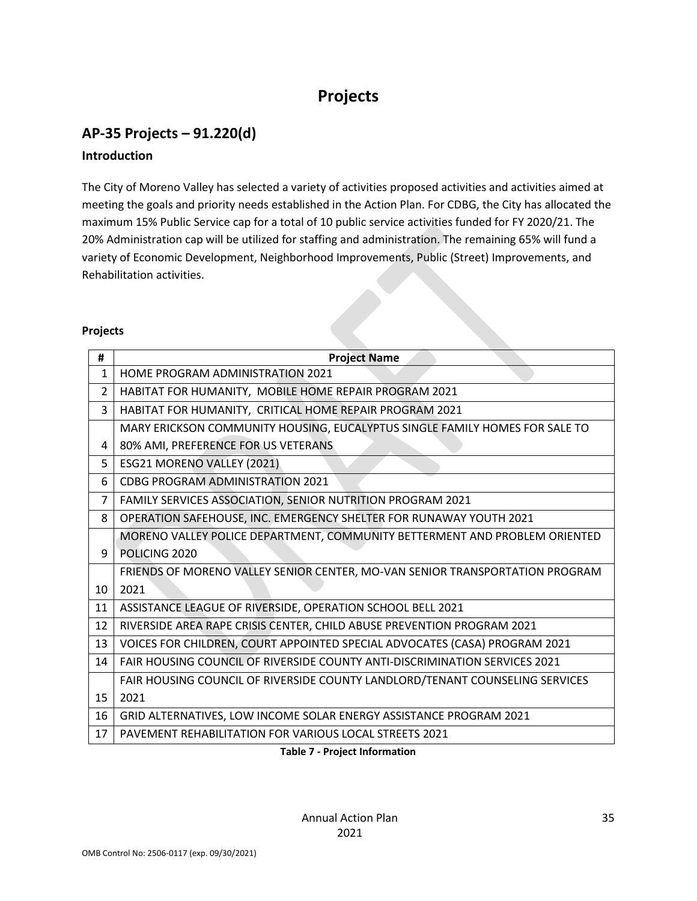# Projects

## AP-35 Projects – 91.220(d)

### Introduction

The City of Moreno Valley has selected a variety of activities proposed activities and activities aimed at meeting the goals and priority needs established in the Action Plan. For CDBG, the City has allocated the maximum 15% Public Service cap for a total of 10 public service activities funded for FY 2020/21. The 20% Administration cap will be utilized for staffing and administration. The remaining 65% will fund a variety of Economic Development, Neighborhood Improvements, Public (Street) Improvements, and Rehabilitation activities.

### Projects

| # | Project Name |
|---|---|
| 1 | HOME PROGRAM ADMINISTRATION 2021 |
| 2 | HABITAT FOR HUMANITY, MOBILE HOME REPAIR PROGRAM 2021 |
| 3 | HABITAT FOR HUMANITY, CRITICAL HOME REPAIR PROGRAM 2021 |
| 4 | MARY ERICKSON COMMUNITY HOUSING, EUCALYPTUS SINGLE FAMILY HOMES FOR SALE TO 80% AMI, PREFERENCE FOR US VETERANS |
| 5 | ESG21 MORENO VALLEY (2021) |
| 6 | CDBG PROGRAM ADMINISTRATION 2021 |
| 7 | FAMILY SERVICES ASSOCIATION, SENIOR NUTRITION PROGRAM 2021 |
| 8 | OPERATION SAFEHOUSE, INC. EMERGENCY SHELTER FOR RUNAWAY YOUTH 2021 |
| 9 | MORENO VALLEY POLICE DEPARTMENT, COMMUNITY BETTERMENT AND PROBLEM ORIENTED POLICING 2020 |
| 10 | FRIENDS OF MORENO VALLEY SENIOR CENTER, MO-VAN SENIOR TRANSPORTATION PROGRAM 2021 |
| 11 | ASSISTANCE LEAGUE OF RIVERSIDE, OPERATION SCHOOL BELL 2021 |
| 12 | RIVERSIDE AREA RAPE CRISIS CENTER, CHILD ABUSE PREVENTION PROGRAM 2021 |
| 13 | VOICES FOR CHILDREN, COURT APPOINTED SPECIAL ADVOCATES (CASA) PROGRAM 2021 |
| 14 | FAIR HOUSING COUNCIL OF RIVERSIDE COUNTY ANTI-DISCRIMINATION SERVICES 2021 |
| 15 | FAIR HOUSING COUNCIL OF RIVERSIDE COUNTY LANDLORD/TENANT COUNSELING SERVICES 2021 |
| 16 | GRID ALTERNATIVES, LOW INCOME SOLAR ENERGY ASSISTANCE PROGRAM 2021 |
| 17 | PAVEMENT REHABILITATION FOR VARIOUS LOCAL STREETS 2021 |

**Table 7 - Project Information**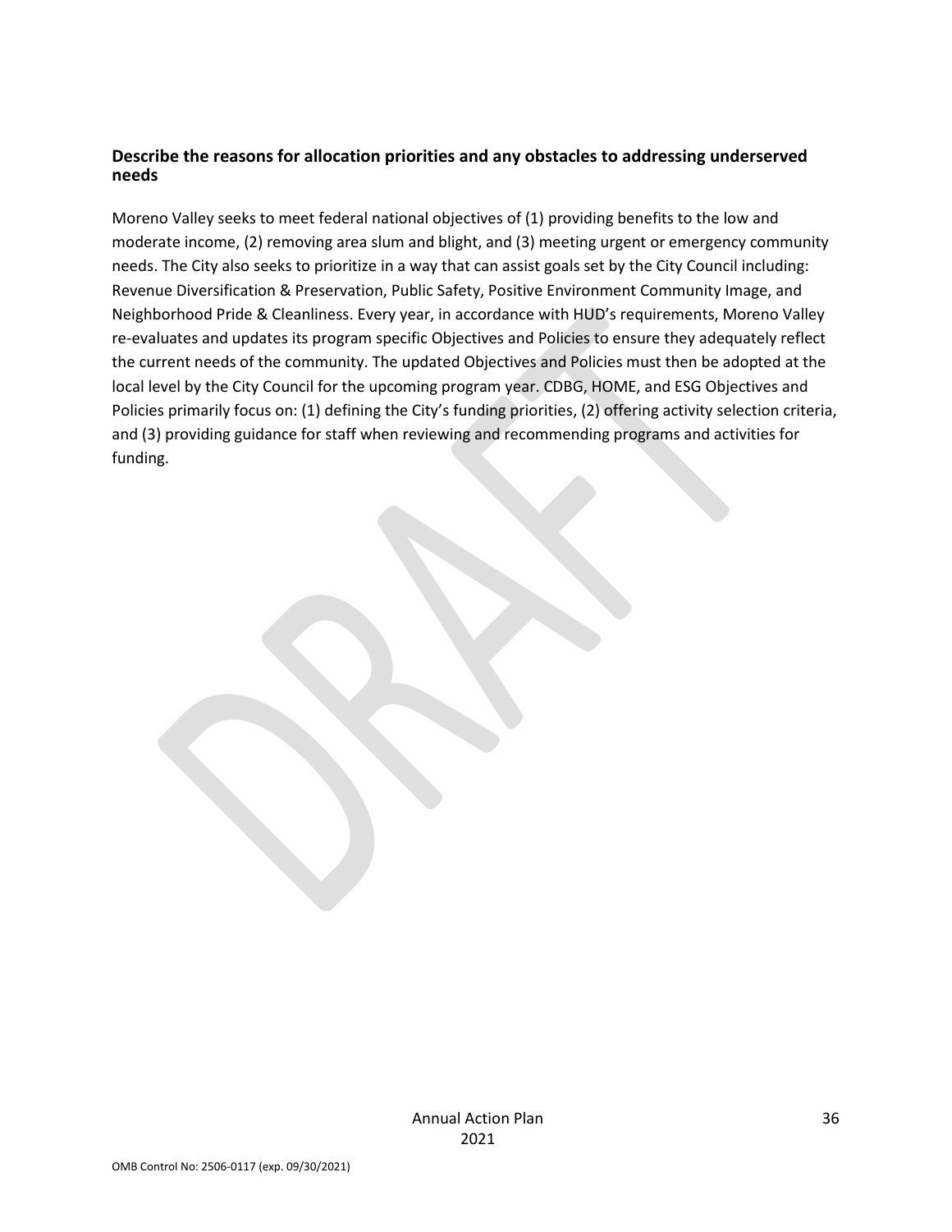## Describe the reasons for allocation priorities and any obstacles to addressing underserved needs

Moreno Valley seeks to meet federal national objectives of (1) providing benefits to the low and moderate income, (2) removing area slum and blight, and (3) meeting urgent or emergency community needs. The City also seeks to prioritize in a way that can assist goals set by the City Council including: Revenue Diversification & Preservation, Public Safety, Positive Environment Community Image, and Neighborhood Pride & Cleanliness. Every year, in accordance with HUD's requirements, Moreno Valley re-evaluates and updates its program specific Objectives and Policies to ensure they adequately reflect the current needs of the community. The updated Objectives and Policies must then be adopted at the local level by the City Council for the upcoming program year. CDBG, HOME, and ESG Objectives and Policies primarily focus on: (1) defining the City's funding priorities, (2) offering activity selection criteria, and (3) providing guidance for staff when reviewing and recommending programs and activities for funding.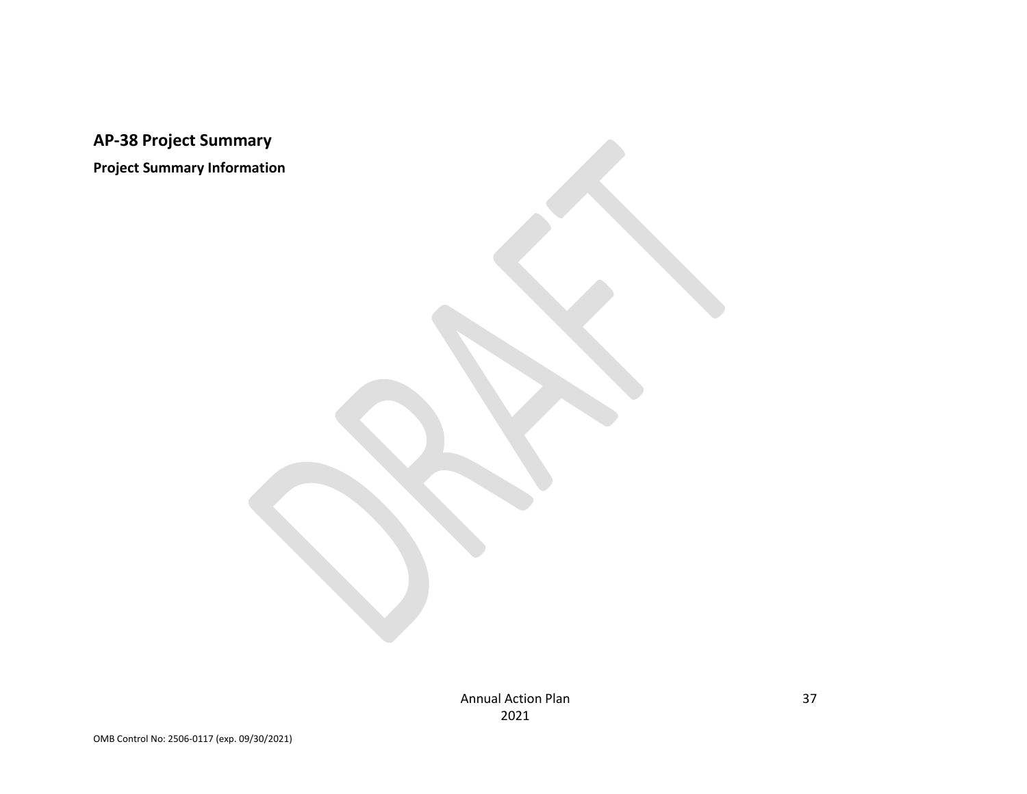## AP-38 Project Summary

**Project Summary Information**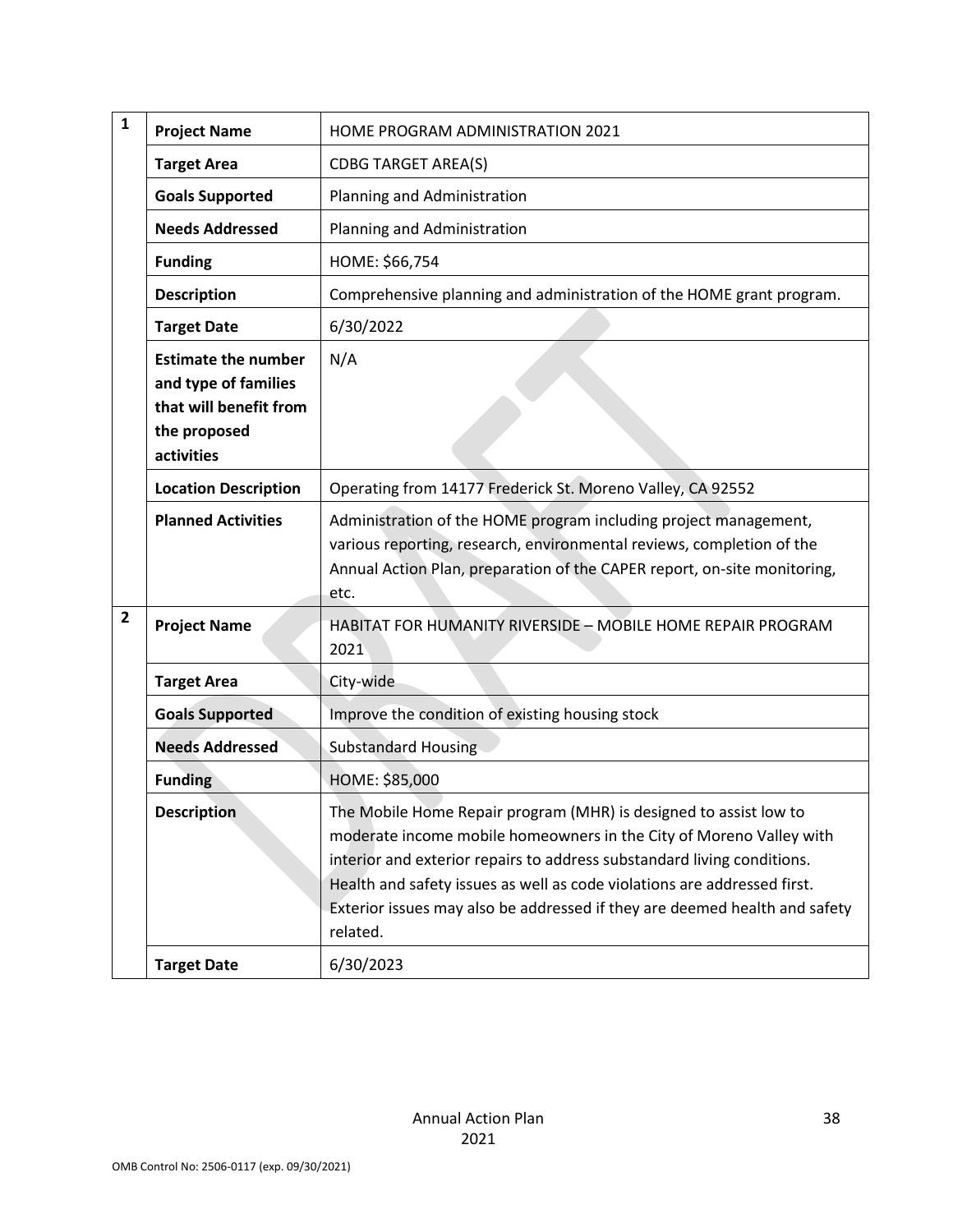| | | |
|---|---|---|
| **1** | **Project Name** | HOME PROGRAM ADMINISTRATION 2021 |
| | **Target Area** | CDBG TARGET AREA(S) |
| | **Goals Supported** | Planning and Administration |
| | **Needs Addressed** | Planning and Administration |
| | **Funding** | HOME: $66,754 |
| | **Description** | Comprehensive planning and administration of the HOME grant program. |
| | **Target Date** | 6/30/2022 |
| | **Estimate the number and type of families that will benefit from the proposed activities** | N/A |
| | **Location Description** | Operating from 14177 Frederick St. Moreno Valley, CA 92552 |
| | **Planned Activities** | Administration of the HOME program including project management, various reporting, research, environmental reviews, completion of the Annual Action Plan, preparation of the CAPER report, on-site monitoring, etc. |
| **2** | **Project Name** | HABITAT FOR HUMANITY RIVERSIDE – MOBILE HOME REPAIR PROGRAM 2021 |
| | **Target Area** | City-wide |
| | **Goals Supported** | Improve the condition of existing housing stock |
| | **Needs Addressed** | Substandard Housing |
| | **Funding** | HOME: $85,000 |
| | **Description** | The Mobile Home Repair program (MHR) is designed to assist low to moderate income mobile homeowners in the City of Moreno Valley with interior and exterior repairs to address substandard living conditions. Health and safety issues as well as code violations are addressed first. Exterior issues may also be addressed if they are deemed health and safety related. |
| | **Target Date** | 6/30/2023 |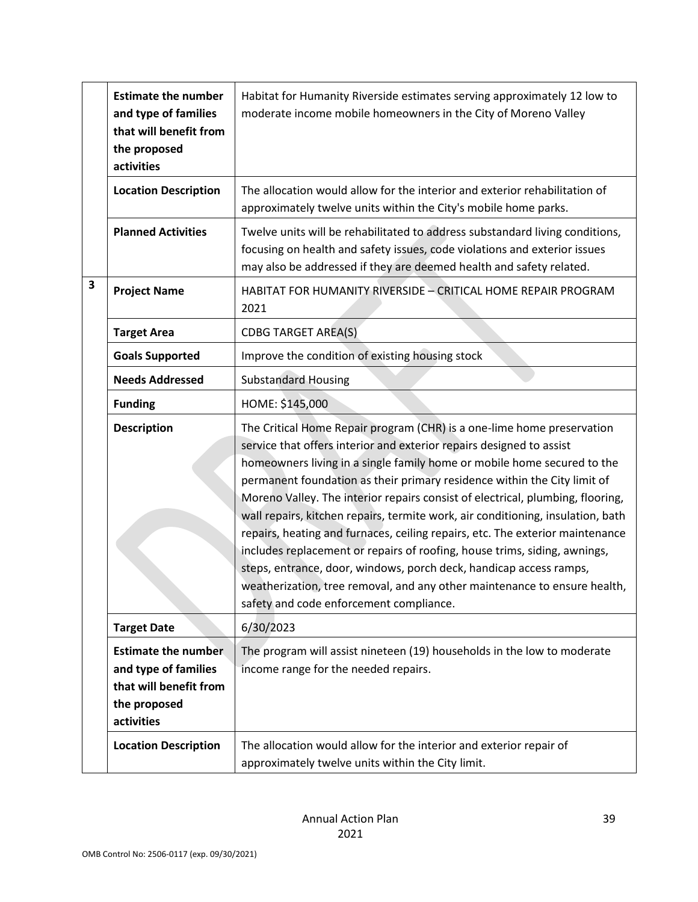| | | |
|---|---|---|
| | **Estimate the number and type of families that will benefit from the proposed activities** | Habitat for Humanity Riverside estimates serving approximately 12 low to moderate income mobile homeowners in the City of Moreno Valley |
| | **Location Description** | The allocation would allow for the interior and exterior rehabilitation of approximately twelve units within the City's mobile home parks. |
| | **Planned Activities** | Twelve units will be rehabilitated to address substandard living conditions, focusing on health and safety issues, code violations and exterior issues may also be addressed if they are deemed health and safety related. |
| **3** | **Project Name** | HABITAT FOR HUMANITY RIVERSIDE – CRITICAL HOME REPAIR PROGRAM 2021 |
| | **Target Area** | CDBG TARGET AREA(S) |
| | **Goals Supported** | Improve the condition of existing housing stock |
| | **Needs Addressed** | Substandard Housing |
| | **Funding** | HOME: $145,000 |
| | **Description** | The Critical Home Repair program (CHR) is a one-lime home preservation service that offers interior and exterior repairs designed to assist homeowners living in a single family home or mobile home secured to the permanent foundation as their primary residence within the City limit of Moreno Valley. The interior repairs consist of electrical, plumbing, flooring, wall repairs, kitchen repairs, termite work, air conditioning, insulation, bath repairs, heating and furnaces, ceiling repairs, etc. The exterior maintenance includes replacement or repairs of roofing, house trims, siding, awnings, steps, entrance, door, windows, porch deck, handicap access ramps, weatherization, tree removal, and any other maintenance to ensure health, safety and code enforcement compliance. |
| | **Target Date** | 6/30/2023 |
| | **Estimate the number and type of families that will benefit from the proposed activities** | The program will assist nineteen (19) households in the low to moderate income range for the needed repairs. |
| | **Location Description** | The allocation would allow for the interior and exterior repair of approximately twelve units within the City limit. |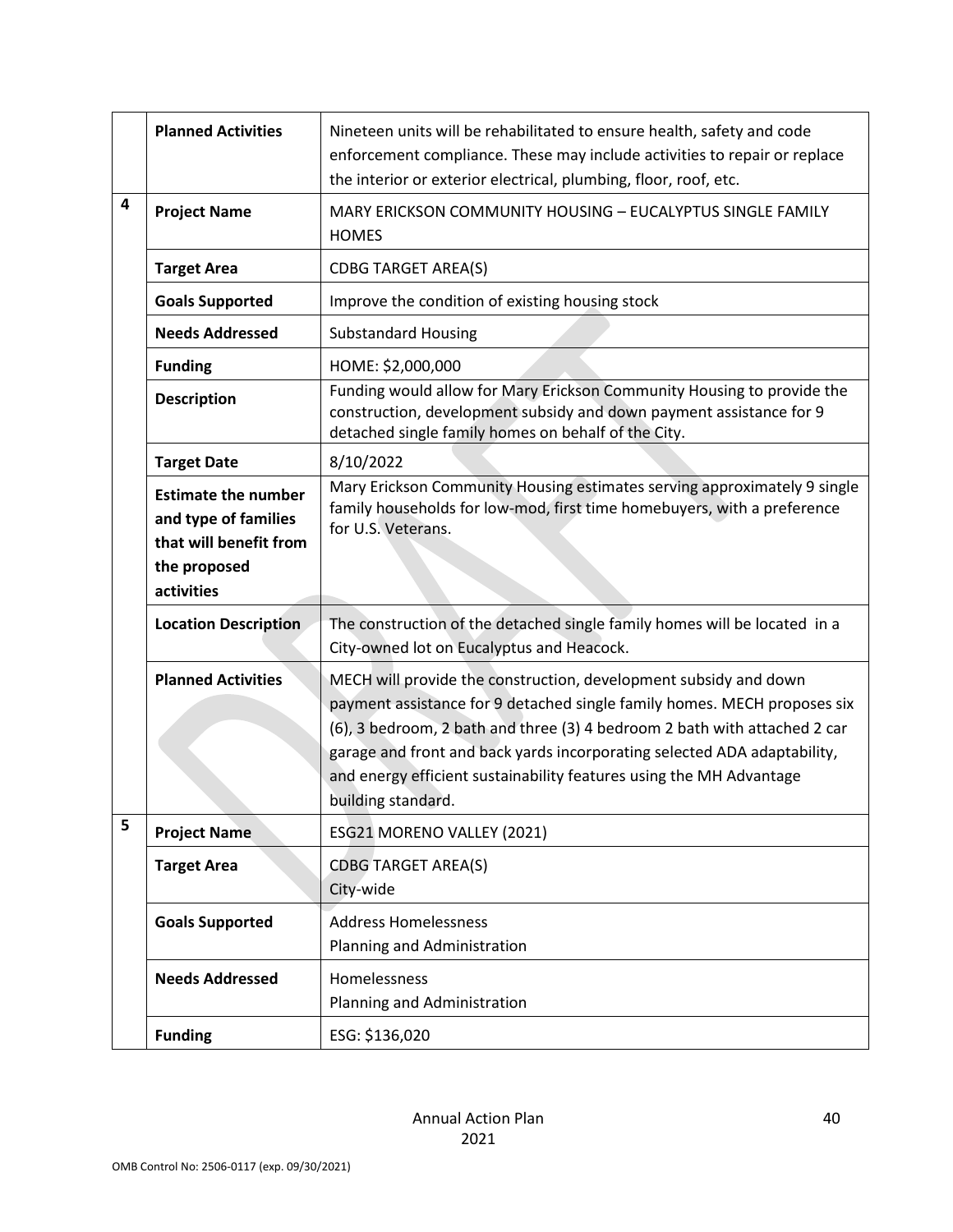| | | |
|---|---|---|
| | **Planned Activities** | Nineteen units will be rehabilitated to ensure health, safety and code enforcement compliance. These may include activities to repair or replace the interior or exterior electrical, plumbing, floor, roof, etc. |
| 4 | **Project Name** | MARY ERICKSON COMMUNITY HOUSING – EUCALYPTUS SINGLE FAMILY HOMES |
| | **Target Area** | CDBG TARGET AREA(S) |
| | **Goals Supported** | Improve the condition of existing housing stock |
| | **Needs Addressed** | Substandard Housing |
| | **Funding** | HOME: $2,000,000 |
| | **Description** | Funding would allow for Mary Erickson Community Housing to provide the construction, development subsidy and down payment assistance for 9 detached single family homes on behalf of the City. |
| | **Target Date** | 8/10/2022 |
| | **Estimate the number and type of families that will benefit from the proposed activities** | Mary Erickson Community Housing estimates serving approximately 9 single family households for low-mod, first time homebuyers, with a preference for U.S. Veterans. |
| | **Location Description** | The construction of the detached single family homes will be located in a City-owned lot on Eucalyptus and Heacock. |
| | **Planned Activities** | MECH will provide the construction, development subsidy and down payment assistance for 9 detached single family homes. MECH proposes six (6), 3 bedroom, 2 bath and three (3) 4 bedroom 2 bath with attached 2 car garage and front and back yards incorporating selected ADA adaptability, and energy efficient sustainability features using the MH Advantage building standard. |
| 5 | **Project Name** | ESG21 MORENO VALLEY (2021) |
| | **Target Area** | CDBG TARGET AREA(S)<br>City-wide |
| | **Goals Supported** | Address Homelessness<br>Planning and Administration |
| | **Needs Addressed** | Homelessness<br>Planning and Administration |
| | **Funding** | ESG: $136,020 |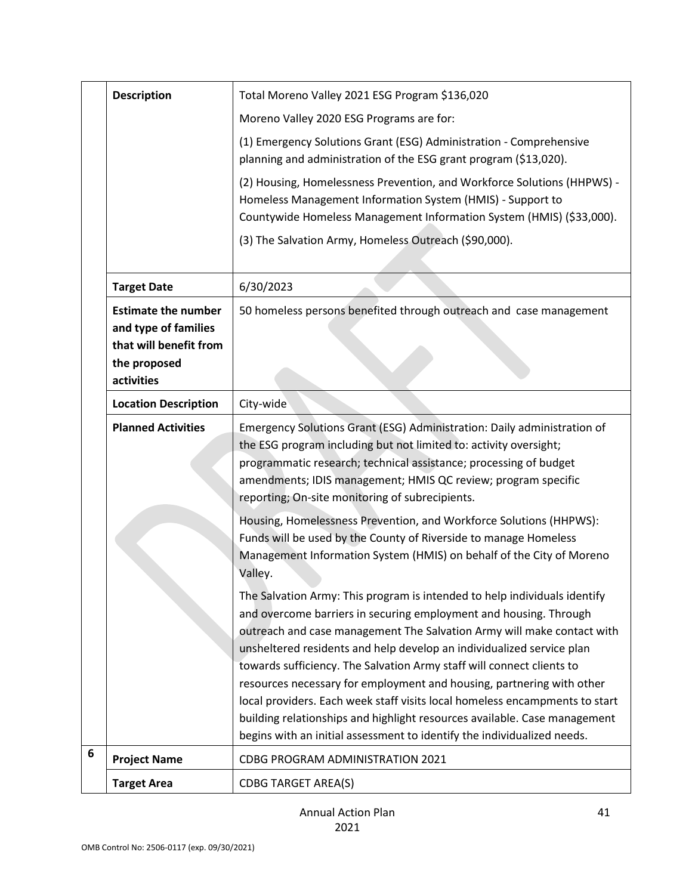| | | |
|---|---|---|
| | **Description** | Total Moreno Valley 2021 ESG Program $136,020<br><br>Moreno Valley 2020 ESG Programs are for:<br><br>(1) Emergency Solutions Grant (ESG) Administration - Comprehensive planning and administration of the ESG grant program ($13,020).<br><br>(2) Housing, Homelessness Prevention, and Workforce Solutions (HHPWS) - Homeless Management Information System (HMIS) - Support to Countywide Homeless Management Information System (HMIS) ($33,000).<br><br>(3) The Salvation Army, Homeless Outreach ($90,000). |
| | **Target Date** | 6/30/2023 |
| | **Estimate the number and type of families that will benefit from the proposed activities** | 50 homeless persons benefited through outreach and case management |
| | **Location Description** | City-wide |
| | **Planned Activities** | Emergency Solutions Grant (ESG) Administration: Daily administration of the ESG program including but not limited to: activity oversight; programmatic research; technical assistance; processing of budget amendments; IDIS management; HMIS QC review; program specific reporting; On-site monitoring of subrecipients.<br><br>Housing, Homelessness Prevention, and Workforce Solutions (HHPWS): Funds will be used by the County of Riverside to manage Homeless Management Information System (HMIS) on behalf of the City of Moreno Valley.<br><br>The Salvation Army: This program is intended to help individuals identify and overcome barriers in securing employment and housing. Through outreach and case management The Salvation Army will make contact with unsheltered residents and help develop an individualized service plan towards sufficiency. The Salvation Army staff will connect clients to resources necessary for employment and housing, partnering with other local providers. Each week staff visits local homeless encampments to start building relationships and highlight resources available. Case management begins with an initial assessment to identify the individualized needs. |
| 6 | **Project Name** | CDBG PROGRAM ADMINISTRATION 2021 |
| | **Target Area** | CDBG TARGET AREA(S) |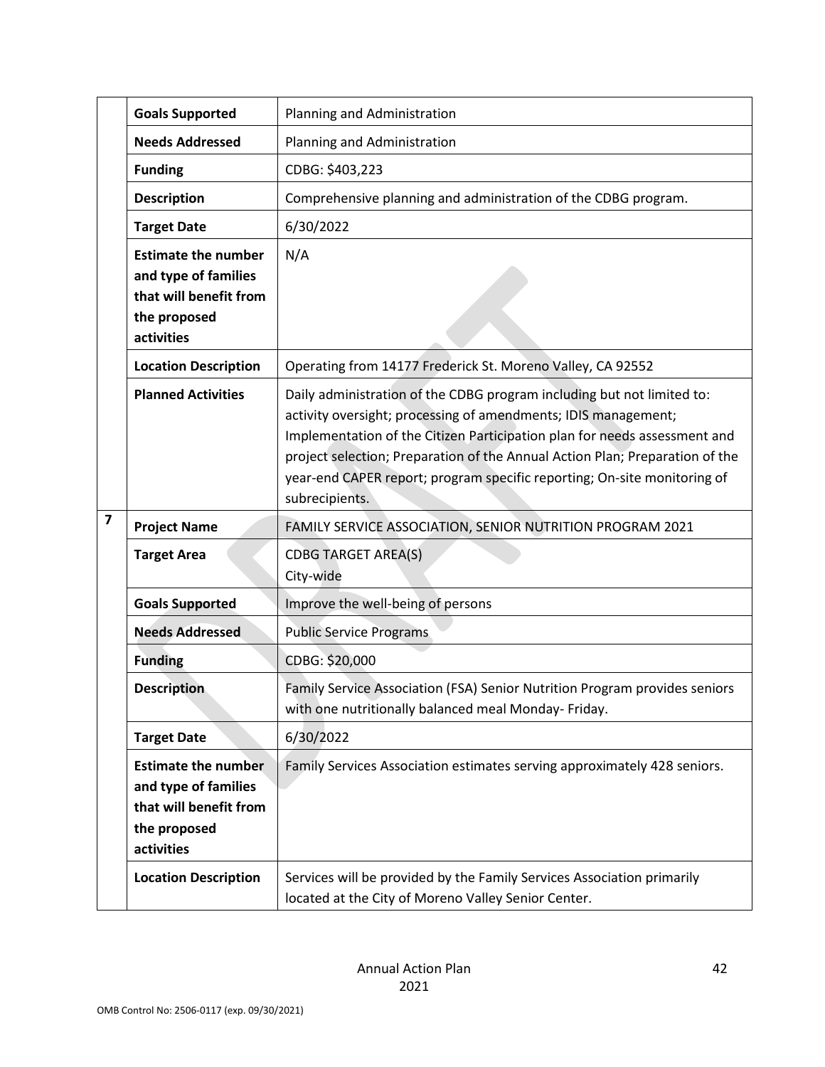| | | |
|---|---|---|
| | **Goals Supported** | Planning and Administration |
| | **Needs Addressed** | Planning and Administration |
| | **Funding** | CDBG: $403,223 |
| | **Description** | Comprehensive planning and administration of the CDBG program. |
| | **Target Date** | 6/30/2022 |
| | **Estimate the number and type of families that will benefit from the proposed activities** | N/A |
| | **Location Description** | Operating from 14177 Frederick St. Moreno Valley, CA 92552 |
| | **Planned Activities** | Daily administration of the CDBG program including but not limited to: activity oversight; processing of amendments; IDIS management; Implementation of the Citizen Participation plan for needs assessment and project selection; Preparation of the Annual Action Plan; Preparation of the year-end CAPER report; program specific reporting; On-site monitoring of subrecipients. |
| **7** | **Project Name** | FAMILY SERVICE ASSOCIATION, SENIOR NUTRITION PROGRAM 2021 |
| | **Target Area** | CDBG TARGET AREA(S)<br>City-wide |
| | **Goals Supported** | Improve the well-being of persons |
| | **Needs Addressed** | Public Service Programs |
| | **Funding** | CDBG: $20,000 |
| | **Description** | Family Service Association (FSA) Senior Nutrition Program provides seniors with one nutritionally balanced meal Monday- Friday. |
| | **Target Date** | 6/30/2022 |
| | **Estimate the number and type of families that will benefit from the proposed activities** | Family Services Association estimates serving approximately 428 seniors. |
| | **Location Description** | Services will be provided by the Family Services Association primarily located at the City of Moreno Valley Senior Center. |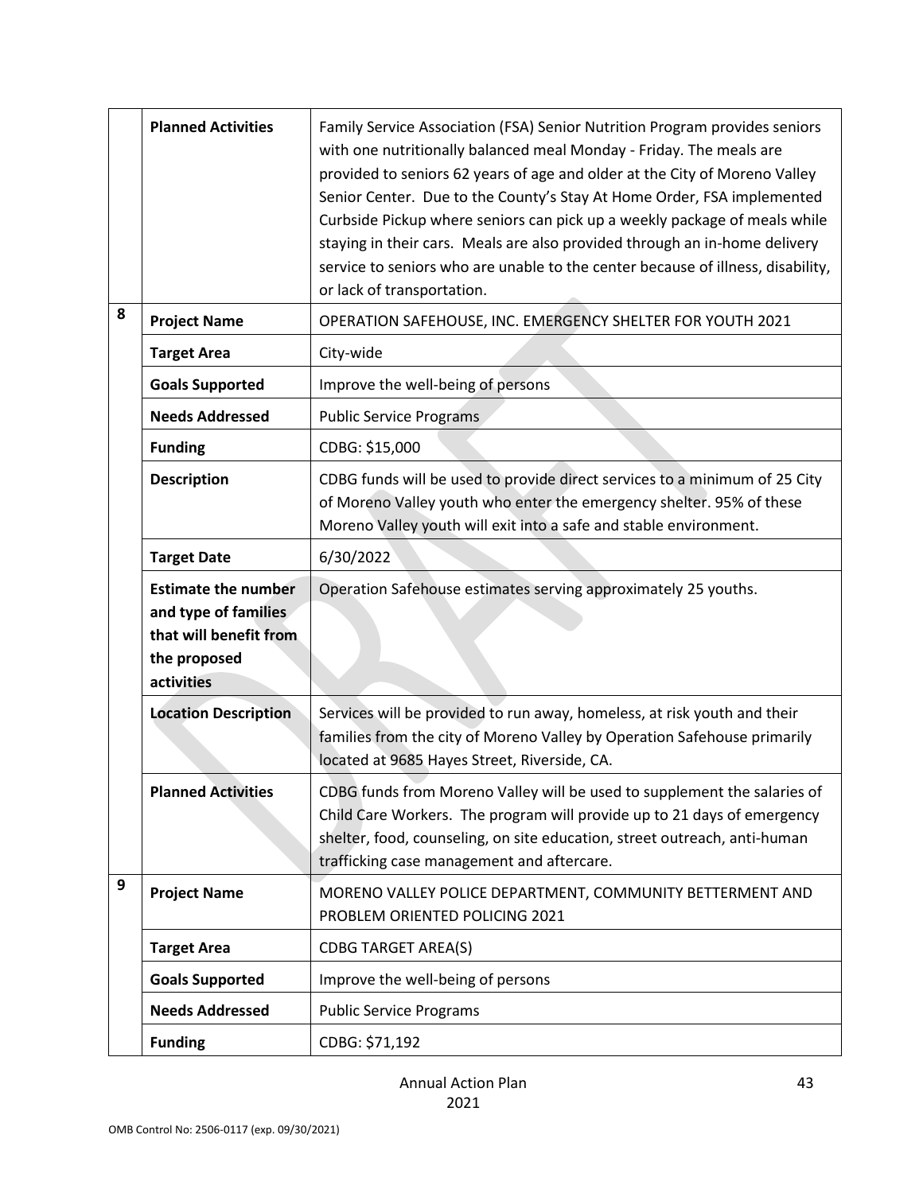| | | |
|---|---|---|
| | **Planned Activities** | Family Service Association (FSA) Senior Nutrition Program provides seniors with one nutritionally balanced meal Monday - Friday. The meals are provided to seniors 62 years of age and older at the City of Moreno Valley Senior Center. Due to the County's Stay At Home Order, FSA implemented Curbside Pickup where seniors can pick up a weekly package of meals while staying in their cars. Meals are also provided through an in-home delivery service to seniors who are unable to the center because of illness, disability, or lack of transportation. |
| 8 | **Project Name** | OPERATION SAFEHOUSE, INC. EMERGENCY SHELTER FOR YOUTH 2021 |
| | **Target Area** | City-wide |
| | **Goals Supported** | Improve the well-being of persons |
| | **Needs Addressed** | Public Service Programs |
| | **Funding** | CDBG: $15,000 |
| | **Description** | CDBG funds will be used to provide direct services to a minimum of 25 City of Moreno Valley youth who enter the emergency shelter. 95% of these Moreno Valley youth will exit into a safe and stable environment. |
| | **Target Date** | 6/30/2022 |
| | **Estimate the number and type of families that will benefit from the proposed activities** | Operation Safehouse estimates serving approximately 25 youths. |
| | **Location Description** | Services will be provided to run away, homeless, at risk youth and their families from the city of Moreno Valley by Operation Safehouse primarily located at 9685 Hayes Street, Riverside, CA. |
| | **Planned Activities** | CDBG funds from Moreno Valley will be used to supplement the salaries of Child Care Workers. The program will provide up to 21 days of emergency shelter, food, counseling, on site education, street outreach, anti-human trafficking case management and aftercare. |
| 9 | **Project Name** | MORENO VALLEY POLICE DEPARTMENT, COMMUNITY BETTERMENT AND PROBLEM ORIENTED POLICING 2021 |
| | **Target Area** | CDBG TARGET AREA(S) |
| | **Goals Supported** | Improve the well-being of persons |
| | **Needs Addressed** | Public Service Programs |
| | **Funding** | CDBG: $71,192 |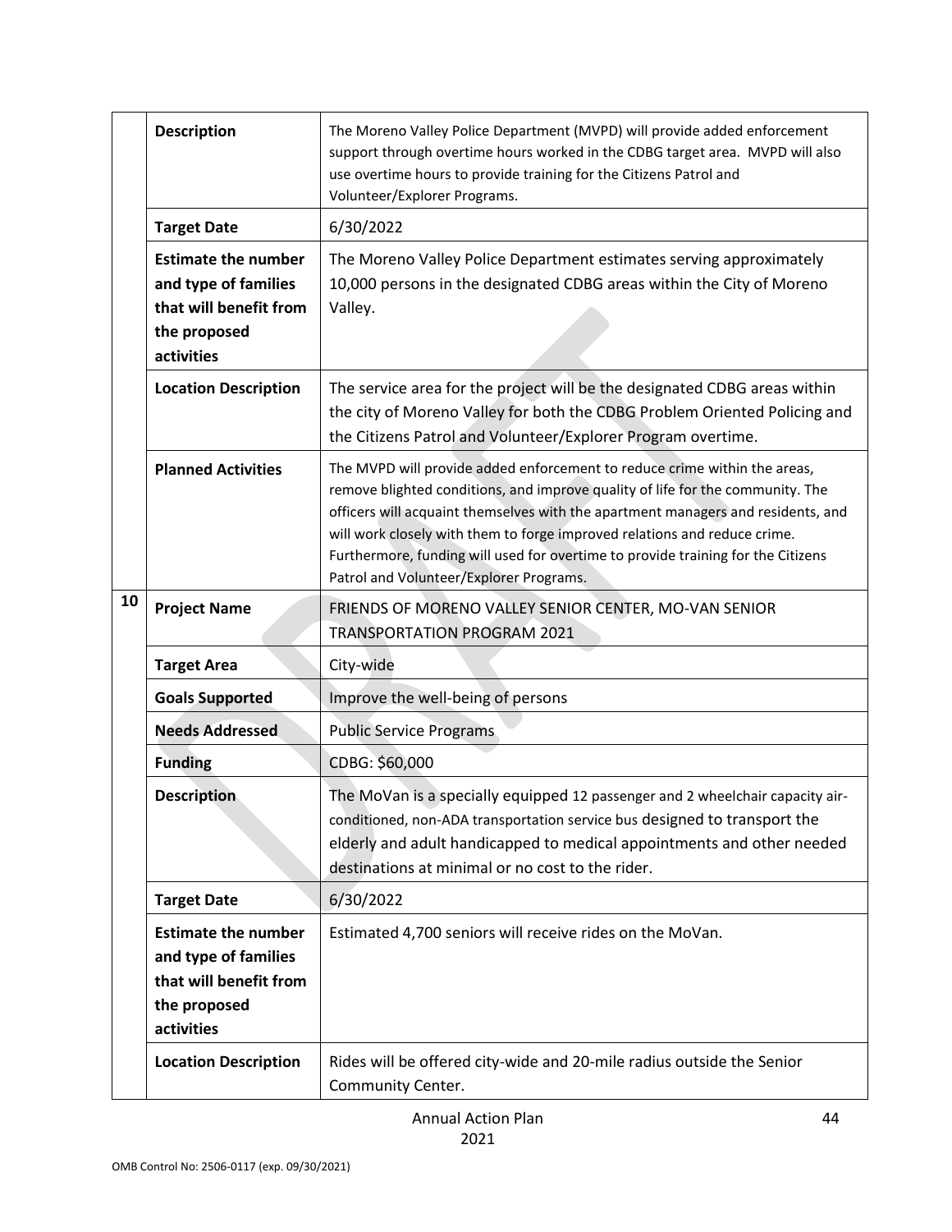|  |  |  |
| --- | --- | --- |
|  | **Description** | The Moreno Valley Police Department (MVPD) will provide added enforcement support through overtime hours worked in the CDBG target area. MVPD will also use overtime hours to provide training for the Citizens Patrol and Volunteer/Explorer Programs. |
|  | **Target Date** | 6/30/2022 |
|  | **Estimate the number and type of families that will benefit from the proposed activities** | The Moreno Valley Police Department estimates serving approximately 10,000 persons in the designated CDBG areas within the City of Moreno Valley. |
|  | **Location Description** | The service area for the project will be the designated CDBG areas within the city of Moreno Valley for both the CDBG Problem Oriented Policing and the Citizens Patrol and Volunteer/Explorer Program overtime. |
|  | **Planned Activities** | The MVPD will provide added enforcement to reduce crime within the areas, remove blighted conditions, and improve quality of life for the community. The officers will acquaint themselves with the apartment managers and residents, and will work closely with them to forge improved relations and reduce crime. Furthermore, funding will used for overtime to provide training for the Citizens Patrol and Volunteer/Explorer Programs. |
| 10 | **Project Name** | FRIENDS OF MORENO VALLEY SENIOR CENTER, MO-VAN SENIOR TRANSPORTATION PROGRAM 2021 |
|  | **Target Area** | City-wide |
|  | **Goals Supported** | Improve the well-being of persons |
|  | **Needs Addressed** | Public Service Programs |
|  | **Funding** | CDBG: $60,000 |
|  | **Description** | The MoVan is a specially equipped 12 passenger and 2 wheelchair capacity air-conditioned, non-ADA transportation service bus designed to transport the elderly and adult handicapped to medical appointments and other needed destinations at minimal or no cost to the rider. |
|  | **Target Date** | 6/30/2022 |
|  | **Estimate the number and type of families that will benefit from the proposed activities** | Estimated 4,700 seniors will receive rides on the MoVan. |
|  | **Location Description** | Rides will be offered city-wide and 20-mile radius outside the Senior Community Center. |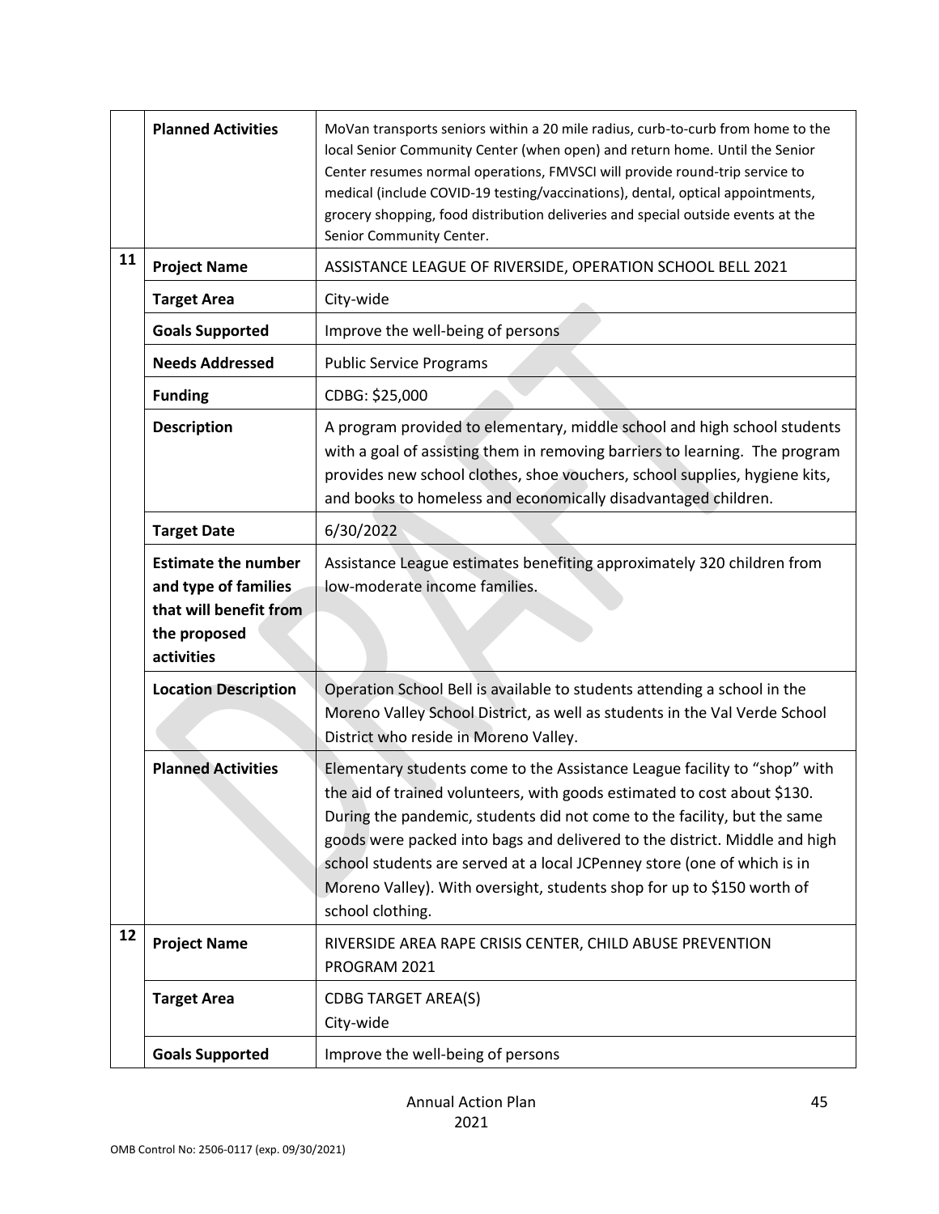| | | |
|---|---|---|
| | **Planned Activities** | MoVan transports seniors within a 20 mile radius, curb-to-curb from home to the local Senior Community Center (when open) and return home. Until the Senior Center resumes normal operations, FMVSCI will provide round-trip service to medical (include COVID-19 testing/vaccinations), dental, optical appointments, grocery shopping, food distribution deliveries and special outside events at the Senior Community Center. |
| 11 | **Project Name** | ASSISTANCE LEAGUE OF RIVERSIDE, OPERATION SCHOOL BELL 2021 |
| | **Target Area** | City-wide |
| | **Goals Supported** | Improve the well-being of persons |
| | **Needs Addressed** | Public Service Programs |
| | **Funding** | CDBG: $25,000 |
| | **Description** | A program provided to elementary, middle school and high school students with a goal of assisting them in removing barriers to learning. The program provides new school clothes, shoe vouchers, school supplies, hygiene kits, and books to homeless and economically disadvantaged children. |
| | **Target Date** | 6/30/2022 |
| | **Estimate the number and type of families that will benefit from the proposed activities** | Assistance League estimates benefiting approximately 320 children from low-moderate income families. |
| | **Location Description** | Operation School Bell is available to students attending a school in the Moreno Valley School District, as well as students in the Val Verde School District who reside in Moreno Valley. |
| | **Planned Activities** | Elementary students come to the Assistance League facility to "shop" with the aid of trained volunteers, with goods estimated to cost about $130. During the pandemic, students did not come to the facility, but the same goods were packed into bags and delivered to the district. Middle and high school students are served at a local JCPenney store (one of which is in Moreno Valley). With oversight, students shop for up to $150 worth of school clothing. |
| 12 | **Project Name** | RIVERSIDE AREA RAPE CRISIS CENTER, CHILD ABUSE PREVENTION PROGRAM 2021 |
| | **Target Area** | CDBG TARGET AREA(S)<br>City-wide |
| | **Goals Supported** | Improve the well-being of persons |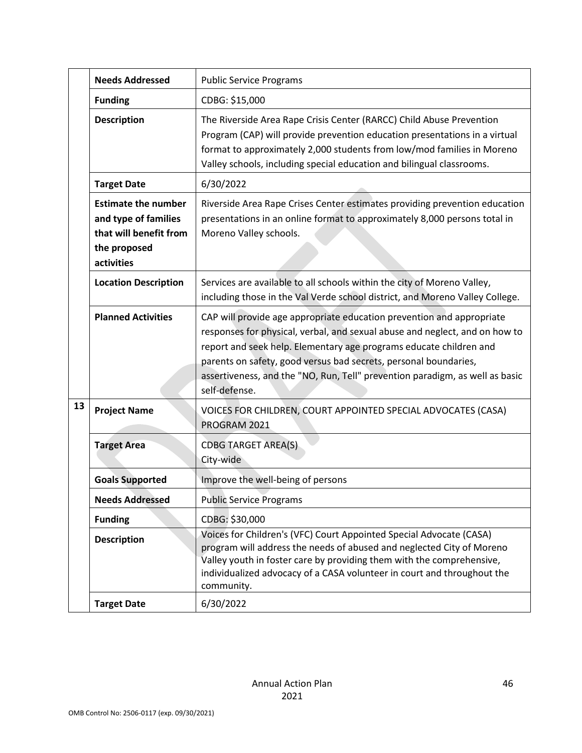| | | |
|---|---|---|
| | **Needs Addressed** | Public Service Programs |
| | **Funding** | CDBG: $15,000 |
| | **Description** | The Riverside Area Rape Crisis Center (RARCC) Child Abuse Prevention Program (CAP) will provide prevention education presentations in a virtual format to approximately 2,000 students from low/mod families in Moreno Valley schools, including special education and bilingual classrooms. |
| | **Target Date** | 6/30/2022 |
| | **Estimate the number and type of families that will benefit from the proposed activities** | Riverside Area Rape Crises Center estimates providing prevention education presentations in an online format to approximately 8,000 persons total in Moreno Valley schools. |
| | **Location Description** | Services are available to all schools within the city of Moreno Valley, including those in the Val Verde school district, and Moreno Valley College. |
| | **Planned Activities** | CAP will provide age appropriate education prevention and appropriate responses for physical, verbal, and sexual abuse and neglect, and on how to report and seek help. Elementary age programs educate children and parents on safety, good versus bad secrets, personal boundaries, assertiveness, and the "NO, Run, Tell" prevention paradigm, as well as basic self-defense. |
| 13 | **Project Name** | VOICES FOR CHILDREN, COURT APPOINTED SPECIAL ADVOCATES (CASA) PROGRAM 2021 |
| | **Target Area** | CDBG TARGET AREA(S)<br>City-wide |
| | **Goals Supported** | Improve the well-being of persons |
| | **Needs Addressed** | Public Service Programs |
| | **Funding** | CDBG: $30,000 |
| | **Description** | Voices for Children's (VFC) Court Appointed Special Advocate (CASA) program will address the needs of abused and neglected City of Moreno Valley youth in foster care by providing them with the comprehensive, individualized advocacy of a CASA volunteer in court and throughout the community. |
| | **Target Date** | 6/30/2022 |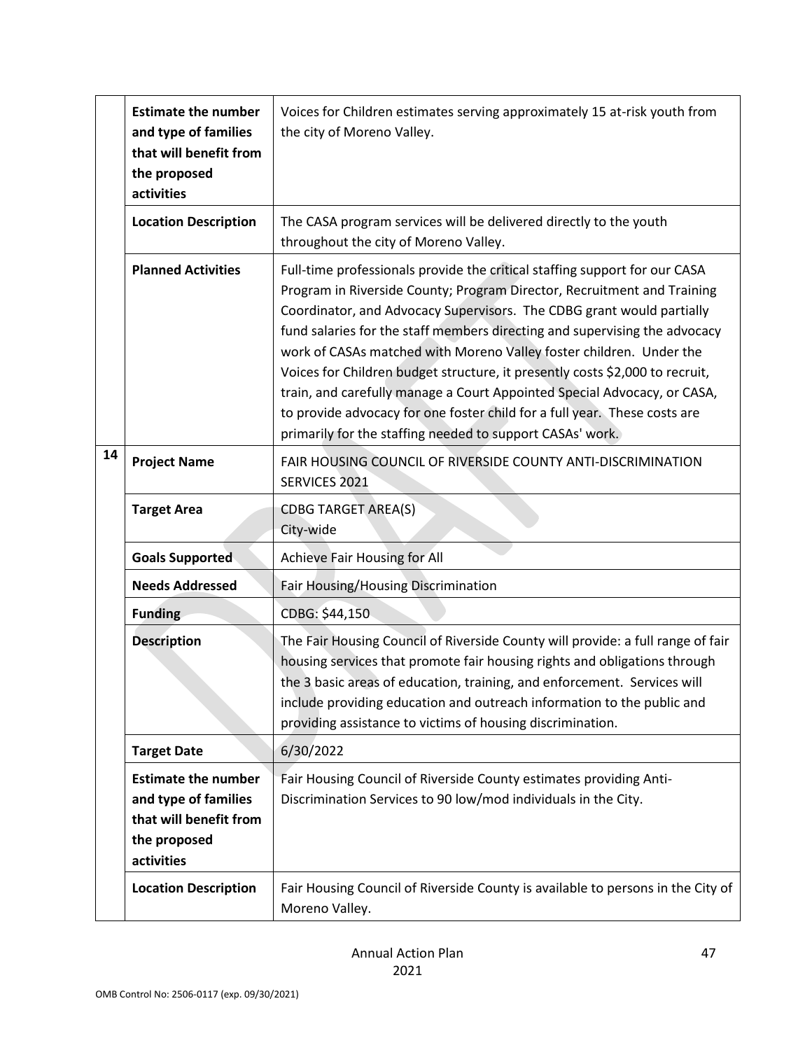| | | |
|---|---|---|
| | **Estimate the number and type of families that will benefit from the proposed activities** | Voices for Children estimates serving approximately 15 at-risk youth from the city of Moreno Valley. |
| | **Location Description** | The CASA program services will be delivered directly to the youth throughout the city of Moreno Valley. |
| | **Planned Activities** | Full-time professionals provide the critical staffing support for our CASA Program in Riverside County; Program Director, Recruitment and Training Coordinator, and Advocacy Supervisors. The CDBG grant would partially fund salaries for the staff members directing and supervising the advocacy work of CASAs matched with Moreno Valley foster children. Under the Voices for Children budget structure, it presently costs $2,000 to recruit, train, and carefully manage a Court Appointed Special Advocacy, or CASA, to provide advocacy for one foster child for a full year. These costs are primarily for the staffing needed to support CASAs' work. |
| **14** | **Project Name** | FAIR HOUSING COUNCIL OF RIVERSIDE COUNTY ANTI-DISCRIMINATION SERVICES 2021 |
| | **Target Area** | CDBG TARGET AREA(S)<br>City-wide |
| | **Goals Supported** | Achieve Fair Housing for All |
| | **Needs Addressed** | Fair Housing/Housing Discrimination |
| | **Funding** | CDBG: $44,150 |
| | **Description** | The Fair Housing Council of Riverside County will provide: a full range of fair housing services that promote fair housing rights and obligations through the 3 basic areas of education, training, and enforcement. Services will include providing education and outreach information to the public and providing assistance to victims of housing discrimination. |
| | **Target Date** | 6/30/2022 |
| | **Estimate the number and type of families that will benefit from the proposed activities** | Fair Housing Council of Riverside County estimates providing Anti-Discrimination Services to 90 low/mod individuals in the City. |
| | **Location Description** | Fair Housing Council of Riverside County is available to persons in the City of Moreno Valley. |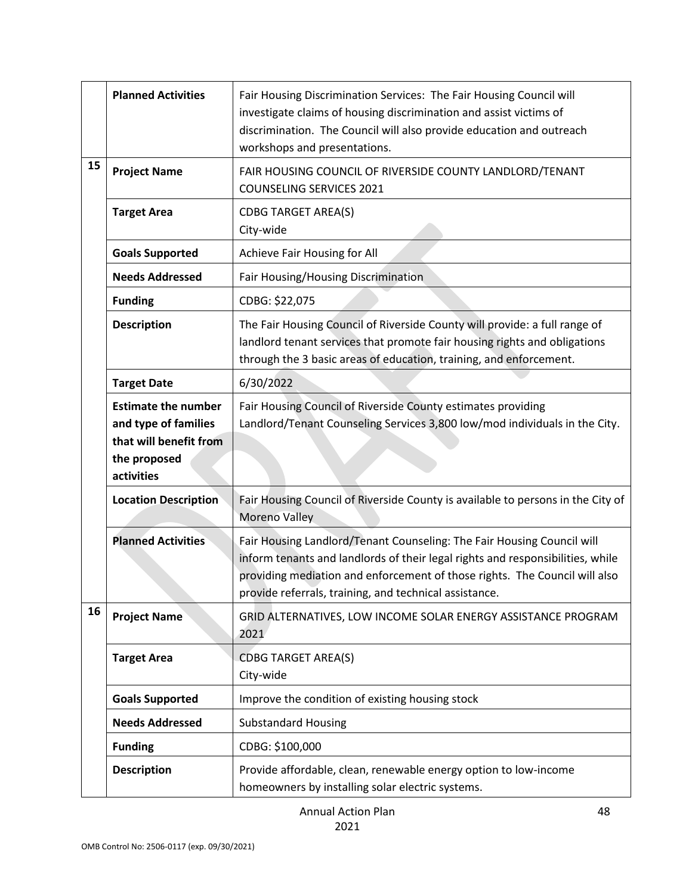| | | |
|---|---|---|
| | **Planned Activities** | Fair Housing Discrimination Services: The Fair Housing Council will investigate claims of housing discrimination and assist victims of discrimination. The Council will also provide education and outreach workshops and presentations. |
| 15 | **Project Name** | FAIR HOUSING COUNCIL OF RIVERSIDE COUNTY LANDLORD/TENANT COUNSELING SERVICES 2021 |
| | **Target Area** | CDBG TARGET AREA(S)<br>City-wide |
| | **Goals Supported** | Achieve Fair Housing for All |
| | **Needs Addressed** | Fair Housing/Housing Discrimination |
| | **Funding** | CDBG: $22,075 |
| | **Description** | The Fair Housing Council of Riverside County will provide: a full range of landlord tenant services that promote fair housing rights and obligations through the 3 basic areas of education, training, and enforcement. |
| | **Target Date** | 6/30/2022 |
| | **Estimate the number and type of families that will benefit from the proposed activities** | Fair Housing Council of Riverside County estimates providing Landlord/Tenant Counseling Services 3,800 low/mod individuals in the City. |
| | **Location Description** | Fair Housing Council of Riverside County is available to persons in the City of Moreno Valley |
| | **Planned Activities** | Fair Housing Landlord/Tenant Counseling: The Fair Housing Council will inform tenants and landlords of their legal rights and responsibilities, while providing mediation and enforcement of those rights. The Council will also provide referrals, training, and technical assistance. |
| 16 | **Project Name** | GRID ALTERNATIVES, LOW INCOME SOLAR ENERGY ASSISTANCE PROGRAM 2021 |
| | **Target Area** | CDBG TARGET AREA(S)<br>City-wide |
| | **Goals Supported** | Improve the condition of existing housing stock |
| | **Needs Addressed** | Substandard Housing |
| | **Funding** | CDBG: $100,000 |
| | **Description** | Provide affordable, clean, renewable energy option to low-income homeowners by installing solar electric systems. |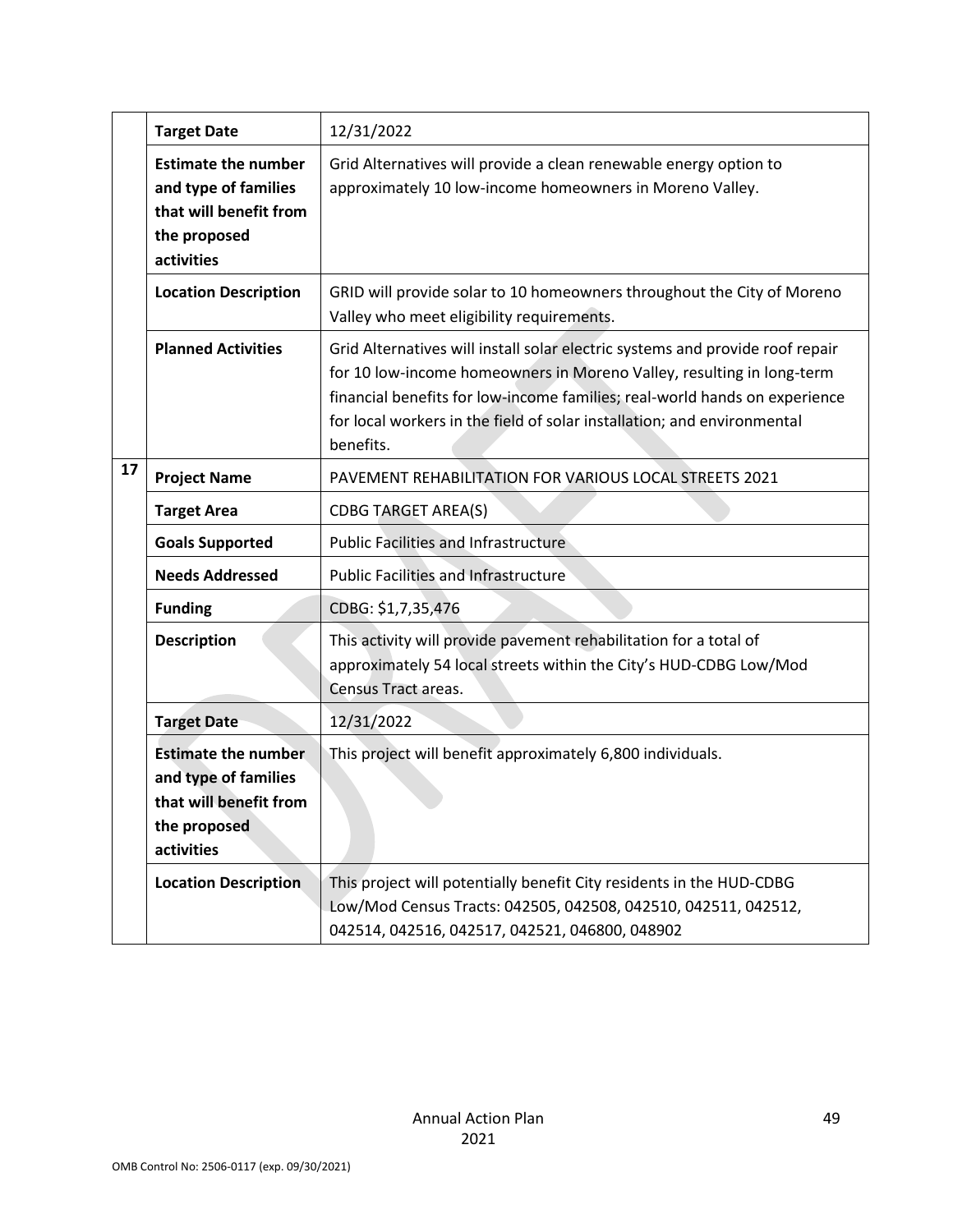| | | |
|---|---|---|
| | **Target Date** | 12/31/2022 |
| | **Estimate the number and type of families that will benefit from the proposed activities** | Grid Alternatives will provide a clean renewable energy option to approximately 10 low-income homeowners in Moreno Valley. |
| | **Location Description** | GRID will provide solar to 10 homeowners throughout the City of Moreno Valley who meet eligibility requirements. |
| | **Planned Activities** | Grid Alternatives will install solar electric systems and provide roof repair for 10 low-income homeowners in Moreno Valley, resulting in long-term financial benefits for low-income families; real-world hands on experience for local workers in the field of solar installation; and environmental benefits. |
| **17** | **Project Name** | PAVEMENT REHABILITATION FOR VARIOUS LOCAL STREETS 2021 |
| | **Target Area** | CDBG TARGET AREA(S) |
| | **Goals Supported** | Public Facilities and Infrastructure |
| | **Needs Addressed** | Public Facilities and Infrastructure |
| | **Funding** | CDBG: $1,7,35,476 |
| | **Description** | This activity will provide pavement rehabilitation for a total of approximately 54 local streets within the City's HUD-CDBG Low/Mod Census Tract areas. |
| | **Target Date** | 12/31/2022 |
| | **Estimate the number and type of families that will benefit from the proposed activities** | This project will benefit approximately 6,800 individuals. |
| | **Location Description** | This project will potentially benefit City residents in the HUD-CDBG Low/Mod Census Tracts: 042505, 042508, 042510, 042511, 042512, 042514, 042516, 042517, 042521, 046800, 048902 |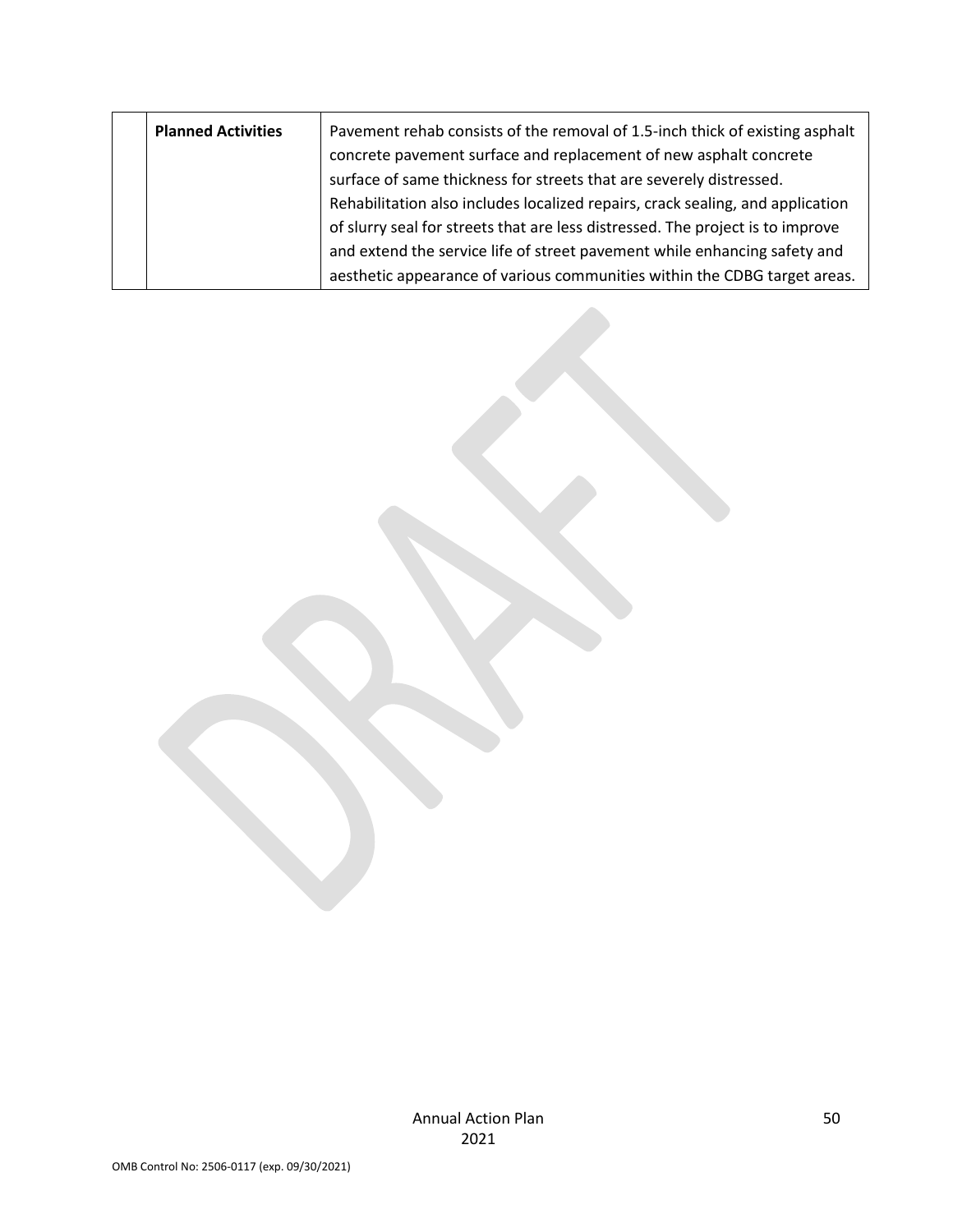| | | |
|---|---|---|
| | **Planned Activities** | Pavement rehab consists of the removal of 1.5-inch thick of existing asphalt concrete pavement surface and replacement of new asphalt concrete surface of same thickness for streets that are severely distressed. Rehabilitation also includes localized repairs, crack sealing, and application of slurry seal for streets that are less distressed. The project is to improve and extend the service life of street pavement while enhancing safety and aesthetic appearance of various communities within the CDBG target areas. |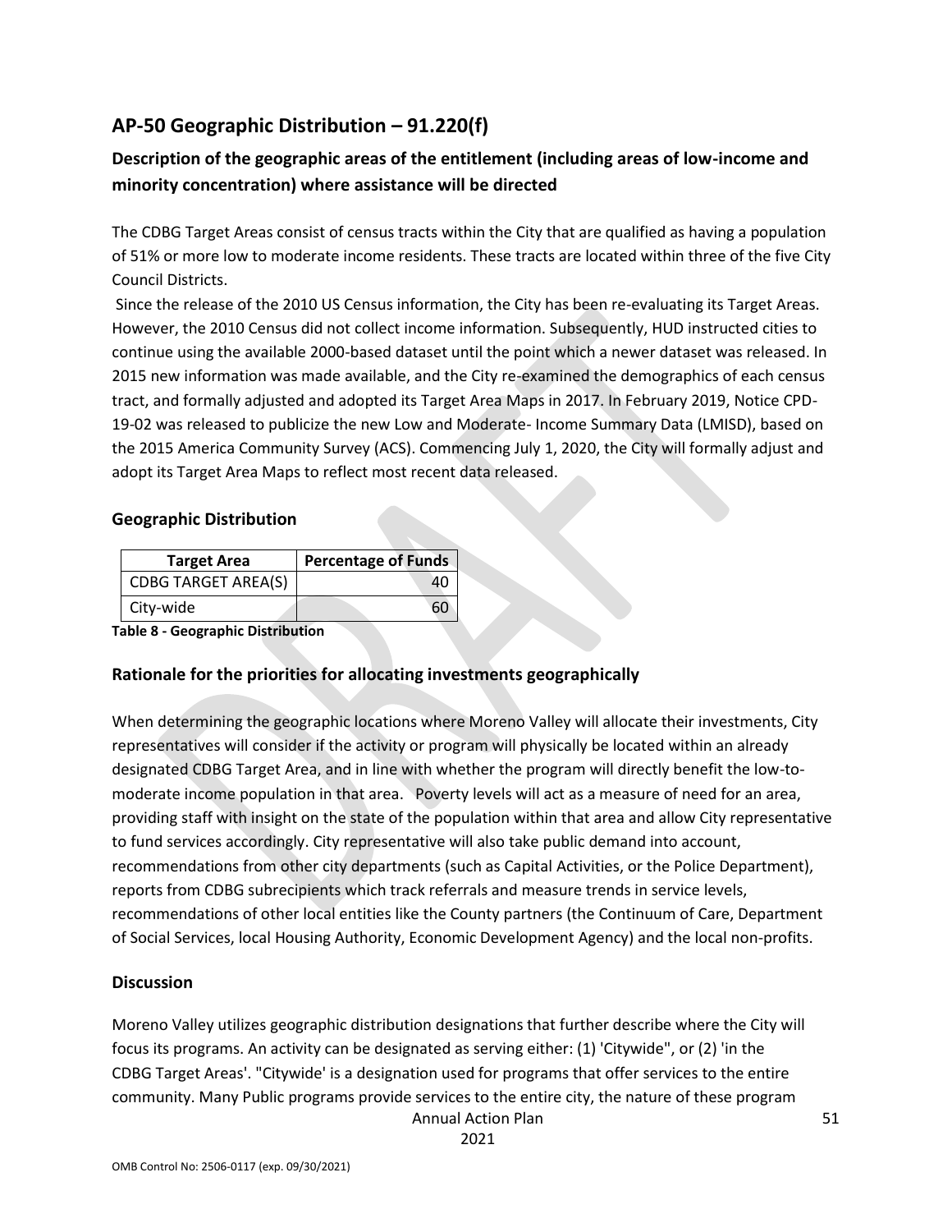## AP-50 Geographic Distribution – 91.220(f)

### Description of the geographic areas of the entitlement (including areas of low-income and minority concentration) where assistance will be directed

The CDBG Target Areas consist of census tracts within the City that are qualified as having a population of 51% or more low to moderate income residents. These tracts are located within three of the five City Council Districts.

Since the release of the 2010 US Census information, the City has been re-evaluating its Target Areas. However, the 2010 Census did not collect income information. Subsequently, HUD instructed cities to continue using the available 2000-based dataset until the point which a newer dataset was released. In 2015 new information was made available, and the City re-examined the demographics of each census tract, and formally adjusted and adopted its Target Area Maps in 2017. In February 2019, Notice CPD-19-02 was released to publicize the new Low and Moderate- Income Summary Data (LMISD), based on the 2015 America Community Survey (ACS). Commencing July 1, 2020, the City will formally adjust and adopt its Target Area Maps to reflect most recent data released.

### Geographic Distribution

| Target Area | Percentage of Funds |
|---|---|
| CDBG TARGET AREA(S) | 40 |
| City-wide | 60 |

**Table 8 - Geographic Distribution**

### Rationale for the priorities for allocating investments geographically

When determining the geographic locations where Moreno Valley will allocate their investments, City representatives will consider if the activity or program will physically be located within an already designated CDBG Target Area, and in line with whether the program will directly benefit the low-to-moderate income population in that area. Poverty levels will act as a measure of need for an area, providing staff with insight on the state of the population within that area and allow City representative to fund services accordingly. City representative will also take public demand into account, recommendations from other city departments (such as Capital Activities, or the Police Department), reports from CDBG subrecipients which track referrals and measure trends in service levels, recommendations of other local entities like the County partners (the Continuum of Care, Department of Social Services, local Housing Authority, Economic Development Agency) and the local non-profits.

### Discussion

Moreno Valley utilizes geographic distribution designations that further describe where the City will focus its programs. An activity can be designated as serving either: (1) 'Citywide", or (2) 'in the CDBG Target Areas'. "Citywide' is a designation used for programs that offer services to the entire community. Many Public programs provide services to the entire city, the nature of these program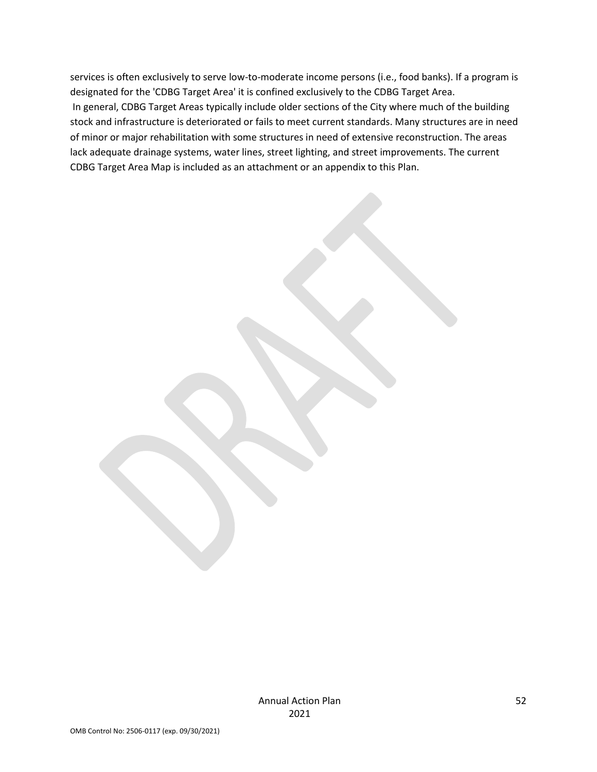services is often exclusively to serve low-to-moderate income persons (i.e., food banks). If a program is designated for the 'CDBG Target Area' it is confined exclusively to the CDBG Target Area.

In general, CDBG Target Areas typically include older sections of the City where much of the building stock and infrastructure is deteriorated or fails to meet current standards. Many structures are in need of minor or major rehabilitation with some structures in need of extensive reconstruction. The areas lack adequate drainage systems, water lines, street lighting, and street improvements. The current CDBG Target Area Map is included as an attachment or an appendix to this Plan.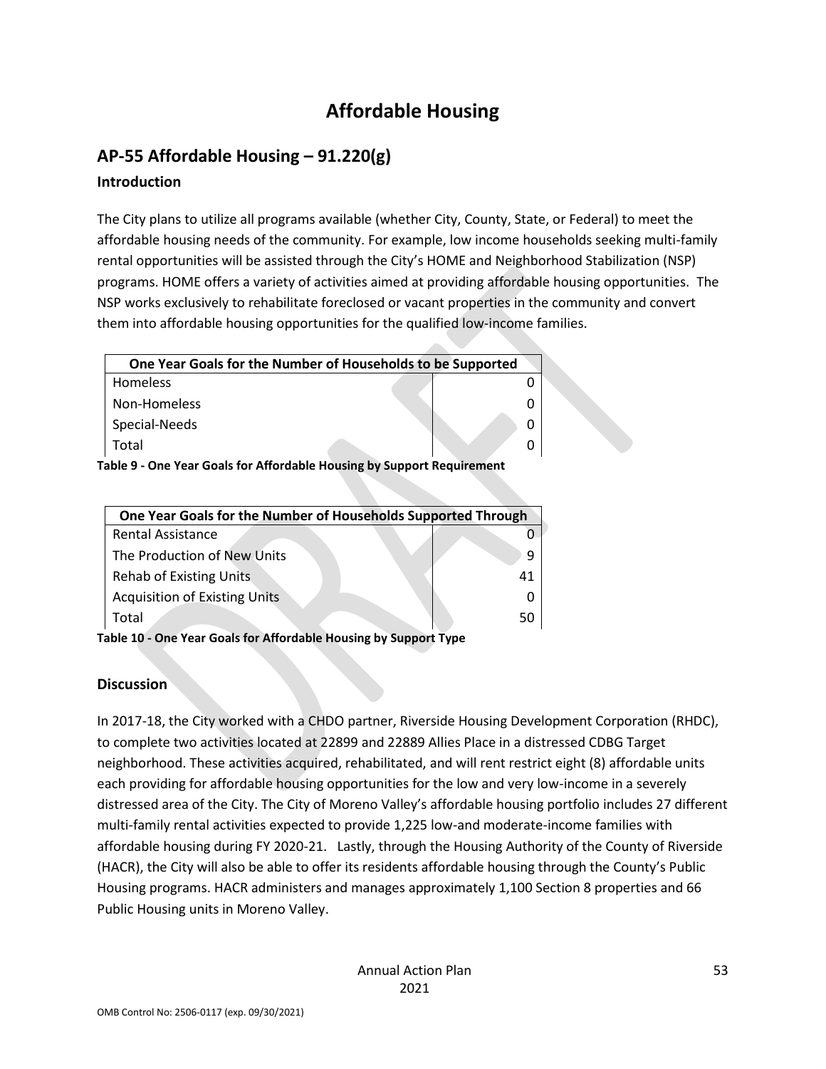# Affordable Housing

## AP-55 Affordable Housing – 91.220(g)

### Introduction

The City plans to utilize all programs available (whether City, County, State, or Federal) to meet the affordable housing needs of the community. For example, low income households seeking multi-family rental opportunities will be assisted through the City's HOME and Neighborhood Stabilization (NSP) programs. HOME offers a variety of activities aimed at providing affordable housing opportunities. The NSP works exclusively to rehabilitate foreclosed or vacant properties in the community and convert them into affordable housing opportunities for the qualified low-income families.

| One Year Goals for the Number of Households to be Supported | |
|---|---|
| Homeless | 0 |
| Non-Homeless | 0 |
| Special-Needs | 0 |
| Total | 0 |

**Table 9 - One Year Goals for Affordable Housing by Support Requirement**

| One Year Goals for the Number of Households Supported Through | |
|---|---|
| Rental Assistance | 0 |
| The Production of New Units | 9 |
| Rehab of Existing Units | 41 |
| Acquisition of Existing Units | 0 |
| Total | 50 |

**Table 10 - One Year Goals for Affordable Housing by Support Type**

### Discussion

In 2017-18, the City worked with a CHDO partner, Riverside Housing Development Corporation (RHDC), to complete two activities located at 22899 and 22889 Allies Place in a distressed CDBG Target neighborhood. These activities acquired, rehabilitated, and will rent restrict eight (8) affordable units each providing for affordable housing opportunities for the low and very low-income in a severely distressed area of the City. The City of Moreno Valley's affordable housing portfolio includes 27 different multi-family rental activities expected to provide 1,225 low-and moderate-income families with affordable housing during FY 2020-21. Lastly, through the Housing Authority of the County of Riverside (HACR), the City will also be able to offer its residents affordable housing through the County's Public Housing programs. HACR administers and manages approximately 1,100 Section 8 properties and 66 Public Housing units in Moreno Valley.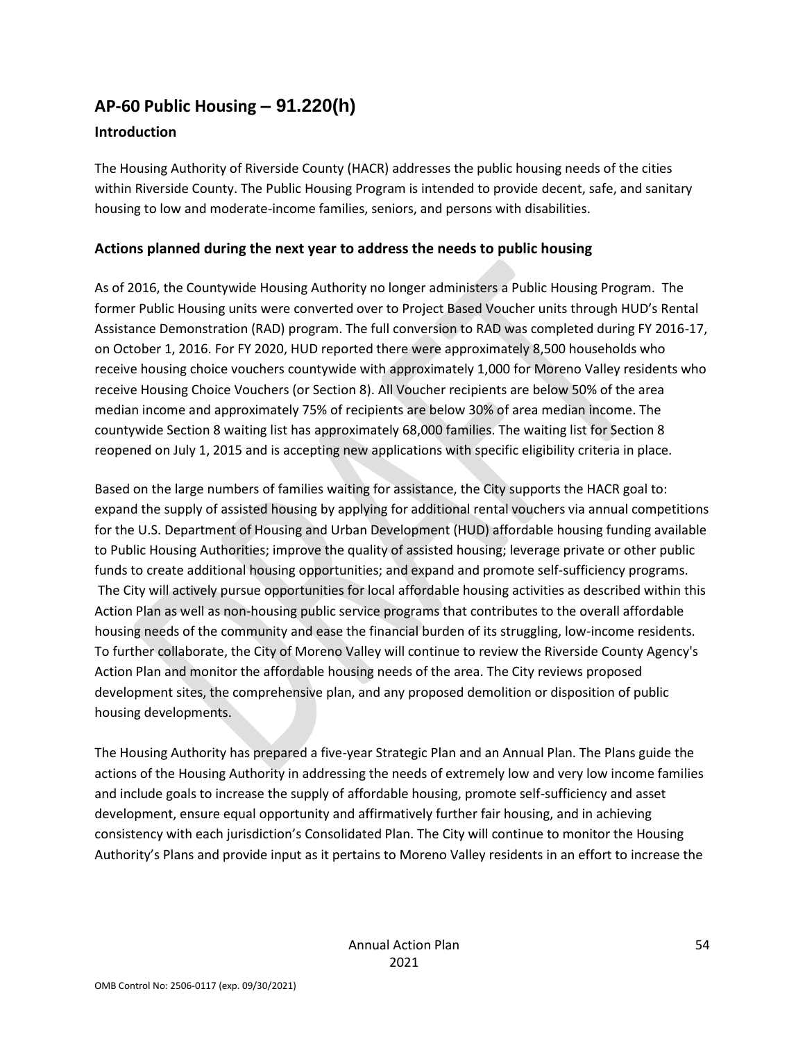## AP-60 Public Housing – 91.220(h)

### Introduction

The Housing Authority of Riverside County (HACR) addresses the public housing needs of the cities within Riverside County. The Public Housing Program is intended to provide decent, safe, and sanitary housing to low and moderate-income families, seniors, and persons with disabilities.

### Actions planned during the next year to address the needs to public housing

As of 2016, the Countywide Housing Authority no longer administers a Public Housing Program. The former Public Housing units were converted over to Project Based Voucher units through HUD's Rental Assistance Demonstration (RAD) program. The full conversion to RAD was completed during FY 2016-17, on October 1, 2016. For FY 2020, HUD reported there were approximately 8,500 households who receive housing choice vouchers countywide with approximately 1,000 for Moreno Valley residents who receive Housing Choice Vouchers (or Section 8). All Voucher recipients are below 50% of the area median income and approximately 75% of recipients are below 30% of area median income. The countywide Section 8 waiting list has approximately 68,000 families. The waiting list for Section 8 reopened on July 1, 2015 and is accepting new applications with specific eligibility criteria in place.

Based on the large numbers of families waiting for assistance, the City supports the HACR goal to: expand the supply of assisted housing by applying for additional rental vouchers via annual competitions for the U.S. Department of Housing and Urban Development (HUD) affordable housing funding available to Public Housing Authorities; improve the quality of assisted housing; leverage private or other public funds to create additional housing opportunities; and expand and promote self-sufficiency programs. The City will actively pursue opportunities for local affordable housing activities as described within this Action Plan as well as non-housing public service programs that contributes to the overall affordable housing needs of the community and ease the financial burden of its struggling, low-income residents. To further collaborate, the City of Moreno Valley will continue to review the Riverside County Agency's Action Plan and monitor the affordable housing needs of the area. The City reviews proposed development sites, the comprehensive plan, and any proposed demolition or disposition of public housing developments.

The Housing Authority has prepared a five-year Strategic Plan and an Annual Plan. The Plans guide the actions of the Housing Authority in addressing the needs of extremely low and very low income families and include goals to increase the supply of affordable housing, promote self-sufficiency and asset development, ensure equal opportunity and affirmatively further fair housing, and in achieving consistency with each jurisdiction's Consolidated Plan. The City will continue to monitor the Housing Authority's Plans and provide input as it pertains to Moreno Valley residents in an effort to increase the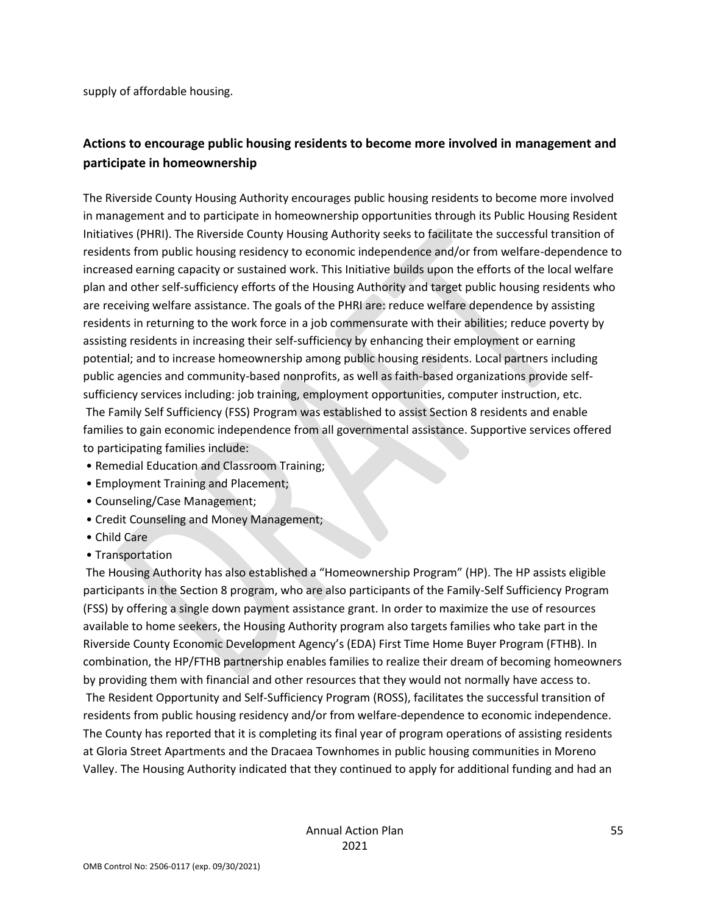supply of affordable housing.

## Actions to encourage public housing residents to become more involved in management and participate in homeownership

The Riverside County Housing Authority encourages public housing residents to become more involved in management and to participate in homeownership opportunities through its Public Housing Resident Initiatives (PHRI). The Riverside County Housing Authority seeks to facilitate the successful transition of residents from public housing residency to economic independence and/or from welfare-dependence to increased earning capacity or sustained work. This Initiative builds upon the efforts of the local welfare plan and other self-sufficiency efforts of the Housing Authority and target public housing residents who are receiving welfare assistance. The goals of the PHRI are: reduce welfare dependence by assisting residents in returning to the work force in a job commensurate with their abilities; reduce poverty by assisting residents in increasing their self-sufficiency by enhancing their employment or earning potential; and to increase homeownership among public housing residents. Local partners including public agencies and community-based nonprofits, as well as faith-based organizations provide self-sufficiency services including: job training, employment opportunities, computer instruction, etc.

The Family Self Sufficiency (FSS) Program was established to assist Section 8 residents and enable families to gain economic independence from all governmental assistance. Supportive services offered to participating families include:

- Remedial Education and Classroom Training;
- Employment Training and Placement;
- Counseling/Case Management;
- Credit Counseling and Money Management;
- Child Care
- Transportation

The Housing Authority has also established a "Homeownership Program" (HP). The HP assists eligible participants in the Section 8 program, who are also participants of the Family-Self Sufficiency Program (FSS) by offering a single down payment assistance grant. In order to maximize the use of resources available to home seekers, the Housing Authority program also targets families who take part in the Riverside County Economic Development Agency's (EDA) First Time Home Buyer Program (FTHB). In combination, the HP/FTHB partnership enables families to realize their dream of becoming homeowners by providing them with financial and other resources that they would not normally have access to.

The Resident Opportunity and Self-Sufficiency Program (ROSS), facilitates the successful transition of residents from public housing residency and/or from welfare-dependence to economic independence. The County has reported that it is completing its final year of program operations of assisting residents at Gloria Street Apartments and the Dracaea Townhomes in public housing communities in Moreno Valley. The Housing Authority indicated that they continued to apply for additional funding and had an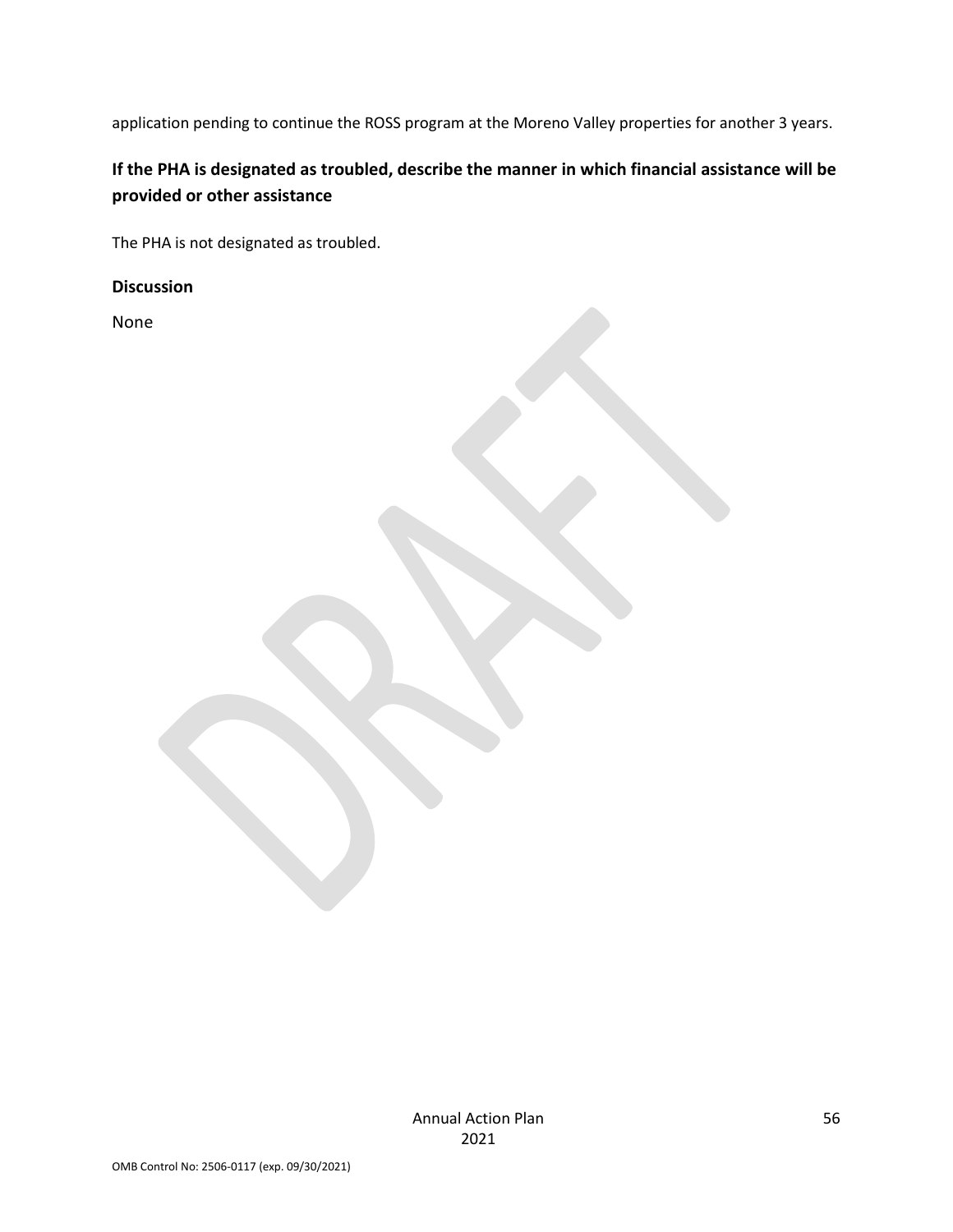application pending to continue the ROSS program at the Moreno Valley properties for another 3 years.

### If the PHA is designated as troubled, describe the manner in which financial assistance will be provided or other assistance

The PHA is not designated as troubled.

### Discussion

None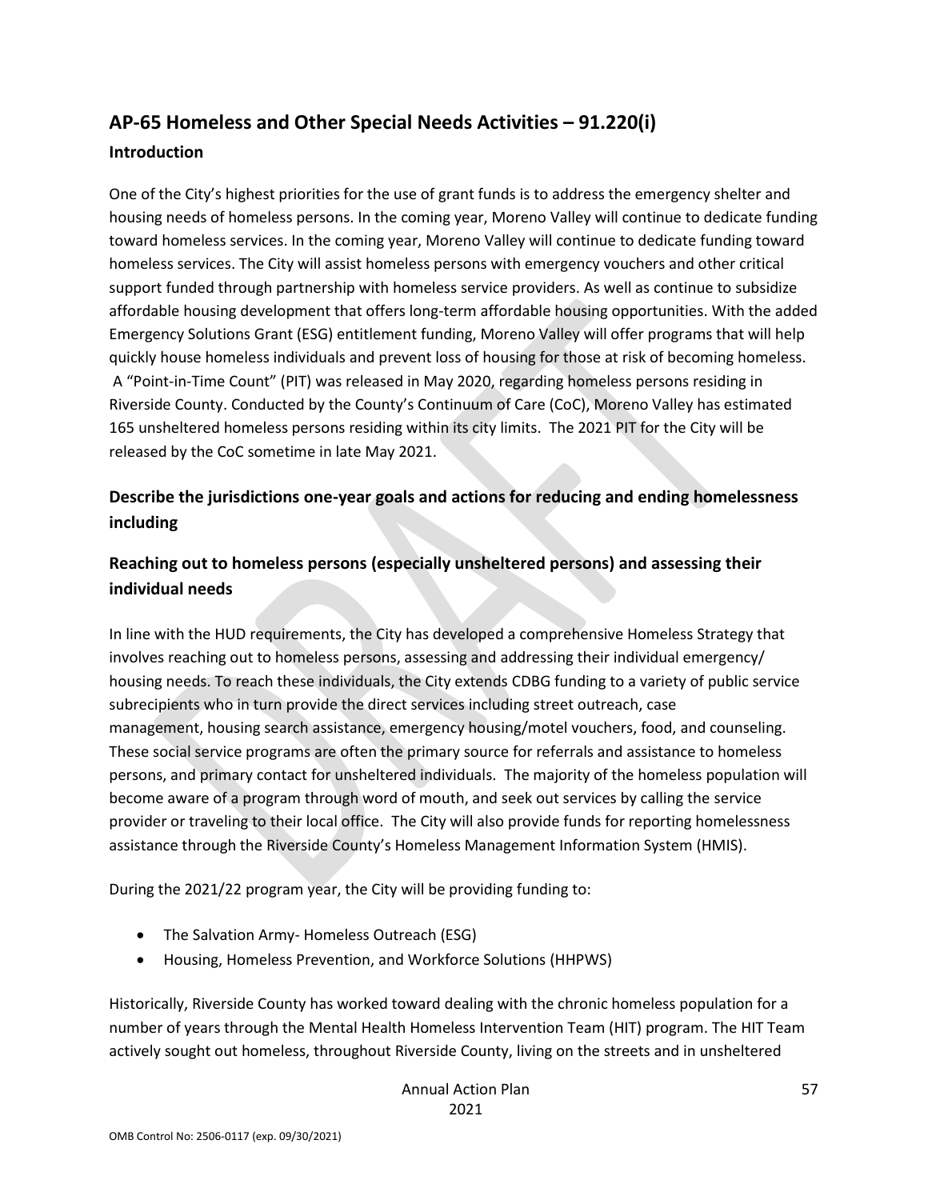## AP-65 Homeless and Other Special Needs Activities – 91.220(i)

### Introduction

One of the City's highest priorities for the use of grant funds is to address the emergency shelter and housing needs of homeless persons. In the coming year, Moreno Valley will continue to dedicate funding toward homeless services. In the coming year, Moreno Valley will continue to dedicate funding toward homeless services. The City will assist homeless persons with emergency vouchers and other critical support funded through partnership with homeless service providers. As well as continue to subsidize affordable housing development that offers long-term affordable housing opportunities. With the added Emergency Solutions Grant (ESG) entitlement funding, Moreno Valley will offer programs that will help quickly house homeless individuals and prevent loss of housing for those at risk of becoming homeless. A "Point-in-Time Count" (PIT) was released in May 2020, regarding homeless persons residing in Riverside County. Conducted by the County's Continuum of Care (CoC), Moreno Valley has estimated 165 unsheltered homeless persons residing within its city limits. The 2021 PIT for the City will be released by the CoC sometime in late May 2021.

### Describe the jurisdictions one-year goals and actions for reducing and ending homelessness including

### Reaching out to homeless persons (especially unsheltered persons) and assessing their individual needs

In line with the HUD requirements, the City has developed a comprehensive Homeless Strategy that involves reaching out to homeless persons, assessing and addressing their individual emergency/ housing needs. To reach these individuals, the City extends CDBG funding to a variety of public service subrecipients who in turn provide the direct services including street outreach, case management, housing search assistance, emergency housing/motel vouchers, food, and counseling. These social service programs are often the primary source for referrals and assistance to homeless persons, and primary contact for unsheltered individuals. The majority of the homeless population will become aware of a program through word of mouth, and seek out services by calling the service provider or traveling to their local office. The City will also provide funds for reporting homelessness assistance through the Riverside County's Homeless Management Information System (HMIS).

During the 2021/22 program year, the City will be providing funding to:

- The Salvation Army- Homeless Outreach (ESG)
- Housing, Homeless Prevention, and Workforce Solutions (HHPWS)

Historically, Riverside County has worked toward dealing with the chronic homeless population for a number of years through the Mental Health Homeless Intervention Team (HIT) program. The HIT Team actively sought out homeless, throughout Riverside County, living on the streets and in unsheltered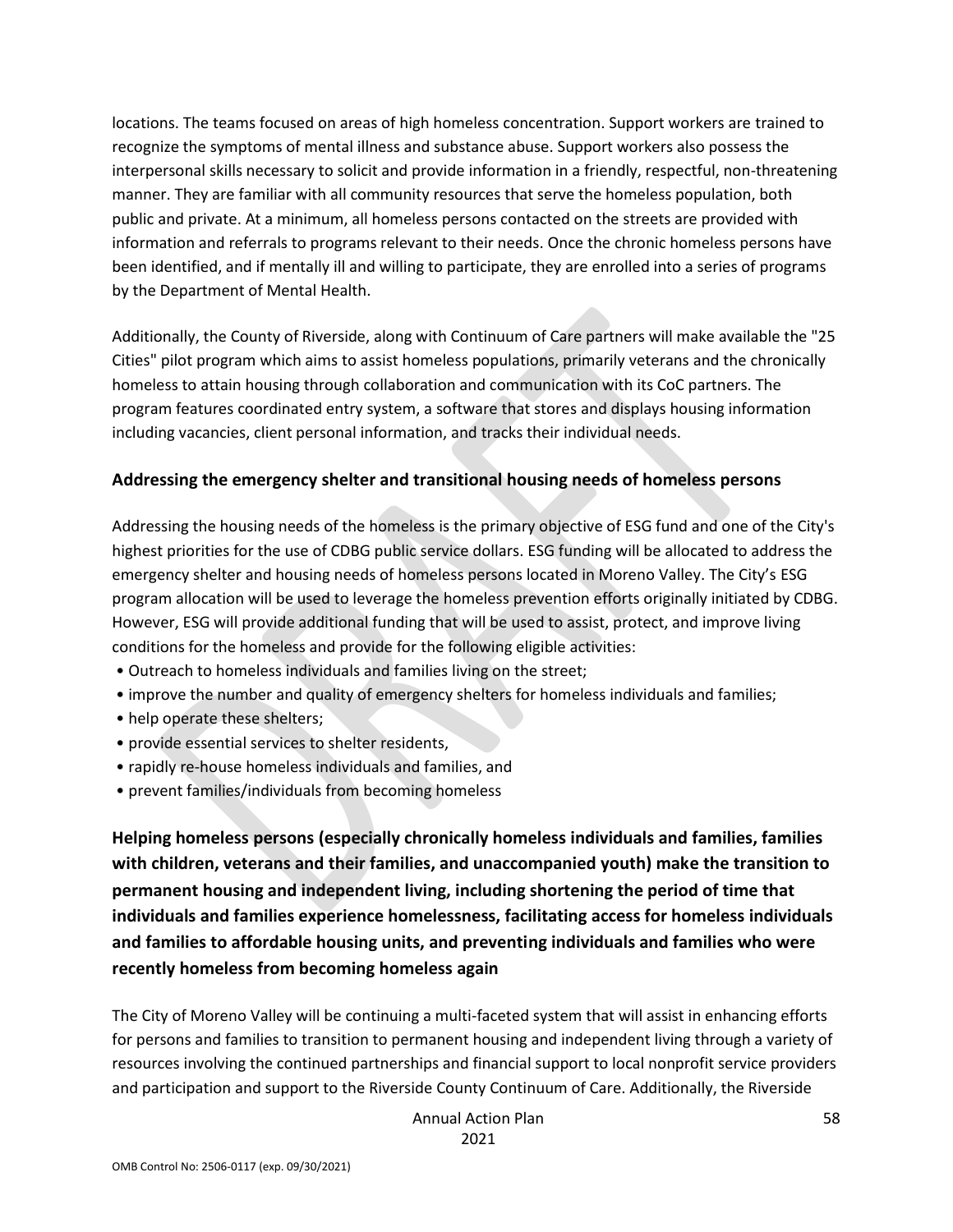locations. The teams focused on areas of high homeless concentration. Support workers are trained to recognize the symptoms of mental illness and substance abuse. Support workers also possess the interpersonal skills necessary to solicit and provide information in a friendly, respectful, non-threatening manner. They are familiar with all community resources that serve the homeless population, both public and private. At a minimum, all homeless persons contacted on the streets are provided with information and referrals to programs relevant to their needs. Once the chronic homeless persons have been identified, and if mentally ill and willing to participate, they are enrolled into a series of programs by the Department of Mental Health.

Additionally, the County of Riverside, along with Continuum of Care partners will make available the "25 Cities" pilot program which aims to assist homeless populations, primarily veterans and the chronically homeless to attain housing through collaboration and communication with its CoC partners. The program features coordinated entry system, a software that stores and displays housing information including vacancies, client personal information, and tracks their individual needs.

### Addressing the emergency shelter and transitional housing needs of homeless persons

Addressing the housing needs of the homeless is the primary objective of ESG fund and one of the City's highest priorities for the use of CDBG public service dollars. ESG funding will be allocated to address the emergency shelter and housing needs of homeless persons located in Moreno Valley. The City's ESG program allocation will be used to leverage the homeless prevention efforts originally initiated by CDBG. However, ESG will provide additional funding that will be used to assist, protect, and improve living conditions for the homeless and provide for the following eligible activities:

- Outreach to homeless individuals and families living on the street;
- improve the number and quality of emergency shelters for homeless individuals and families;
- help operate these shelters;
- provide essential services to shelter residents,
- rapidly re-house homeless individuals and families, and
- prevent families/individuals from becoming homeless

### Helping homeless persons (especially chronically homeless individuals and families, families with children, veterans and their families, and unaccompanied youth) make the transition to permanent housing and independent living, including shortening the period of time that individuals and families experience homelessness, facilitating access for homeless individuals and families to affordable housing units, and preventing individuals and families who were recently homeless from becoming homeless again

The City of Moreno Valley will be continuing a multi-faceted system that will assist in enhancing efforts for persons and families to transition to permanent housing and independent living through a variety of resources involving the continued partnerships and financial support to local nonprofit service providers and participation and support to the Riverside County Continuum of Care. Additionally, the Riverside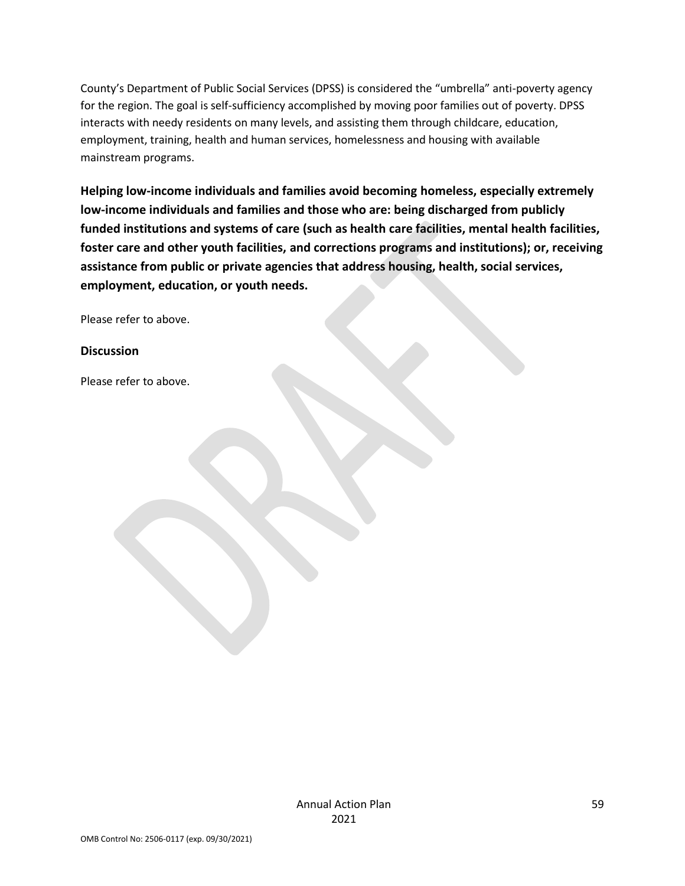County's Department of Public Social Services (DPSS) is considered the "umbrella" anti-poverty agency for the region. The goal is self-sufficiency accomplished by moving poor families out of poverty. DPSS interacts with needy residents on many levels, and assisting them through childcare, education, employment, training, health and human services, homelessness and housing with available mainstream programs.

**Helping low-income individuals and families avoid becoming homeless, especially extremely low-income individuals and families and those who are: being discharged from publicly funded institutions and systems of care (such as health care facilities, mental health facilities, foster care and other youth facilities, and corrections programs and institutions); or, receiving assistance from public or private agencies that address housing, health, social services, employment, education, or youth needs.**

Please refer to above.

**Discussion**

Please refer to above.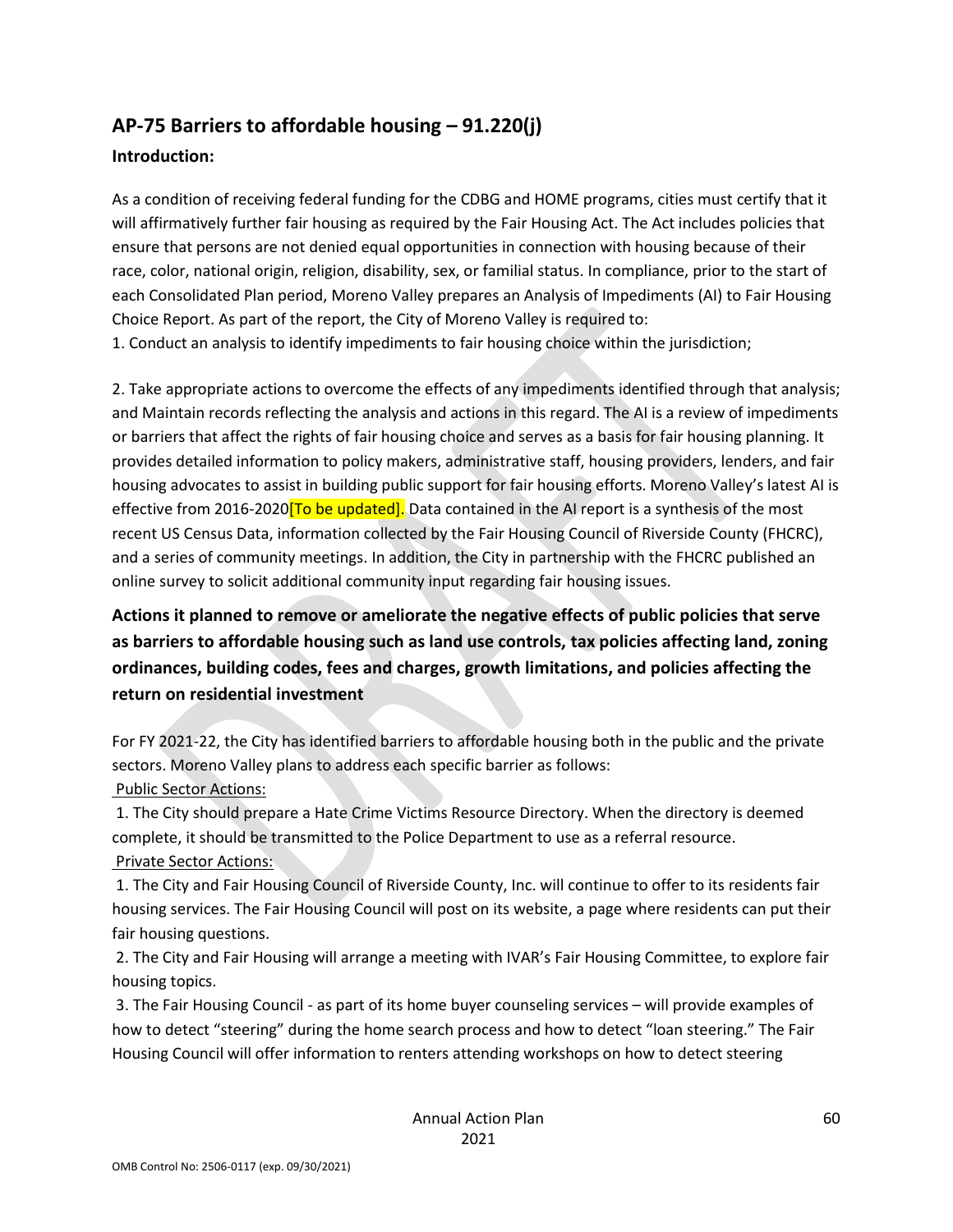## AP-75 Barriers to affordable housing – 91.220(j)

### Introduction:

As a condition of receiving federal funding for the CDBG and HOME programs, cities must certify that it will affirmatively further fair housing as required by the Fair Housing Act. The Act includes policies that ensure that persons are not denied equal opportunities in connection with housing because of their race, color, national origin, religion, disability, sex, or familial status. In compliance, prior to the start of each Consolidated Plan period, Moreno Valley prepares an Analysis of Impediments (AI) to Fair Housing Choice Report. As part of the report, the City of Moreno Valley is required to:

1. Conduct an analysis to identify impediments to fair housing choice within the jurisdiction;

2. Take appropriate actions to overcome the effects of any impediments identified through that analysis; and Maintain records reflecting the analysis and actions in this regard. The AI is a review of impediments or barriers that affect the rights of fair housing choice and serves as a basis for fair housing planning. It provides detailed information to policy makers, administrative staff, housing providers, lenders, and fair housing advocates to assist in building public support for fair housing efforts. Moreno Valley's latest AI is effective from 2016-2020[To be updated]. Data contained in the AI report is a synthesis of the most recent US Census Data, information collected by the Fair Housing Council of Riverside County (FHCRC), and a series of community meetings. In addition, the City in partnership with the FHCRC published an online survey to solicit additional community input regarding fair housing issues.

### Actions it planned to remove or ameliorate the negative effects of public policies that serve as barriers to affordable housing such as land use controls, tax policies affecting land, zoning ordinances, building codes, fees and charges, growth limitations, and policies affecting the return on residential investment

For FY 2021-22, the City has identified barriers to affordable housing both in the public and the private sectors. Moreno Valley plans to address each specific barrier as follows:

Public Sector Actions:

1. The City should prepare a Hate Crime Victims Resource Directory. When the directory is deemed complete, it should be transmitted to the Police Department to use as a referral resource.

Private Sector Actions:

1. The City and Fair Housing Council of Riverside County, Inc. will continue to offer to its residents fair housing services. The Fair Housing Council will post on its website, a page where residents can put their fair housing questions.

2. The City and Fair Housing will arrange a meeting with IVAR's Fair Housing Committee, to explore fair housing topics.

3. The Fair Housing Council - as part of its home buyer counseling services – will provide examples of how to detect "steering" during the home search process and how to detect "loan steering." The Fair Housing Council will offer information to renters attending workshops on how to detect steering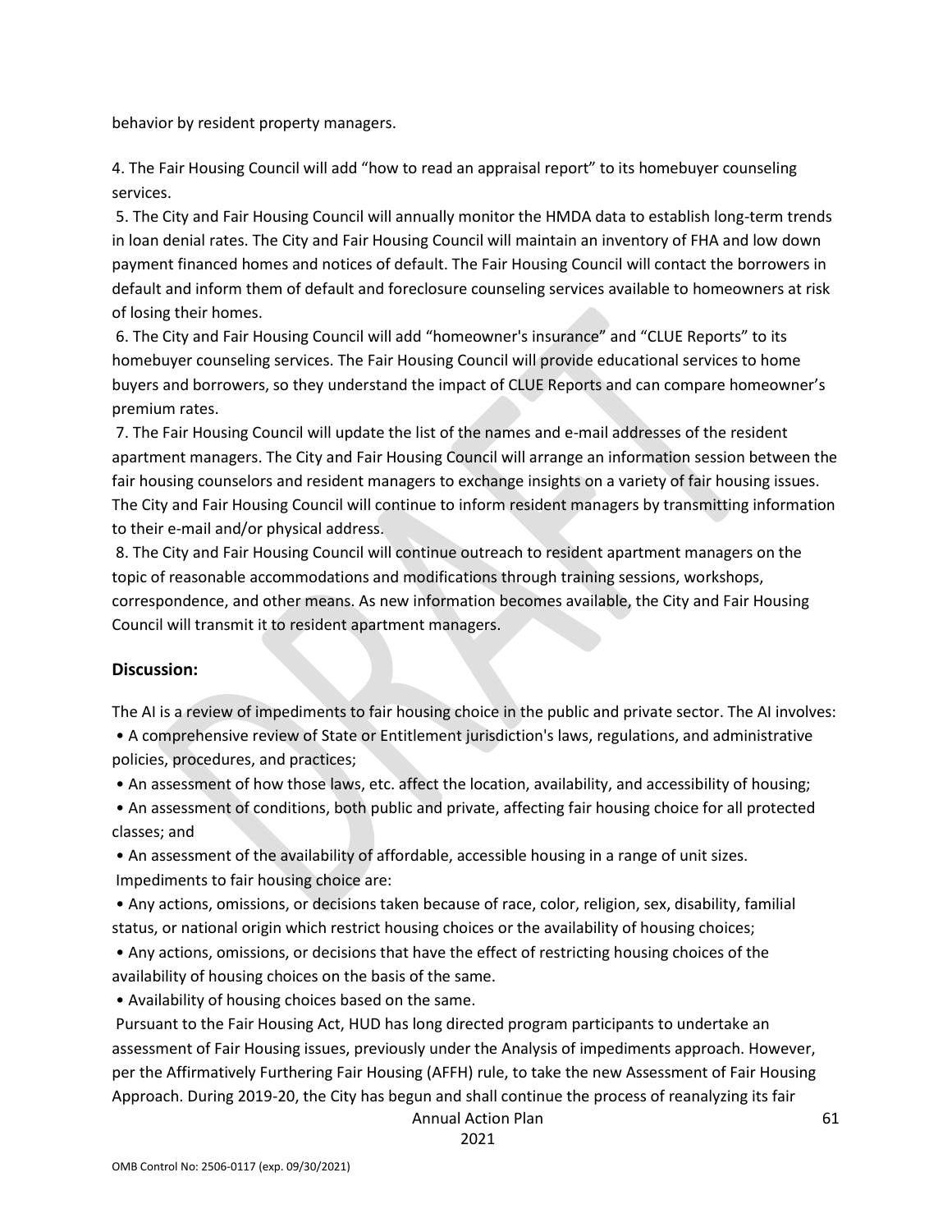behavior by resident property managers.

4. The Fair Housing Council will add “how to read an appraisal report” to its homebuyer counseling services.

5. The City and Fair Housing Council will annually monitor the HMDA data to establish long-term trends in loan denial rates. The City and Fair Housing Council will maintain an inventory of FHA and low down payment financed homes and notices of default. The Fair Housing Council will contact the borrowers in default and inform them of default and foreclosure counseling services available to homeowners at risk of losing their homes.

6. The City and Fair Housing Council will add “homeowner's insurance” and “CLUE Reports” to its homebuyer counseling services. The Fair Housing Council will provide educational services to home buyers and borrowers, so they understand the impact of CLUE Reports and can compare homeowner’s premium rates.

7. The Fair Housing Council will update the list of the names and e-mail addresses of the resident apartment managers. The City and Fair Housing Council will arrange an information session between the fair housing counselors and resident managers to exchange insights on a variety of fair housing issues. The City and Fair Housing Council will continue to inform resident managers by transmitting information to their e-mail and/or physical address.

8. The City and Fair Housing Council will continue outreach to resident apartment managers on the topic of reasonable accommodations and modifications through training sessions, workshops, correspondence, and other means. As new information becomes available, the City and Fair Housing Council will transmit it to resident apartment managers.

### Discussion:

The AI is a review of impediments to fair housing choice in the public and private sector. The AI involves:

- A comprehensive review of State or Entitlement jurisdiction's laws, regulations, and administrative policies, procedures, and practices;
- An assessment of how those laws, etc. affect the location, availability, and accessibility of housing;
- An assessment of conditions, both public and private, affecting fair housing choice for all protected classes; and
- An assessment of the availability of affordable, accessible housing in a range of unit sizes.

Impediments to fair housing choice are:

- Any actions, omissions, or decisions taken because of race, color, religion, sex, disability, familial status, or national origin which restrict housing choices or the availability of housing choices;
- Any actions, omissions, or decisions that have the effect of restricting housing choices of the availability of housing choices on the basis of the same.
- Availability of housing choices based on the same.

Pursuant to the Fair Housing Act, HUD has long directed program participants to undertake an assessment of Fair Housing issues, previously under the Analysis of impediments approach. However, per the Affirmatively Furthering Fair Housing (AFFH) rule, to take the new Assessment of Fair Housing Approach. During 2019-20, the City has begun and shall continue the process of reanalyzing its fair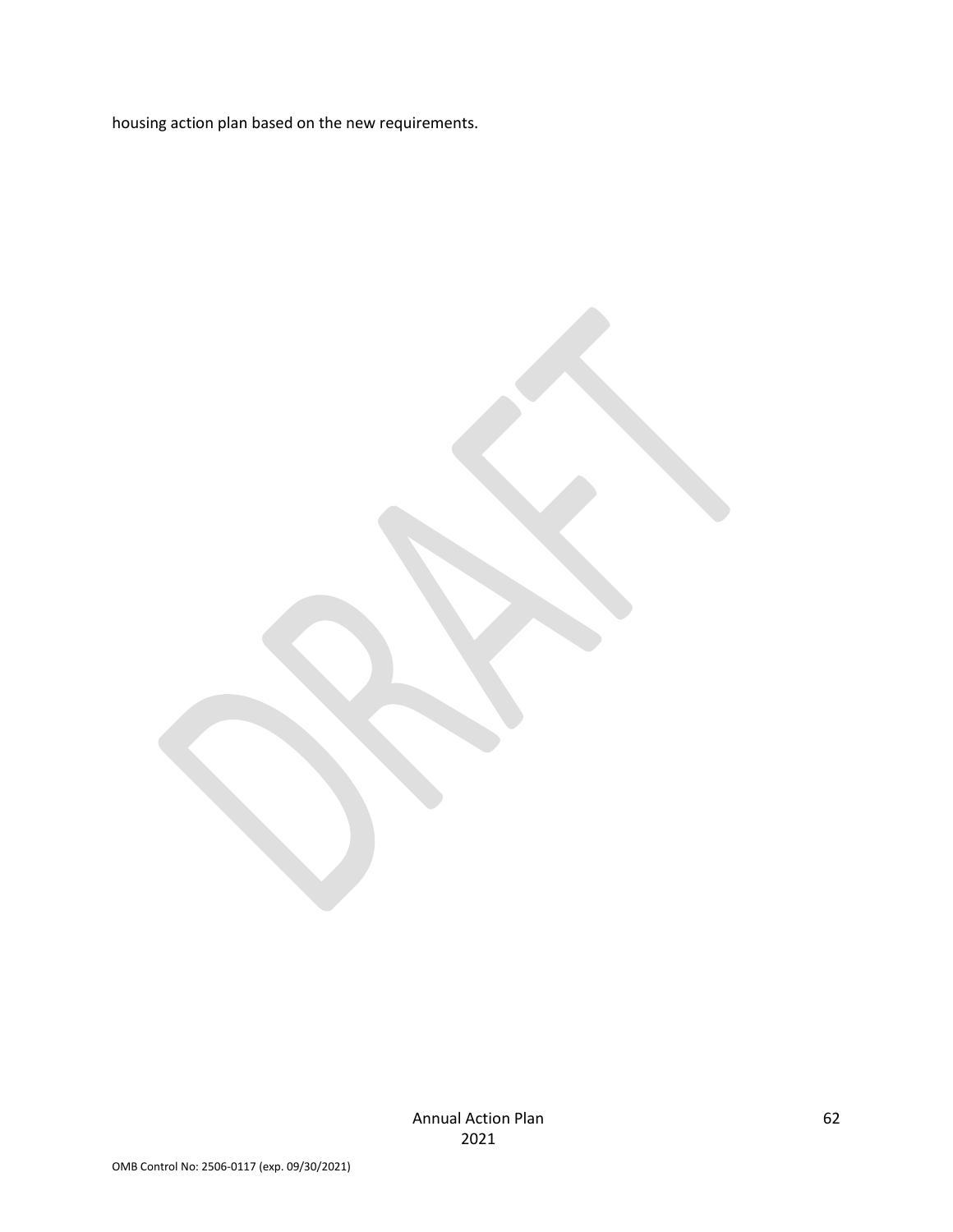housing action plan based on the new requirements.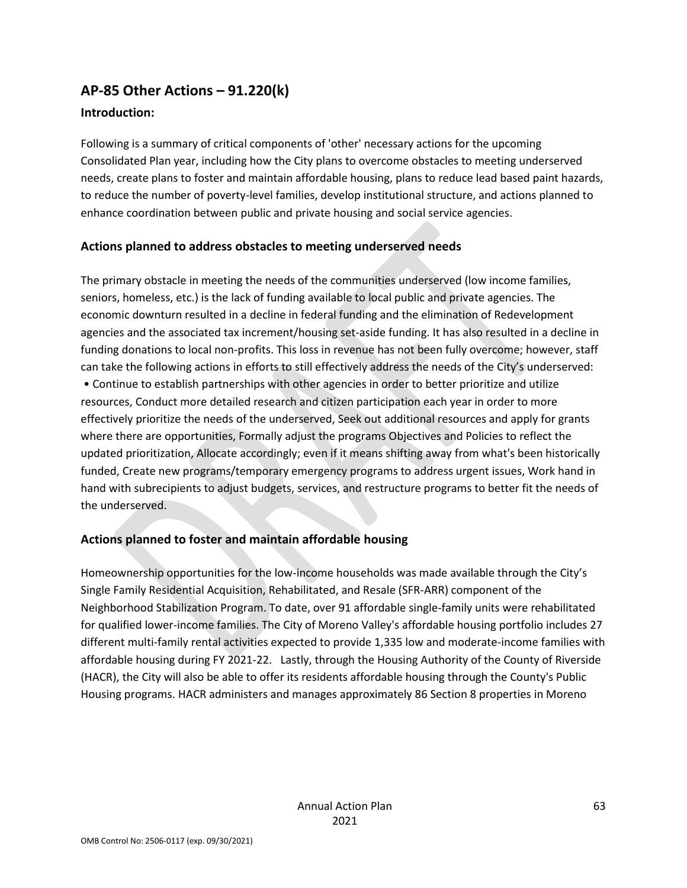## AP-85 Other Actions – 91.220(k)

### Introduction:

Following is a summary of critical components of 'other' necessary actions for the upcoming Consolidated Plan year, including how the City plans to overcome obstacles to meeting underserved needs, create plans to foster and maintain affordable housing, plans to reduce lead based paint hazards, to reduce the number of poverty-level families, develop institutional structure, and actions planned to enhance coordination between public and private housing and social service agencies.

### Actions planned to address obstacles to meeting underserved needs

The primary obstacle in meeting the needs of the communities underserved (low income families, seniors, homeless, etc.) is the lack of funding available to local public and private agencies. The economic downturn resulted in a decline in federal funding and the elimination of Redevelopment agencies and the associated tax increment/housing set-aside funding. It has also resulted in a decline in funding donations to local non-profits. This loss in revenue has not been fully overcome; however, staff can take the following actions in efforts to still effectively address the needs of the City's underserved:

• Continue to establish partnerships with other agencies in order to better prioritize and utilize resources, Conduct more detailed research and citizen participation each year in order to more effectively prioritize the needs of the underserved, Seek out additional resources and apply for grants where there are opportunities, Formally adjust the programs Objectives and Policies to reflect the updated prioritization, Allocate accordingly; even if it means shifting away from what's been historically funded, Create new programs/temporary emergency programs to address urgent issues, Work hand in hand with subrecipients to adjust budgets, services, and restructure programs to better fit the needs of the underserved.

### Actions planned to foster and maintain affordable housing

Homeownership opportunities for the low-income households was made available through the City's Single Family Residential Acquisition, Rehabilitated, and Resale (SFR-ARR) component of the Neighborhood Stabilization Program. To date, over 91 affordable single-family units were rehabilitated for qualified lower-income families. The City of Moreno Valley's affordable housing portfolio includes 27 different multi-family rental activities expected to provide 1,335 low and moderate-income families with affordable housing during FY 2021-22. Lastly, through the Housing Authority of the County of Riverside (HACR), the City will also be able to offer its residents affordable housing through the County's Public Housing programs. HACR administers and manages approximately 86 Section 8 properties in Moreno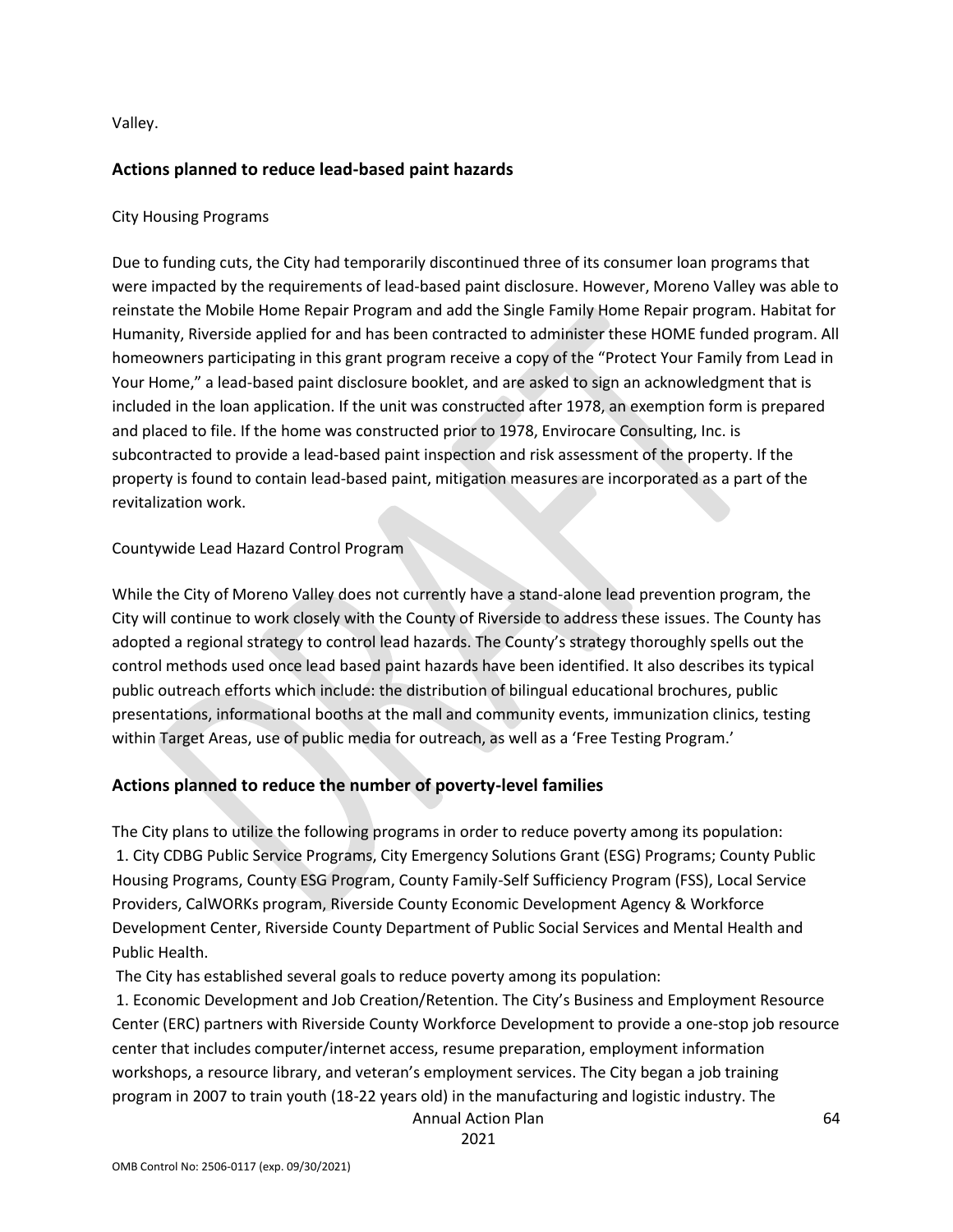Valley.

## Actions planned to reduce lead-based paint hazards

City Housing Programs

Due to funding cuts, the City had temporarily discontinued three of its consumer loan programs that were impacted by the requirements of lead-based paint disclosure. However, Moreno Valley was able to reinstate the Mobile Home Repair Program and add the Single Family Home Repair program. Habitat for Humanity, Riverside applied for and has been contracted to administer these HOME funded program. All homeowners participating in this grant program receive a copy of the "Protect Your Family from Lead in Your Home," a lead-based paint disclosure booklet, and are asked to sign an acknowledgment that is included in the loan application. If the unit was constructed after 1978, an exemption form is prepared and placed to file. If the home was constructed prior to 1978, Envirocare Consulting, Inc. is subcontracted to provide a lead-based paint inspection and risk assessment of the property. If the property is found to contain lead-based paint, mitigation measures are incorporated as a part of the revitalization work.

Countywide Lead Hazard Control Program

While the City of Moreno Valley does not currently have a stand-alone lead prevention program, the City will continue to work closely with the County of Riverside to address these issues. The County has adopted a regional strategy to control lead hazards. The County's strategy thoroughly spells out the control methods used once lead based paint hazards have been identified. It also describes its typical public outreach efforts which include: the distribution of bilingual educational brochures, public presentations, informational booths at the mall and community events, immunization clinics, testing within Target Areas, use of public media for outreach, as well as a 'Free Testing Program.'

## Actions planned to reduce the number of poverty-level families

The City plans to utilize the following programs in order to reduce poverty among its population:

1. City CDBG Public Service Programs, City Emergency Solutions Grant (ESG) Programs; County Public Housing Programs, County ESG Program, County Family-Self Sufficiency Program (FSS), Local Service Providers, CalWORKs program, Riverside County Economic Development Agency & Workforce Development Center, Riverside County Department of Public Social Services and Mental Health and Public Health.

The City has established several goals to reduce poverty among its population:

1. Economic Development and Job Creation/Retention. The City's Business and Employment Resource Center (ERC) partners with Riverside County Workforce Development to provide a one-stop job resource center that includes computer/internet access, resume preparation, employment information workshops, a resource library, and veteran's employment services. The City began a job training program in 2007 to train youth (18-22 years old) in the manufacturing and logistic industry. The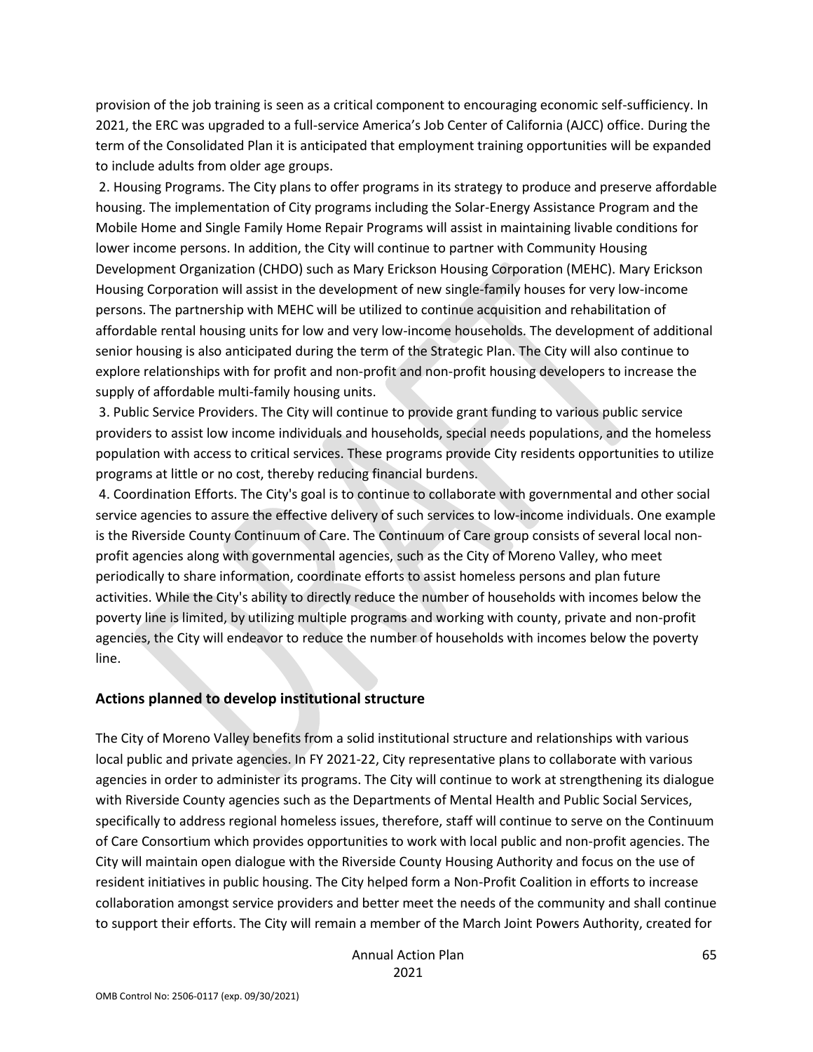provision of the job training is seen as a critical component to encouraging economic self-sufficiency. In 2021, the ERC was upgraded to a full-service America's Job Center of California (AJCC) office. During the term of the Consolidated Plan it is anticipated that employment training opportunities will be expanded to include adults from older age groups.

2. Housing Programs. The City plans to offer programs in its strategy to produce and preserve affordable housing. The implementation of City programs including the Solar-Energy Assistance Program and the Mobile Home and Single Family Home Repair Programs will assist in maintaining livable conditions for lower income persons. In addition, the City will continue to partner with Community Housing Development Organization (CHDO) such as Mary Erickson Housing Corporation (MEHC). Mary Erickson Housing Corporation will assist in the development of new single-family houses for very low-income persons. The partnership with MEHC will be utilized to continue acquisition and rehabilitation of affordable rental housing units for low and very low-income households. The development of additional senior housing is also anticipated during the term of the Strategic Plan. The City will also continue to explore relationships with for profit and non-profit and non-profit housing developers to increase the supply of affordable multi-family housing units.

3. Public Service Providers. The City will continue to provide grant funding to various public service providers to assist low income individuals and households, special needs populations, and the homeless population with access to critical services. These programs provide City residents opportunities to utilize programs at little or no cost, thereby reducing financial burdens.

4. Coordination Efforts. The City's goal is to continue to collaborate with governmental and other social service agencies to assure the effective delivery of such services to low-income individuals. One example is the Riverside County Continuum of Care. The Continuum of Care group consists of several local non-profit agencies along with governmental agencies, such as the City of Moreno Valley, who meet periodically to share information, coordinate efforts to assist homeless persons and plan future activities. While the City's ability to directly reduce the number of households with incomes below the poverty line is limited, by utilizing multiple programs and working with county, private and non-profit agencies, the City will endeavor to reduce the number of households with incomes below the poverty line.

## Actions planned to develop institutional structure

The City of Moreno Valley benefits from a solid institutional structure and relationships with various local public and private agencies. In FY 2021-22, City representative plans to collaborate with various agencies in order to administer its programs. The City will continue to work at strengthening its dialogue with Riverside County agencies such as the Departments of Mental Health and Public Social Services, specifically to address regional homeless issues, therefore, staff will continue to serve on the Continuum of Care Consortium which provides opportunities to work with local public and non-profit agencies. The City will maintain open dialogue with the Riverside County Housing Authority and focus on the use of resident initiatives in public housing. The City helped form a Non-Profit Coalition in efforts to increase collaboration amongst service providers and better meet the needs of the community and shall continue to support their efforts. The City will remain a member of the March Joint Powers Authority, created for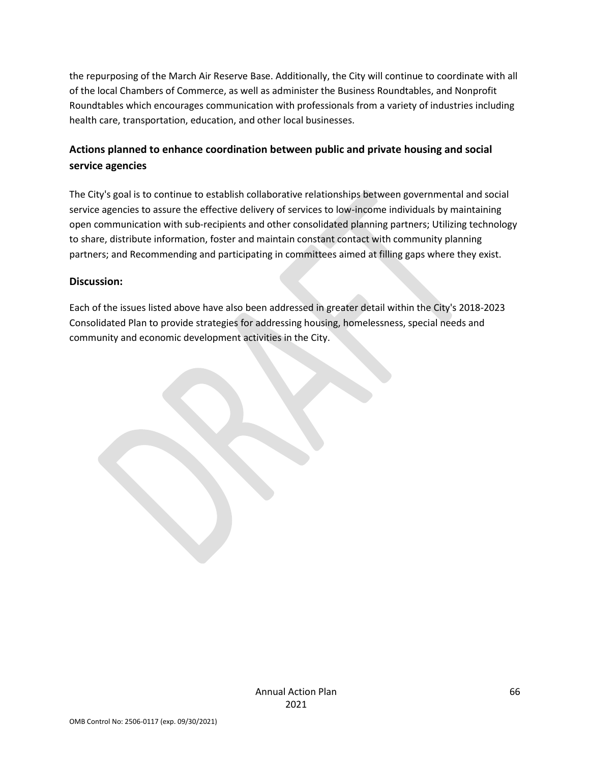the repurposing of the March Air Reserve Base. Additionally, the City will continue to coordinate with all of the local Chambers of Commerce, as well as administer the Business Roundtables, and Nonprofit Roundtables which encourages communication with professionals from a variety of industries including health care, transportation, education, and other local businesses.

## Actions planned to enhance coordination between public and private housing and social service agencies

The City's goal is to continue to establish collaborative relationships between governmental and social service agencies to assure the effective delivery of services to low-income individuals by maintaining open communication with sub-recipients and other consolidated planning partners; Utilizing technology to share, distribute information, foster and maintain constant contact with community planning partners; and Recommending and participating in committees aimed at filling gaps where they exist.

## Discussion:

Each of the issues listed above have also been addressed in greater detail within the City's 2018-2023 Consolidated Plan to provide strategies for addressing housing, homelessness, special needs and community and economic development activities in the City.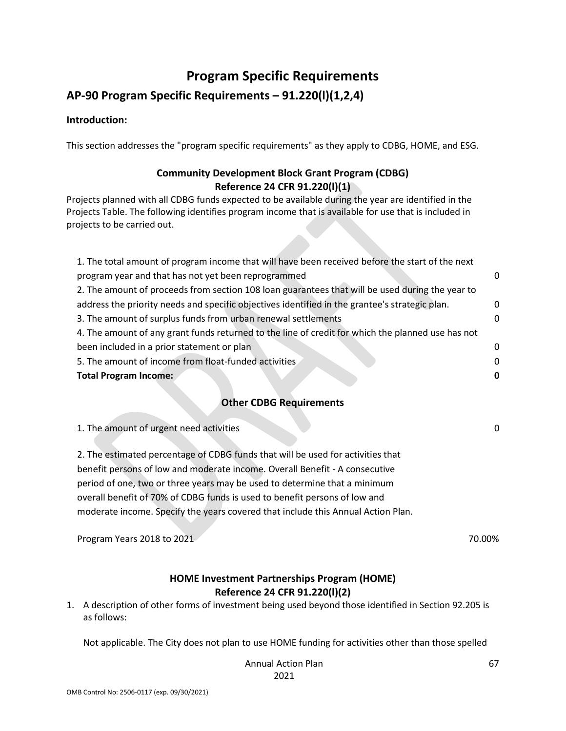# Program Specific Requirements

## AP-90 Program Specific Requirements – 91.220(l)(1,2,4)

**Introduction:**

This section addresses the "program specific requirements" as they apply to CDBG, HOME, and ESG.

### Community Development Block Grant Program (CDBG)
### Reference 24 CFR 91.220(l)(1)

Projects planned with all CDBG funds expected to be available during the year are identified in the Projects Table. The following identifies program income that is available for use that is included in projects to be carried out.

| | |
|---|---|
| 1. The total amount of program income that will have been received before the start of the next program year and that has not yet been reprogrammed | 0 |
| 2. The amount of proceeds from section 108 loan guarantees that will be used during the year to address the priority needs and specific objectives identified in the grantee's strategic plan. | 0 |
| 3. The amount of surplus funds from urban renewal settlements | 0 |
| 4. The amount of any grant funds returned to the line of credit for which the planned use has not been included in a prior statement or plan | 0 |
| 5. The amount of income from float-funded activities | 0 |
| **Total Program Income:** | **0** |

### Other CDBG Requirements

| | |
|---|---|
| 1. The amount of urgent need activities | 0 |

2. The estimated percentage of CDBG funds that will be used for activities that benefit persons of low and moderate income. Overall Benefit - A consecutive period of one, two or three years may be used to determine that a minimum overall benefit of 70% of CDBG funds is used to benefit persons of low and moderate income. Specify the years covered that include this Annual Action Plan.

| | |
|---|---|
| Program Years 2018 to 2021 | 70.00% |

### HOME Investment Partnerships Program (HOME)
### Reference 24 CFR 91.220(l)(2)

1. A description of other forms of investment being used beyond those identified in Section 92.205 is as follows:

   Not applicable. The City does not plan to use HOME funding for activities other than those spelled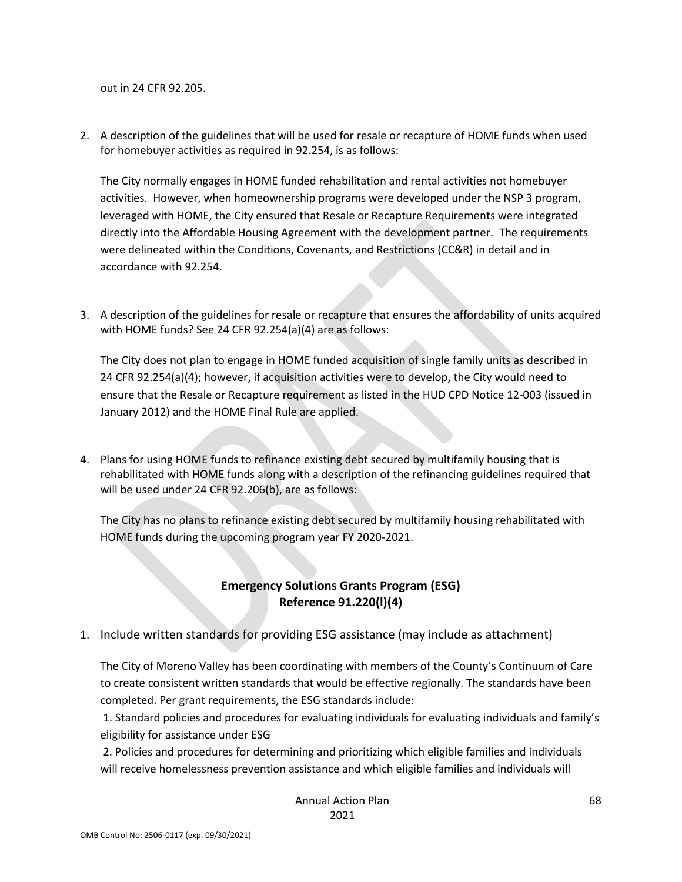out in 24 CFR 92.205.

2. A description of the guidelines that will be used for resale or recapture of HOME funds when used for homebuyer activities as required in 92.254, is as follows:

   The City normally engages in HOME funded rehabilitation and rental activities not homebuyer activities. However, when homeownership programs were developed under the NSP 3 program, leveraged with HOME, the City ensured that Resale or Recapture Requirements were integrated directly into the Affordable Housing Agreement with the development partner. The requirements were delineated within the Conditions, Covenants, and Restrictions (CC&R) in detail and in accordance with 92.254.

3. A description of the guidelines for resale or recapture that ensures the affordability of units acquired with HOME funds? See 24 CFR 92.254(a)(4) are as follows:

   The City does not plan to engage in HOME funded acquisition of single family units as described in 24 CFR 92.254(a)(4); however, if acquisition activities were to develop, the City would need to ensure that the Resale or Recapture requirement as listed in the HUD CPD Notice 12-003 (issued in January 2012) and the HOME Final Rule are applied.

4. Plans for using HOME funds to refinance existing debt secured by multifamily housing that is rehabilitated with HOME funds along with a description of the refinancing guidelines required that will be used under 24 CFR 92.206(b), are as follows:

   The City has no plans to refinance existing debt secured by multifamily housing rehabilitated with HOME funds during the upcoming program year FY 2020-2021.

## Emergency Solutions Grants Program (ESG)
## Reference 91.220(l)(4)

1. Include written standards for providing ESG assistance (may include as attachment)

   The City of Moreno Valley has been coordinating with members of the County's Continuum of Care to create consistent written standards that would be effective regionally. The standards have been completed. Per grant requirements, the ESG standards include:

   1. Standard policies and procedures for evaluating individuals for evaluating individuals and family's eligibility for assistance under ESG

   2. Policies and procedures for determining and prioritizing which eligible families and individuals will receive homelessness prevention assistance and which eligible families and individuals will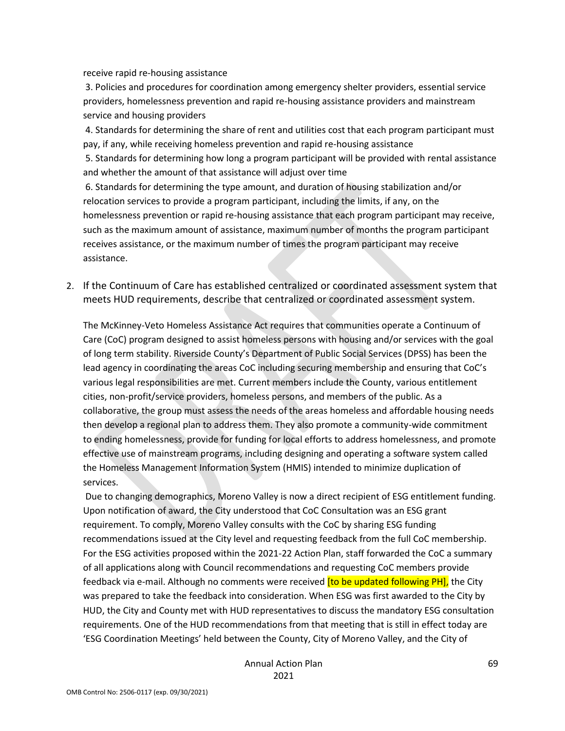receive rapid re-housing assistance

3. Policies and procedures for coordination among emergency shelter providers, essential service providers, homelessness prevention and rapid re-housing assistance providers and mainstream service and housing providers

4. Standards for determining the share of rent and utilities cost that each program participant must pay, if any, while receiving homeless prevention and rapid re-housing assistance

5. Standards for determining how long a program participant will be provided with rental assistance and whether the amount of that assistance will adjust over time

6. Standards for determining the type amount, and duration of housing stabilization and/or relocation services to provide a program participant, including the limits, if any, on the homelessness prevention or rapid re-housing assistance that each program participant may receive, such as the maximum amount of assistance, maximum number of months the program participant receives assistance, or the maximum number of times the program participant may receive assistance.

2. If the Continuum of Care has established centralized or coordinated assessment system that meets HUD requirements, describe that centralized or coordinated assessment system.

The McKinney-Veto Homeless Assistance Act requires that communities operate a Continuum of Care (CoC) program designed to assist homeless persons with housing and/or services with the goal of long term stability. Riverside County's Department of Public Social Services (DPSS) has been the lead agency in coordinating the areas CoC including securing membership and ensuring that CoC's various legal responsibilities are met. Current members include the County, various entitlement cities, non-profit/service providers, homeless persons, and members of the public. As a collaborative, the group must assess the needs of the areas homeless and affordable housing needs then develop a regional plan to address them. They also promote a community-wide commitment to ending homelessness, provide for funding for local efforts to address homelessness, and promote effective use of mainstream programs, including designing and operating a software system called the Homeless Management Information System (HMIS) intended to minimize duplication of services.

Due to changing demographics, Moreno Valley is now a direct recipient of ESG entitlement funding. Upon notification of award, the City understood that CoC Consultation was an ESG grant requirement. To comply, Moreno Valley consults with the CoC by sharing ESG funding recommendations issued at the City level and requesting feedback from the full CoC membership. For the ESG activities proposed within the 2021-22 Action Plan, staff forwarded the CoC a summary of all applications along with Council recommendations and requesting CoC members provide feedback via e-mail. Although no comments were received [to be updated following PH], the City was prepared to take the feedback into consideration. When ESG was first awarded to the City by HUD, the City and County met with HUD representatives to discuss the mandatory ESG consultation requirements. One of the HUD recommendations from that meeting that is still in effect today are 'ESG Coordination Meetings' held between the County, City of Moreno Valley, and the City of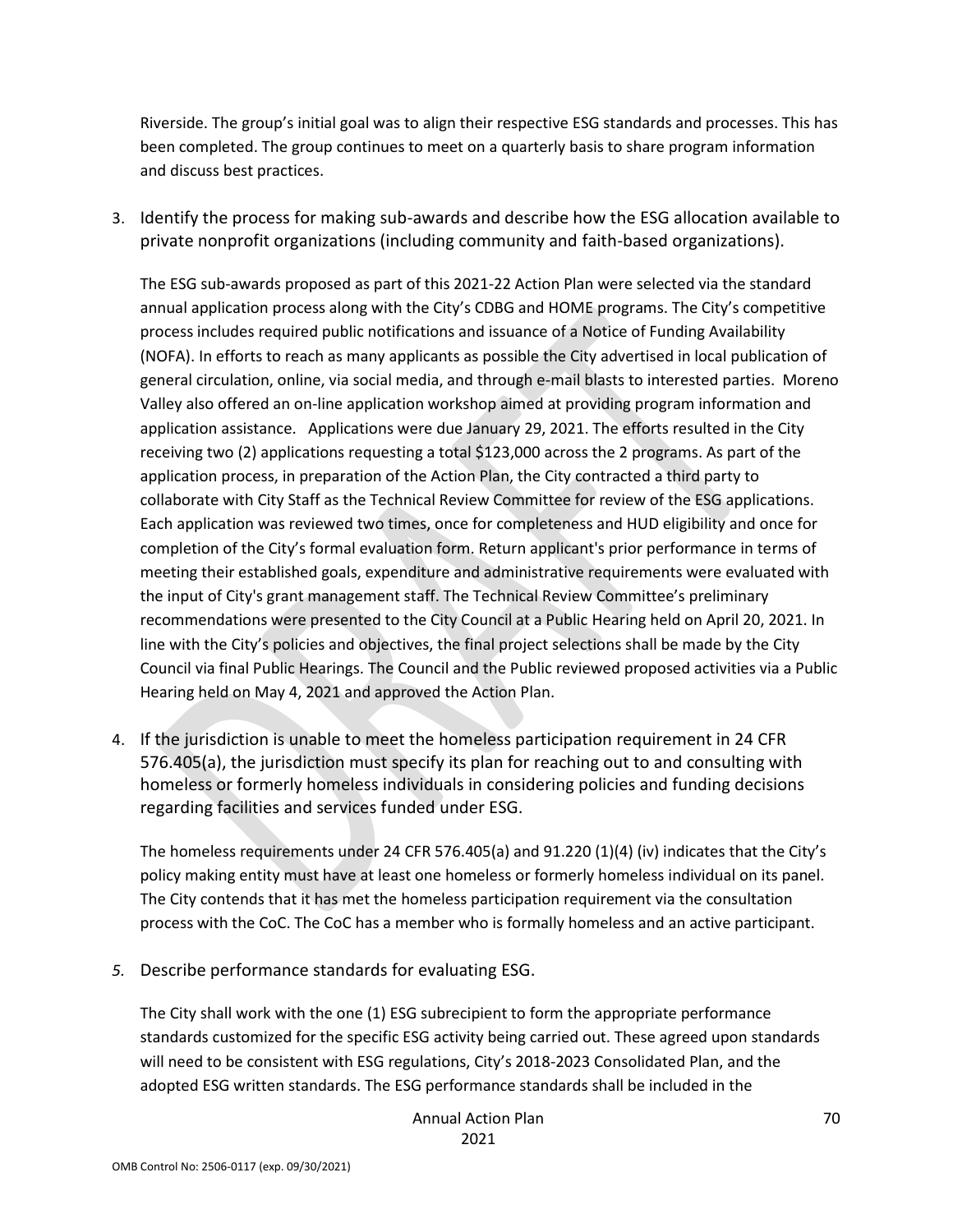Riverside. The group's initial goal was to align their respective ESG standards and processes. This has been completed. The group continues to meet on a quarterly basis to share program information and discuss best practices.

3. Identify the process for making sub-awards and describe how the ESG allocation available to private nonprofit organizations (including community and faith-based organizations).

   The ESG sub-awards proposed as part of this 2021-22 Action Plan were selected via the standard annual application process along with the City's CDBG and HOME programs. The City's competitive process includes required public notifications and issuance of a Notice of Funding Availability (NOFA). In efforts to reach as many applicants as possible the City advertised in local publication of general circulation, online, via social media, and through e-mail blasts to interested parties. Moreno Valley also offered an on-line application workshop aimed at providing program information and application assistance. Applications were due January 29, 2021. The efforts resulted in the City receiving two (2) applications requesting a total $123,000 across the 2 programs. As part of the application process, in preparation of the Action Plan, the City contracted a third party to collaborate with City Staff as the Technical Review Committee for review of the ESG applications. Each application was reviewed two times, once for completeness and HUD eligibility and once for completion of the City's formal evaluation form. Return applicant's prior performance in terms of meeting their established goals, expenditure and administrative requirements were evaluated with the input of City's grant management staff. The Technical Review Committee's preliminary recommendations were presented to the City Council at a Public Hearing held on April 20, 2021. In line with the City's policies and objectives, the final project selections shall be made by the City Council via final Public Hearings. The Council and the Public reviewed proposed activities via a Public Hearing held on May 4, 2021 and approved the Action Plan.

4. If the jurisdiction is unable to meet the homeless participation requirement in 24 CFR 576.405(a), the jurisdiction must specify its plan for reaching out to and consulting with homeless or formerly homeless individuals in considering policies and funding decisions regarding facilities and services funded under ESG.

   The homeless requirements under 24 CFR 576.405(a) and 91.220 (1)(4) (iv) indicates that the City's policy making entity must have at least one homeless or formerly homeless individual on its panel. The City contends that it has met the homeless participation requirement via the consultation process with the CoC. The CoC has a member who is formally homeless and an active participant.

5. Describe performance standards for evaluating ESG.

   The City shall work with the one (1) ESG subrecipient to form the appropriate performance standards customized for the specific ESG activity being carried out. These agreed upon standards will need to be consistent with ESG regulations, City's 2018-2023 Consolidated Plan, and the adopted ESG written standards. The ESG performance standards shall be included in the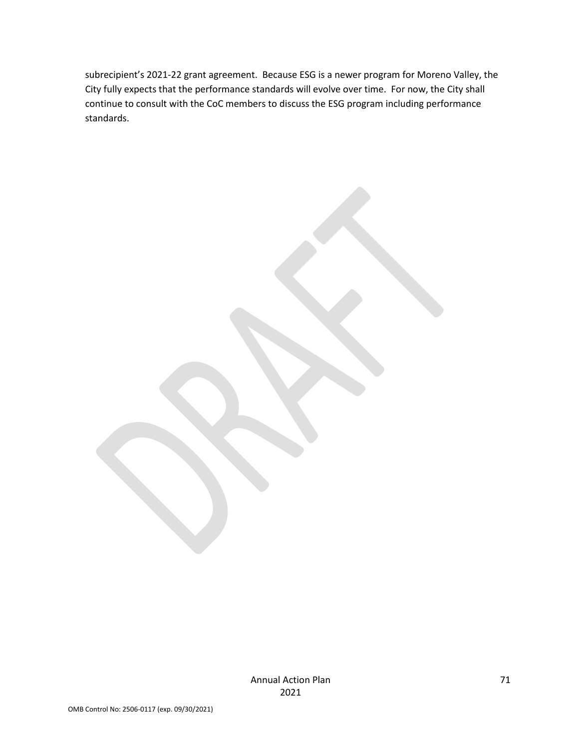subrecipient's 2021-22 grant agreement. Because ESG is a newer program for Moreno Valley, the City fully expects that the performance standards will evolve over time. For now, the City shall continue to consult with the CoC members to discuss the ESG program including performance standards.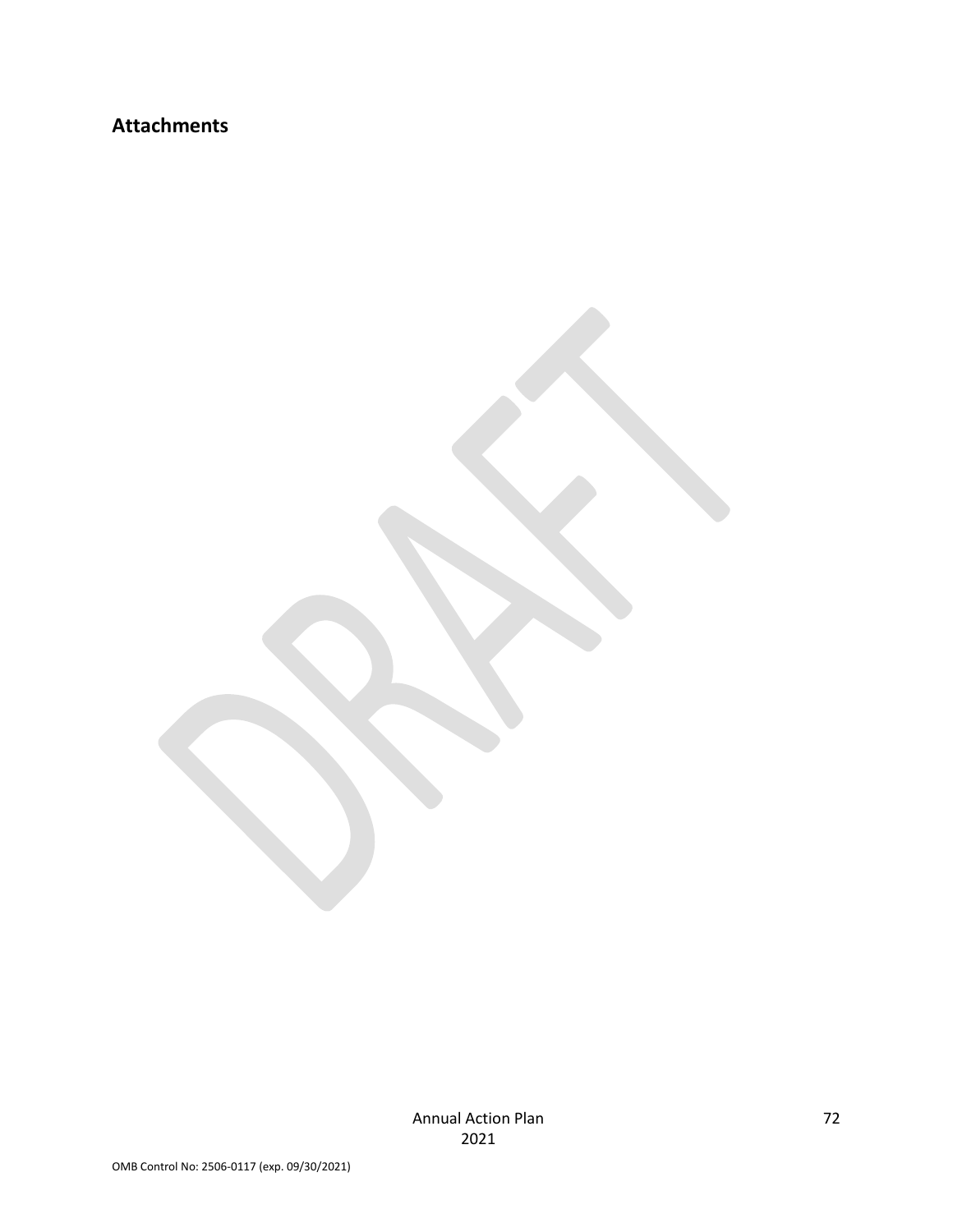## Attachments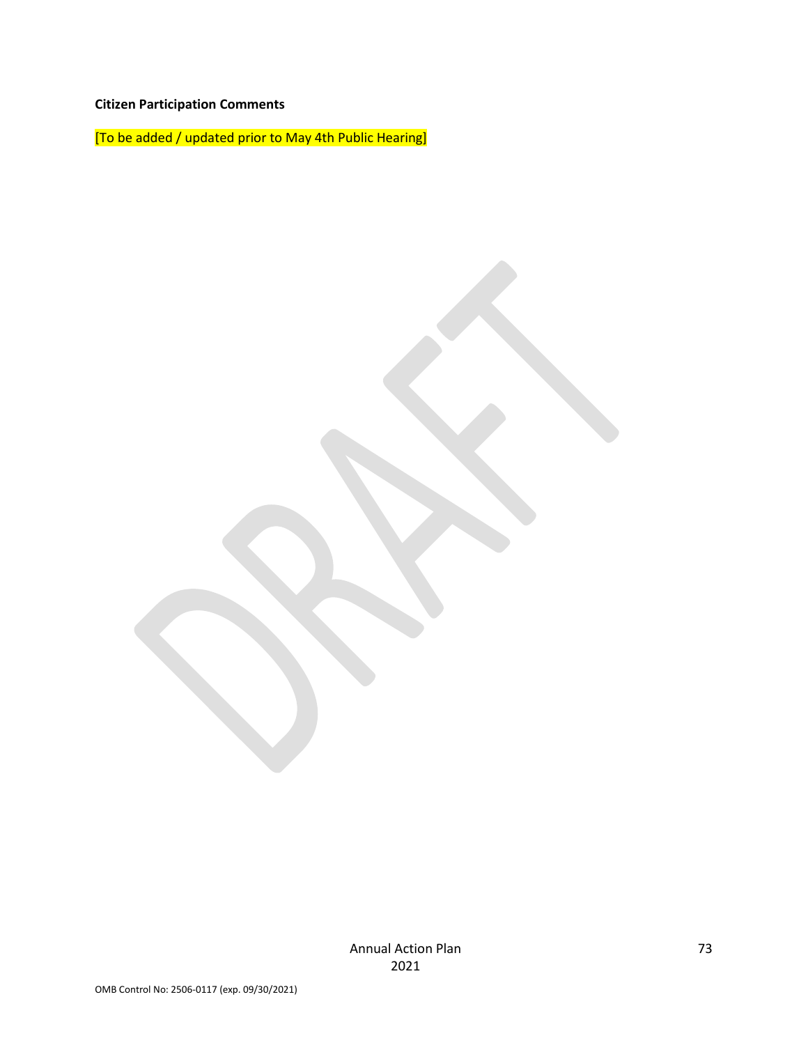**Citizen Participation Comments**

[To be added / updated prior to May 4th Public Hearing]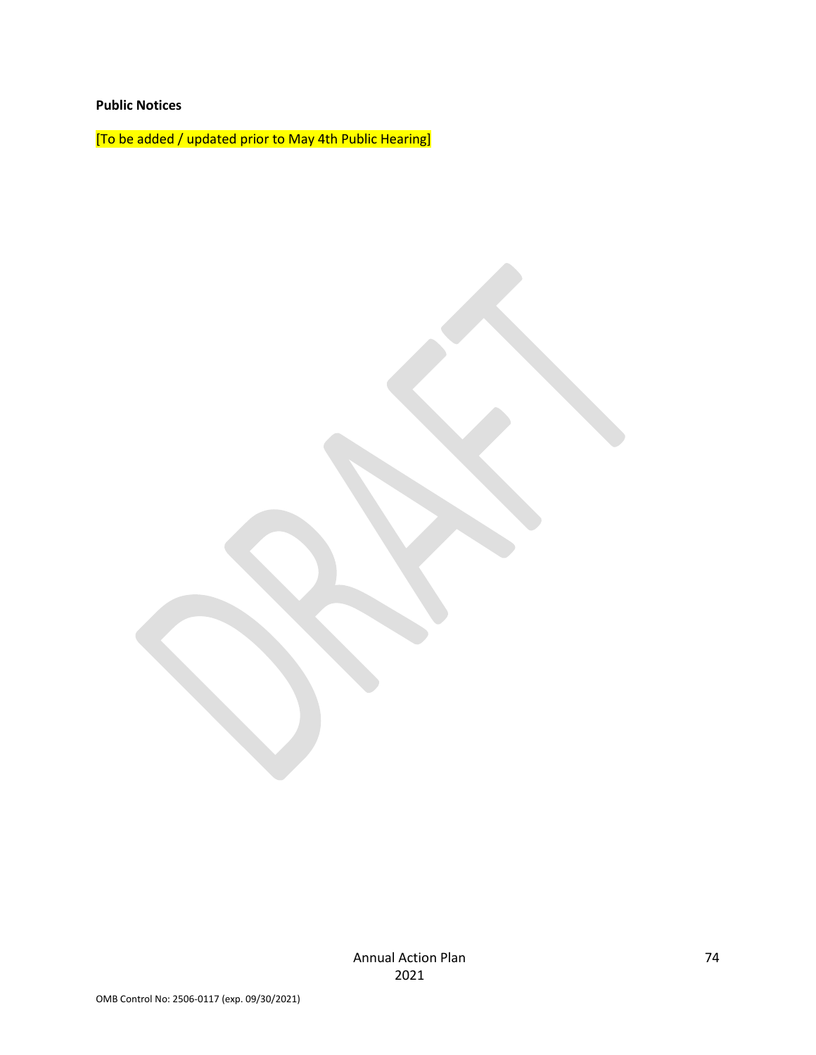**Public Notices**

[To be added / updated prior to May 4th Public Hearing]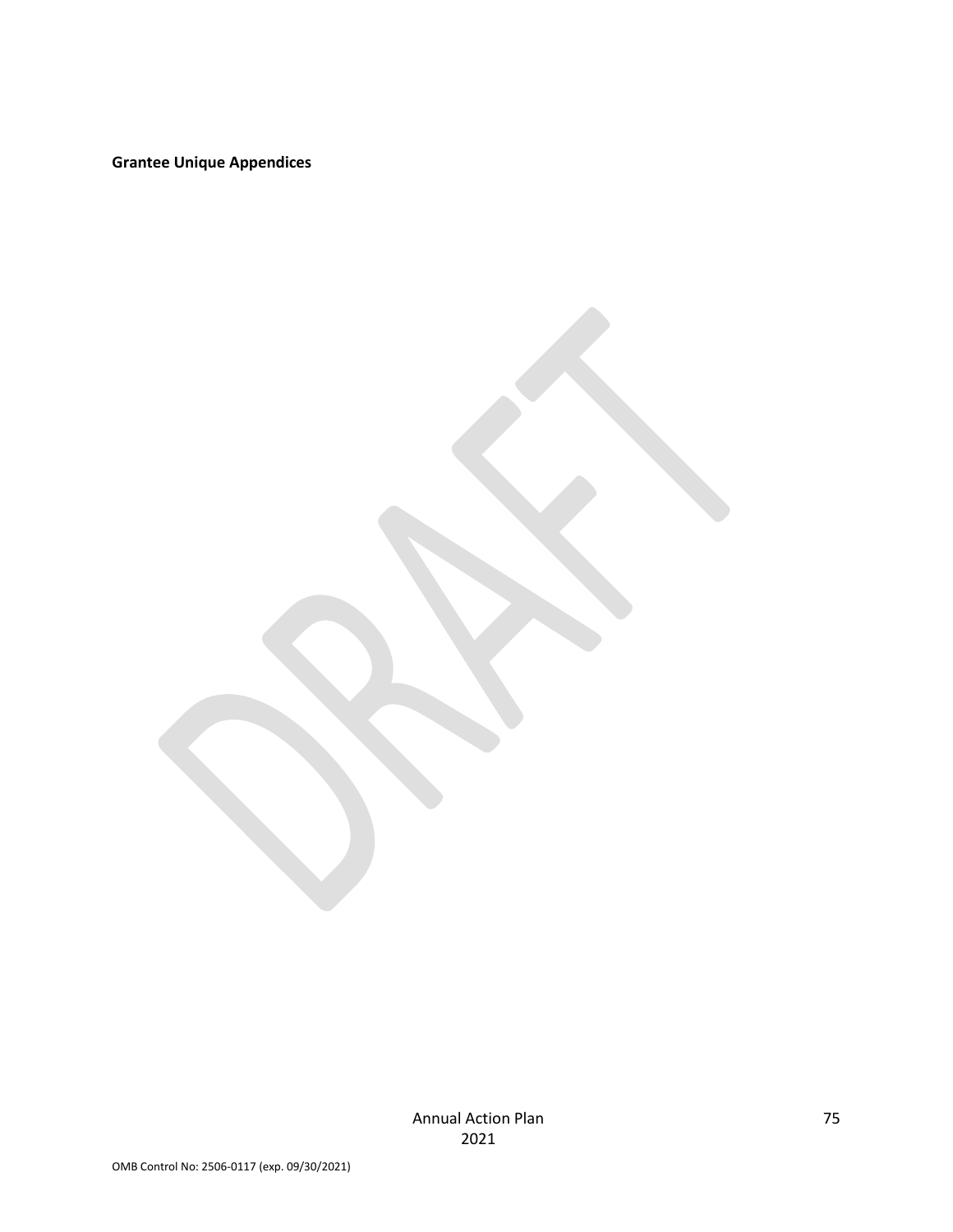**Grantee Unique Appendices**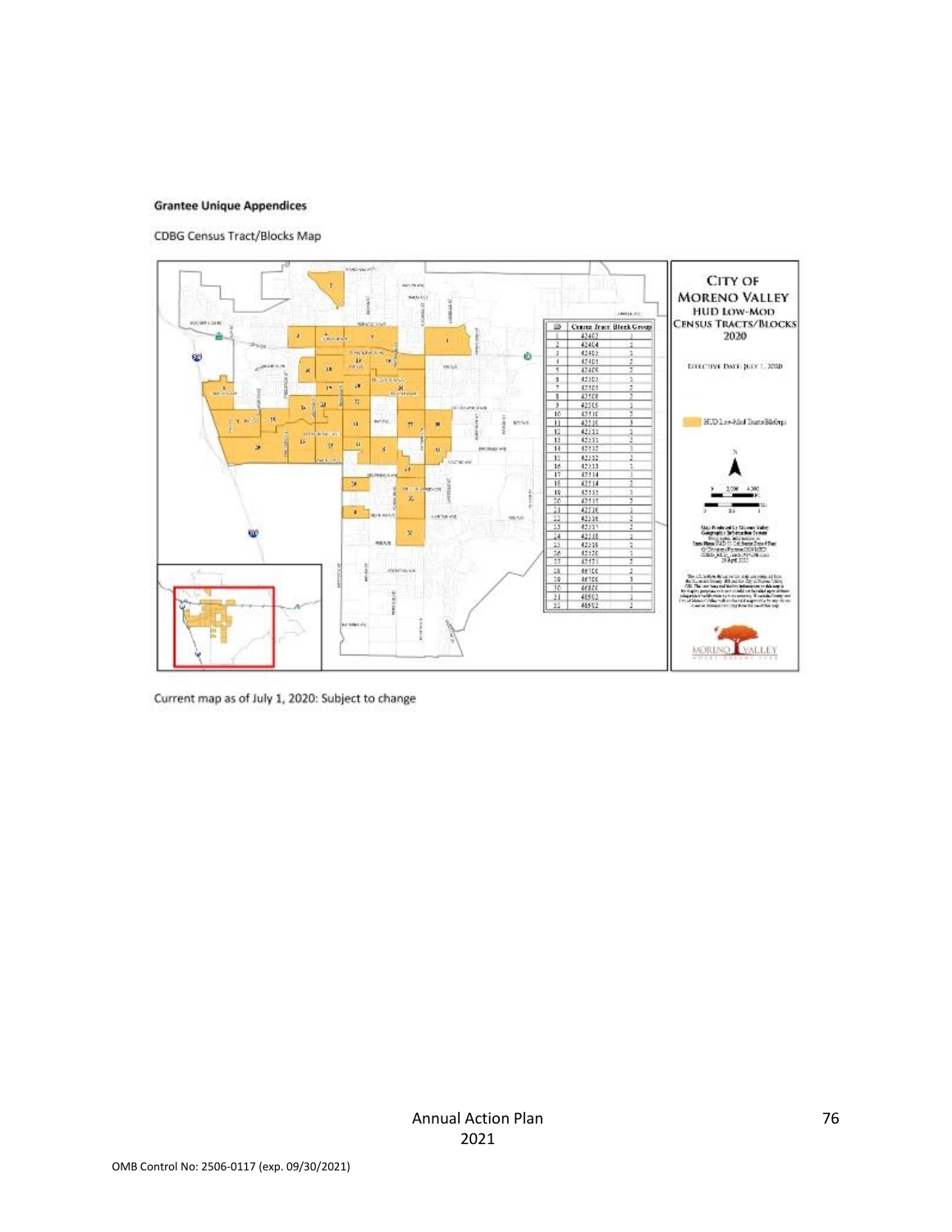**Grantee Unique Appendices**

CDBG Census Tract/Blocks Map

Current map as of July 1, 2020: Subject to change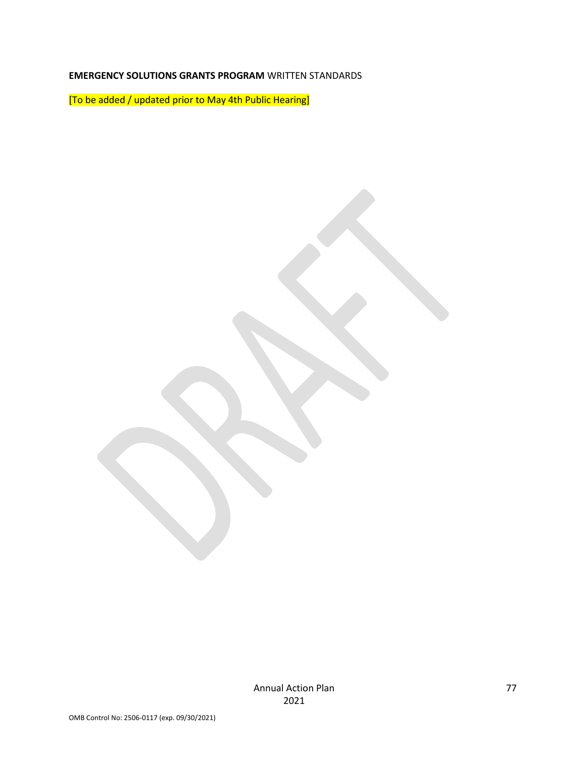**EMERGENCY SOLUTIONS GRANTS PROGRAM** WRITTEN STANDARDS

[To be added / updated prior to May 4th Public Hearing]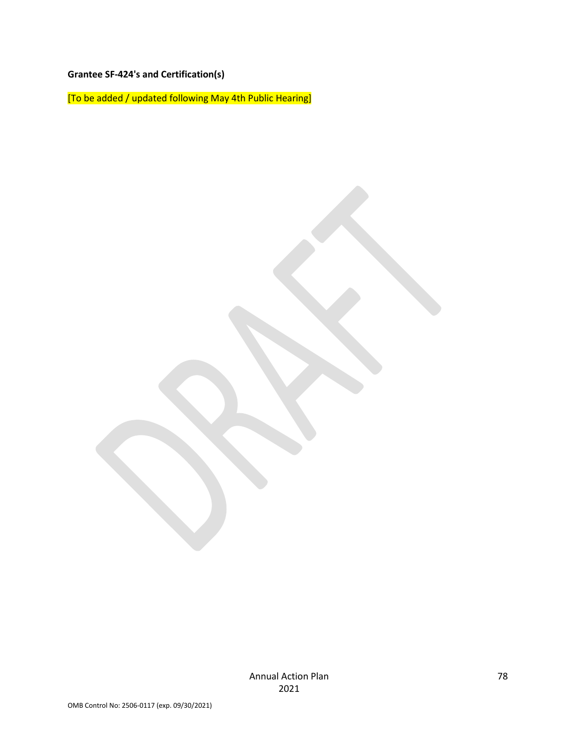**Grantee SF-424's and Certification(s)**

[To be added / updated following May 4th Public Hearing]